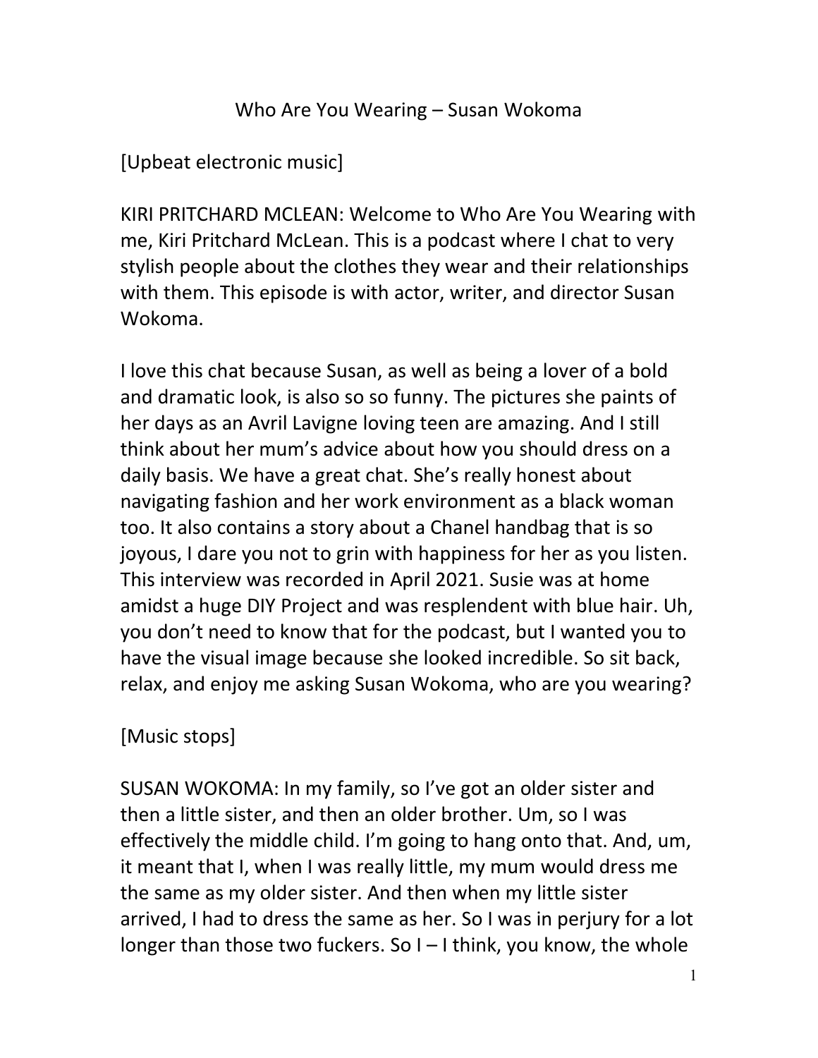# Who Are You Wearing – Susan Wokoma

[Upbeat electronic music]

KIRI PRITCHARD MCLEAN: Welcome to Who Are You Wearing with me, Kiri Pritchard McLean. This is a podcast where I chat to very stylish people about the clothes they wear and their relationships with them. This episode is with actor, writer, and director Susan Wokoma.

I love this chat because Susan, as well as being a lover of a bold and dramatic look, is also so so funny. The pictures she paints of her days as an Avril Lavigne loving teen are amazing. And I still think about her mum's advice about how you should dress on a daily basis. We have a great chat. She's really honest about navigating fashion and her work environment as a black woman too. It also contains a story about a Chanel handbag that is so joyous, I dare you not to grin with happiness for her as you listen. This interview was recorded in April 2021. Susie was at home amidst a huge DIY Project and was resplendent with blue hair. Uh, you don't need to know that for the podcast, but I wanted you to have the visual image because she looked incredible. So sit back, relax, and enjoy me asking Susan Wokoma, who are you wearing?

[Music stops]

SUSAN WOKOMA: In my family, so I've got an older sister and then a little sister, and then an older brother. Um, so I was effectively the middle child. I'm going to hang onto that. And, um, it meant that I, when I was really little, my mum would dress me the same as my older sister. And then when my little sister arrived, I had to dress the same as her. So I was in perjury for a lot longer than those two fuckers. So I – I think, you know, the whole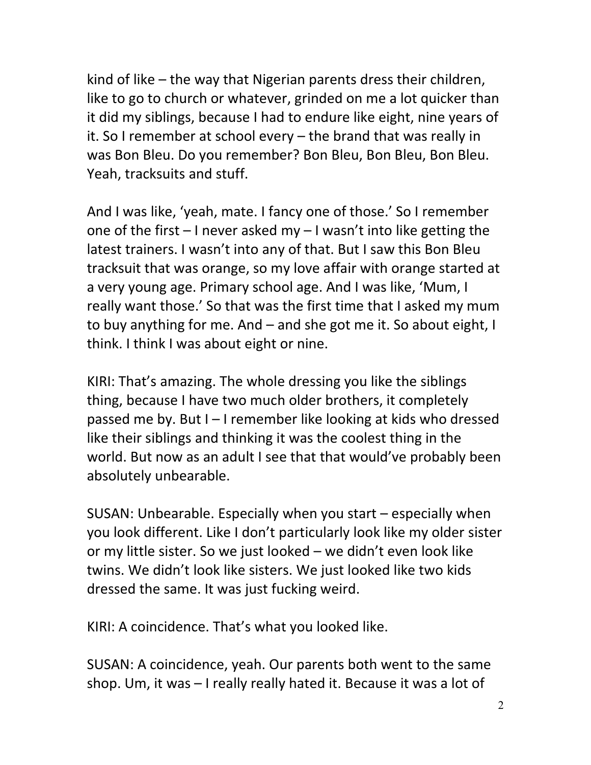kind of like – the way that Nigerian parents dress their children, like to go to church or whatever, grinded on me a lot quicker than it did my siblings, because I had to endure like eight, nine years of it. So I remember at school every – the brand that was really in was Bon Bleu. Do you remember? Bon Bleu, Bon Bleu, Bon Bleu. Yeah, tracksuits and stuff.

And I was like, 'yeah, mate. I fancy one of those.' So I remember one of the first – I never asked my – I wasn't into like getting the latest trainers. I wasn't into any of that. But I saw this Bon Bleu tracksuit that was orange, so my love affair with orange started at a very young age. Primary school age. And I was like, 'Mum, I really want those.' So that was the first time that I asked my mum to buy anything for me. And – and she got me it. So about eight, I think. I think I was about eight or nine.

KIRI: That's amazing. The whole dressing you like the siblings thing, because I have two much older brothers, it completely passed me by. But I – I remember like looking at kids who dressed like their siblings and thinking it was the coolest thing in the world. But now as an adult I see that that would've probably been absolutely unbearable.

SUSAN: Unbearable. Especially when you start – especially when you look different. Like I don't particularly look like my older sister or my little sister. So we just looked – we didn't even look like twins. We didn't look like sisters. We just looked like two kids dressed the same. It was just fucking weird.

KIRI: A coincidence. That's what you looked like.

SUSAN: A coincidence, yeah. Our parents both went to the same shop. Um, it was – I really really hated it. Because it was a lot of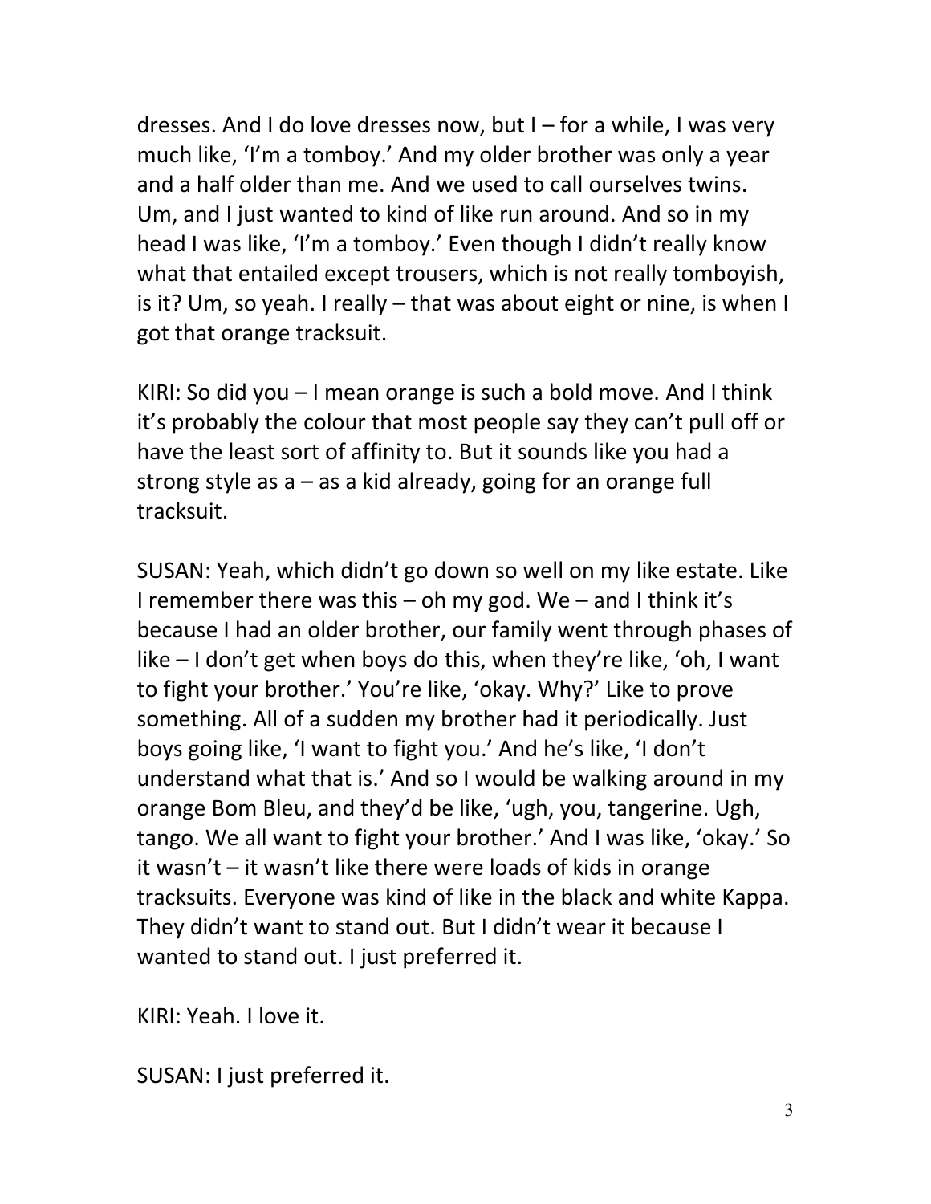dresses. And I do love dresses now, but I – for a while, I was very much like, 'I'm a tomboy.' And my older brother was only a year and a half older than me. And we used to call ourselves twins. Um, and I just wanted to kind of like run around. And so in my head I was like, 'I'm a tomboy.' Even though I didn't really know what that entailed except trousers, which is not really tomboyish, is it? Um, so yeah. I really – that was about eight or nine, is when I got that orange tracksuit.

KIRI: So did you – I mean orange is such a bold move. And I think it's probably the colour that most people say they can't pull off or have the least sort of affinity to. But it sounds like you had a strong style as a – as a kid already, going for an orange full tracksuit.

SUSAN: Yeah, which didn't go down so well on my like estate. Like I remember there was this – oh my god. We – and I think it's because I had an older brother, our family went through phases of like – I don't get when boys do this, when they're like, 'oh, I want to fight your brother.' You're like, 'okay. Why?' Like to prove something. All of a sudden my brother had it periodically. Just boys going like, 'I want to fight you.' And he's like, 'I don't understand what that is.' And so I would be walking around in my orange Bom Bleu, and they'd be like, 'ugh, you, tangerine. Ugh, tango. We all want to fight your brother.' And I was like, 'okay.' So it wasn't – it wasn't like there were loads of kids in orange tracksuits. Everyone was kind of like in the black and white Kappa. They didn't want to stand out. But I didn't wear it because I wanted to stand out. I just preferred it.

KIRI: Yeah. I love it.

SUSAN: I just preferred it.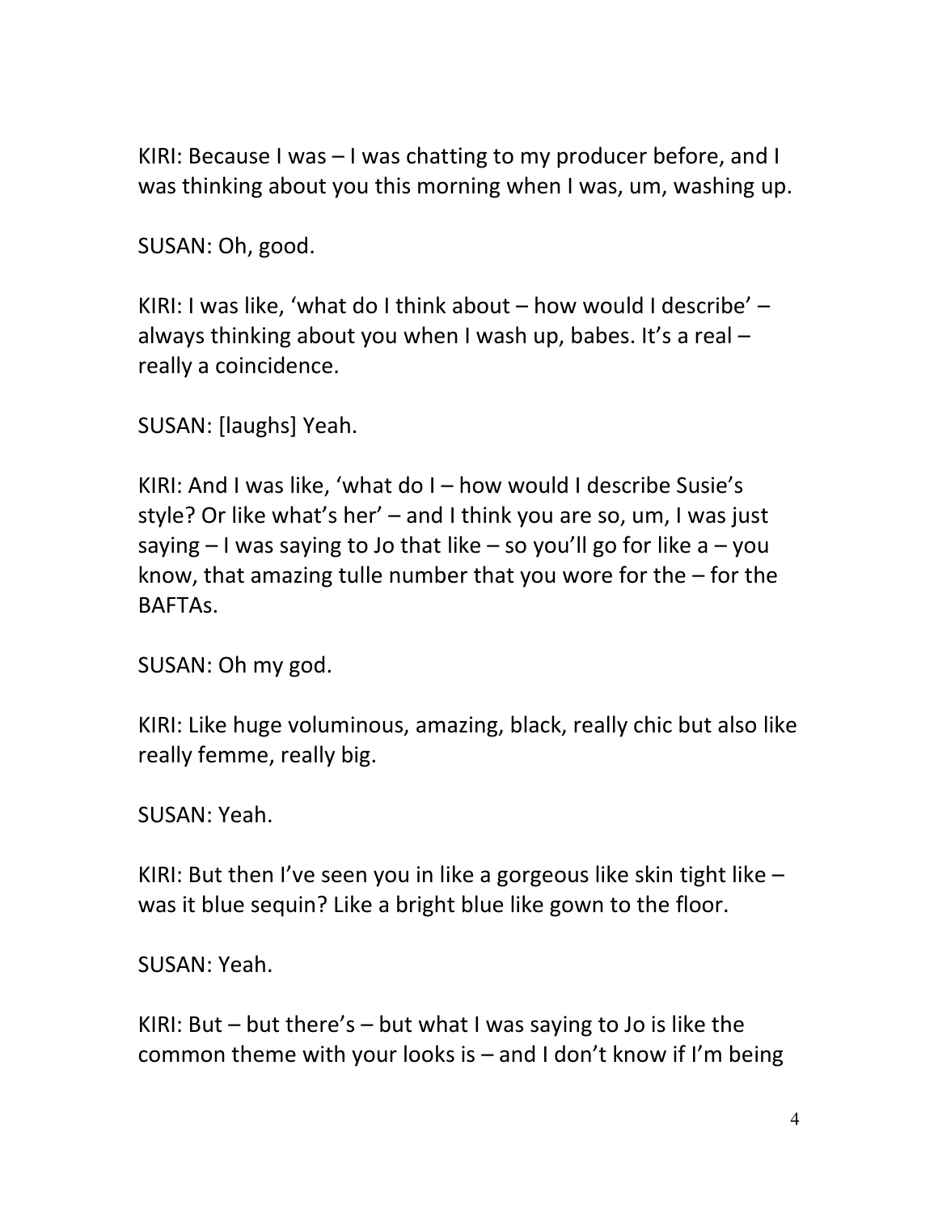KIRI: Because I was – I was chatting to my producer before, and I was thinking about you this morning when I was, um, washing up.

SUSAN: Oh, good.

KIRI: I was like, 'what do I think about – how would I describe' – always thinking about you when I wash up, babes. It's a real – really a coincidence.

SUSAN: [laughs] Yeah.

KIRI: And I was like, 'what do I – how would I describe Susie's style? Or like what's her' – and I think you are so, um, I was just saying – I was saying to Jo that like – so you'll go for like a – you know, that amazing tulle number that you wore for the – for the BAFTAs.

SUSAN: Oh my god.

KIRI: Like huge voluminous, amazing, black, really chic but also like really femme, really big.

SUSAN: Yeah.

KIRI: But then I've seen you in like a gorgeous like skin tight like – was it blue sequin? Like a bright blue like gown to the floor.

SUSAN: Yeah.

KIRI: But – but there's – but what I was saying to Jo is like the common theme with your looks is – and I don't know if I'm being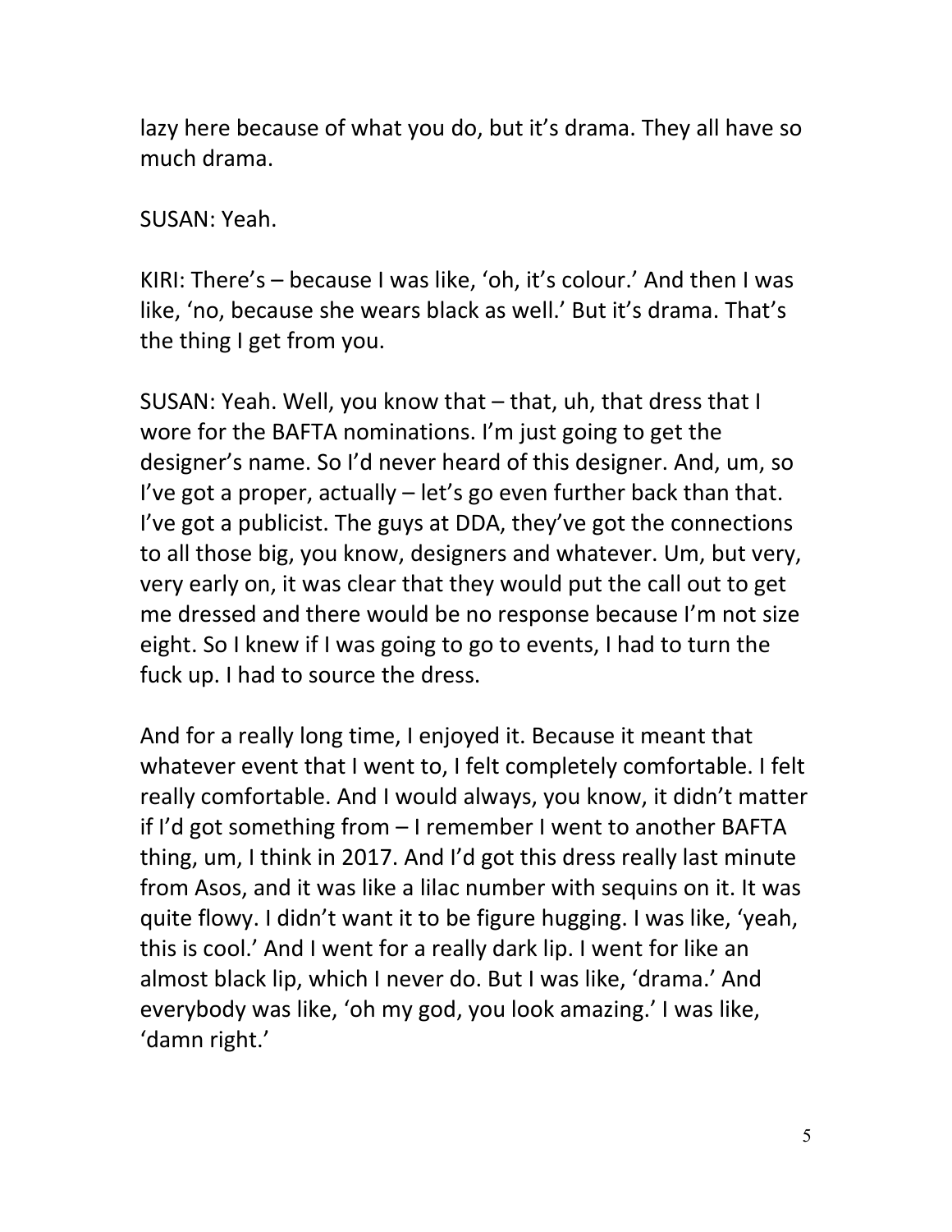lazy here because of what you do, but it's drama. They all have so much drama.

SUSAN: Yeah.

KIRI: There's – because I was like, 'oh, it's colour.' And then I was like, 'no, because she wears black as well.' But it's drama. That's the thing I get from you.

SUSAN: Yeah. Well, you know that – that, uh, that dress that I wore for the BAFTA nominations. I'm just going to get the designer's name. So I'd never heard of this designer. And, um, so I've got a proper, actually – let's go even further back than that. I've got a publicist. The guys at DDA, they've got the connections to all those big, you know, designers and whatever. Um, but very, very early on, it was clear that they would put the call out to get me dressed and there would be no response because I'm not size eight. So I knew if I was going to go to events, I had to turn the fuck up. I had to source the dress.

And for a really long time, I enjoyed it. Because it meant that whatever event that I went to, I felt completely comfortable. I felt really comfortable. And I would always, you know, it didn't matter if I'd got something from – I remember I went to another BAFTA thing, um, I think in 2017. And I'd got this dress really last minute from Asos, and it was like a lilac number with sequins on it. It was quite flowy. I didn't want it to be figure hugging. I was like, 'yeah, this is cool.' And I went for a really dark lip. I went for like an almost black lip, which I never do. But I was like, 'drama.' And everybody was like, 'oh my god, you look amazing.' I was like, 'damn right.'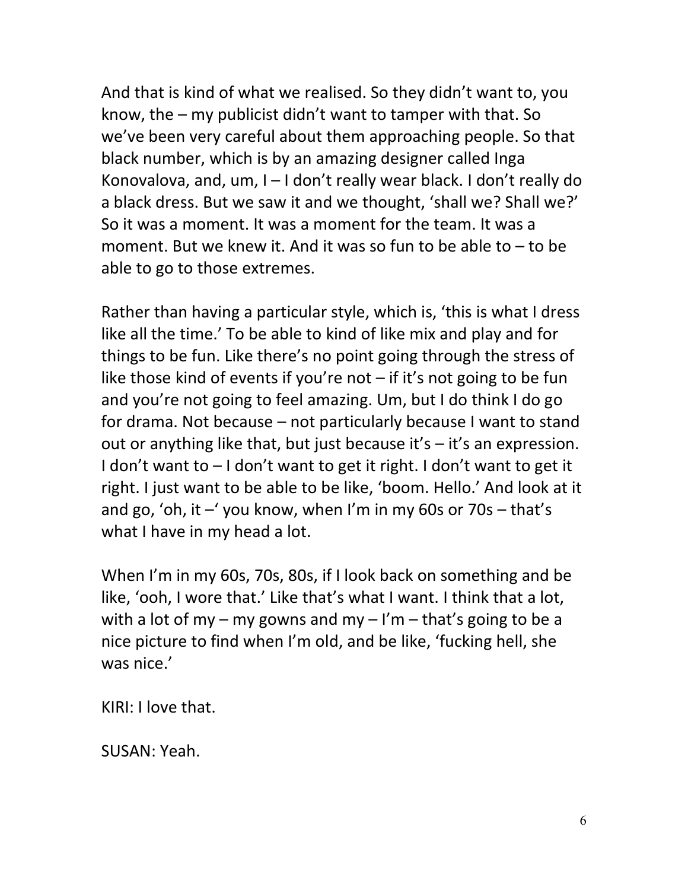And that is kind of what we realised. So they didn't want to, you know, the – my publicist didn't want to tamper with that. So we've been very careful about them approaching people. So that black number, which is by an amazing designer called Inga Konovalova, and, um, I – I don't really wear black. I don't really do a black dress. But we saw it and we thought, 'shall we? Shall we?' So it was a moment. It was a moment for the team. It was a moment. But we knew it. And it was so fun to be able to – to be able to go to those extremes.

Rather than having a particular style, which is, 'this is what I dress like all the time.' To be able to kind of like mix and play and for things to be fun. Like there's no point going through the stress of like those kind of events if you're not – if it's not going to be fun and you're not going to feel amazing. Um, but I do think I do go for drama. Not because – not particularly because I want to stand out or anything like that, but just because it's – it's an expression. I don't want to – I don't want to get it right. I don't want to get it right. I just want to be able to be like, 'boom. Hello.' And look at it and go, 'oh, it –' you know, when I'm in my 60s or 70s – that's what I have in my head a lot.

When I'm in my 60s, 70s, 80s, if I look back on something and be like, 'ooh, I wore that.' Like that's what I want. I think that a lot, with a lot of my – my gowns and my – I'm – that's going to be a nice picture to find when I'm old, and be like, 'fucking hell, she was nice.'

KIRI: I love that.

SUSAN: Yeah.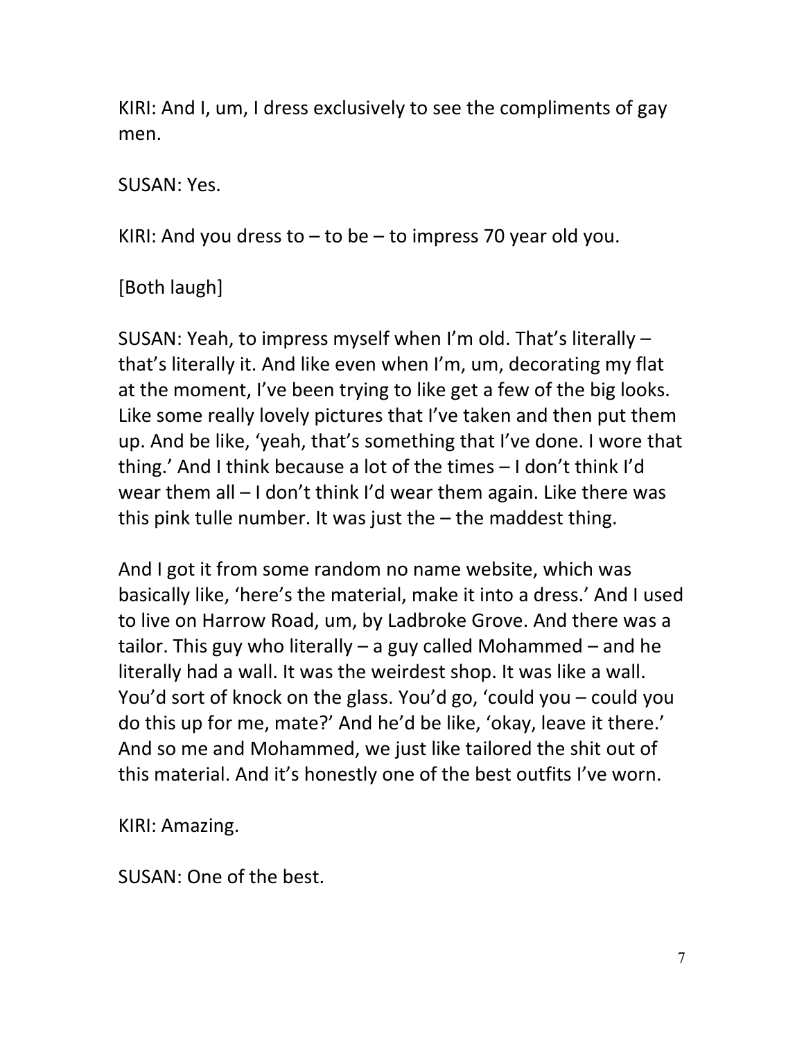KIRI: And I, um, I dress exclusively to see the compliments of gay men.

SUSAN: Yes.

KIRI: And you dress to – to be – to impress 70 year old you.

[Both laugh]

SUSAN: Yeah, to impress myself when I'm old. That's literally – that's literally it. And like even when I'm, um, decorating my flat at the moment, I've been trying to like get a few of the big looks. Like some really lovely pictures that I've taken and then put them up. And be like, 'yeah, that's something that I've done. I wore that thing.' And I think because a lot of the times – I don't think I'd wear them all – I don't think I'd wear them again. Like there was this pink tulle number. It was just the – the maddest thing.

And I got it from some random no name website, which was basically like, 'here's the material, make it into a dress.' And I used to live on Harrow Road, um, by Ladbroke Grove. And there was a tailor. This guy who literally – a guy called Mohammed – and he literally had a wall. It was the weirdest shop. It was like a wall. You'd sort of knock on the glass. You'd go, 'could you – could you do this up for me, mate?' And he'd be like, 'okay, leave it there.' And so me and Mohammed, we just like tailored the shit out of this material. And it's honestly one of the best outfits I've worn.

KIRI: Amazing.

SUSAN: One of the best.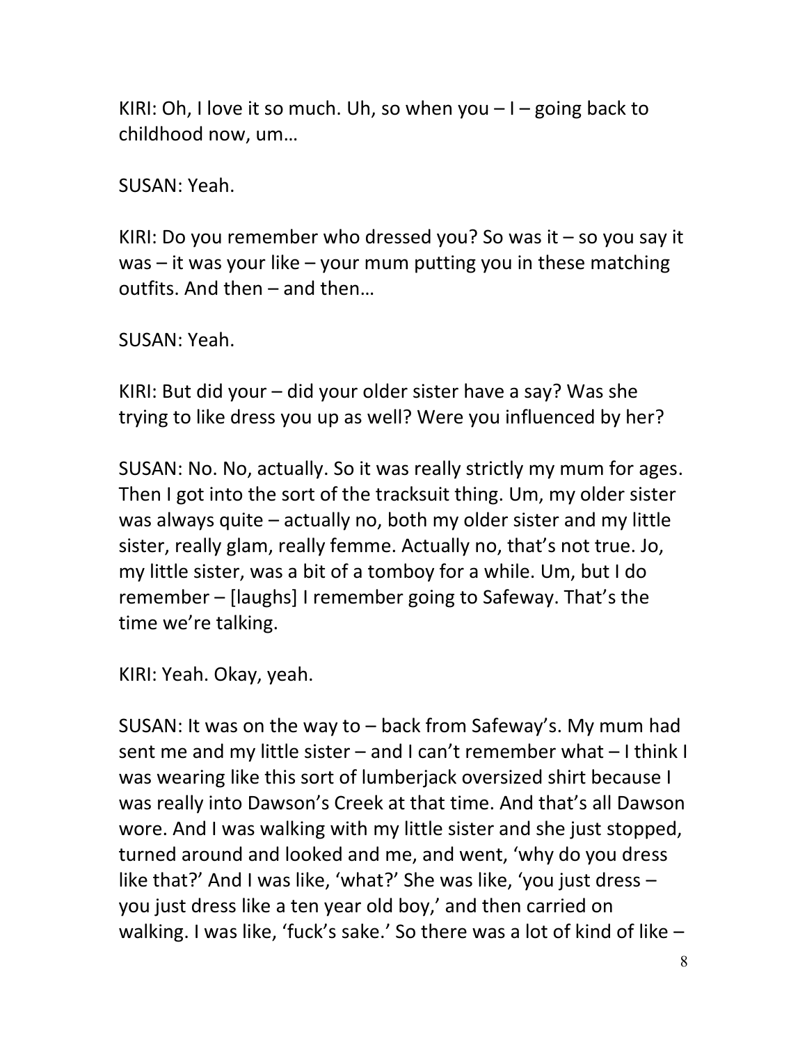KIRI: Oh, I love it so much. Uh, so when you – I – going back to childhood now, um…

SUSAN: Yeah.

KIRI: Do you remember who dressed you? So was it – so you say it was – it was your like – your mum putting you in these matching outfits. And then – and then…

SUSAN: Yeah.

KIRI: But did your – did your older sister have a say? Was she trying to like dress you up as well? Were you influenced by her?

SUSAN: No. No, actually. So it was really strictly my mum for ages. Then I got into the sort of the tracksuit thing. Um, my older sister was always quite – actually no, both my older sister and my little sister, really glam, really femme. Actually no, that's not true. Jo, my little sister, was a bit of a tomboy for a while. Um, but I do remember – [laughs] I remember going to Safeway. That's the time we're talking.

KIRI: Yeah. Okay, yeah.

SUSAN: It was on the way to – back from Safeway's. My mum had sent me and my little sister – and I can't remember what – I think I was wearing like this sort of lumberjack oversized shirt because I was really into Dawson's Creek at that time. And that's all Dawson wore. And I was walking with my little sister and she just stopped, turned around and looked and me, and went, 'why do you dress like that?' And I was like, 'what?' She was like, 'you just dress – you just dress like a ten year old boy,' and then carried on walking. I was like, 'fuck's sake.' So there was a lot of kind of like –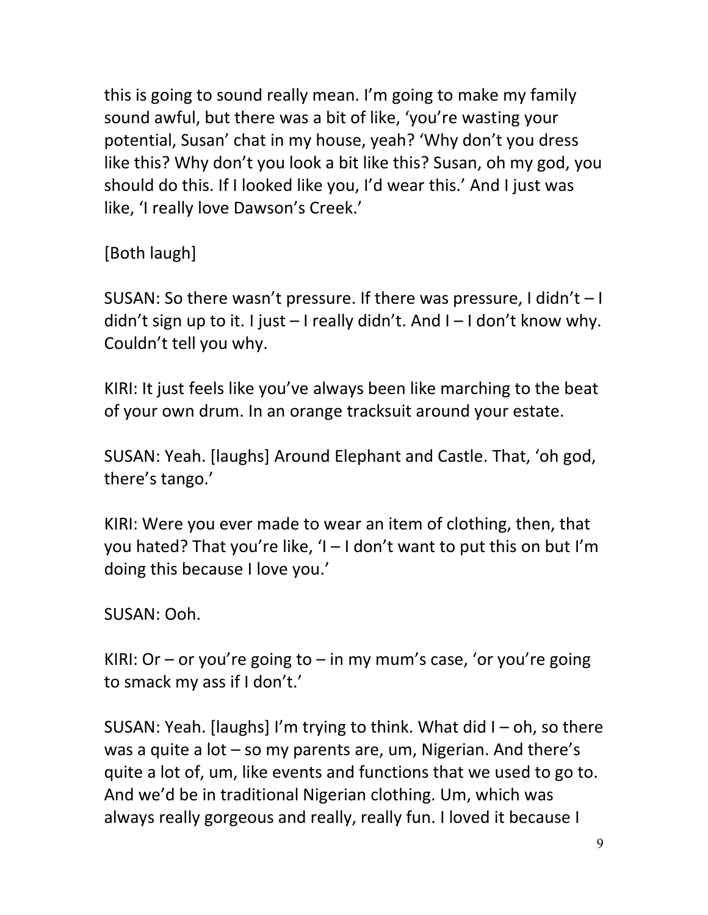this is going to sound really mean. I'm going to make my family sound awful, but there was a bit of like, 'you're wasting your potential, Susan' chat in my house, yeah? 'Why don't you dress like this? Why don't you look a bit like this? Susan, oh my god, you should do this. If I looked like you, I'd wear this.' And I just was like, 'I really love Dawson's Creek.'

[Both laugh]

SUSAN: So there wasn't pressure. If there was pressure, I didn't – I didn't sign up to it. I just – I really didn't. And I – I don't know why. Couldn't tell you why.

KIRI: It just feels like you've always been like marching to the beat of your own drum. In an orange tracksuit around your estate.

SUSAN: Yeah. [laughs] Around Elephant and Castle. That, 'oh god, there's tango.'

KIRI: Were you ever made to wear an item of clothing, then, that you hated? That you're like, 'I – I don't want to put this on but I'm doing this because I love you.'

SUSAN: Ooh.

KIRI: Or – or you're going to – in my mum's case, 'or you're going to smack my ass if I don't.'

SUSAN: Yeah. [laughs] I'm trying to think. What did I – oh, so there was a quite a lot – so my parents are, um, Nigerian. And there's quite a lot of, um, like events and functions that we used to go to. And we'd be in traditional Nigerian clothing. Um, which was always really gorgeous and really, really fun. I loved it because I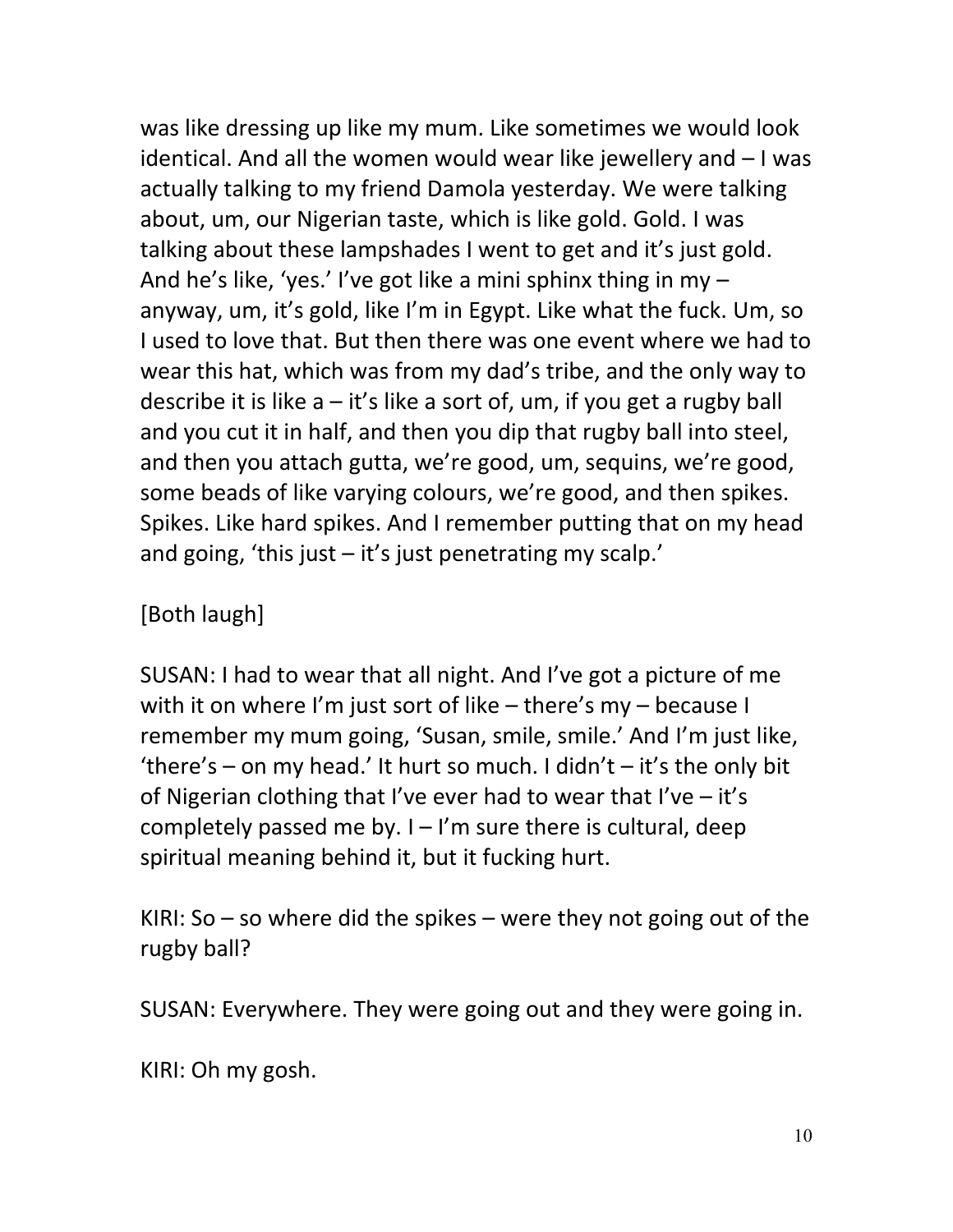was like dressing up like my mum. Like sometimes we would look identical. And all the women would wear like jewellery and – I was actually talking to my friend Damola yesterday. We were talking about, um, our Nigerian taste, which is like gold. Gold. I was talking about these lampshades I went to get and it's just gold. And he's like, 'yes.' I've got like a mini sphinx thing in my – anyway, um, it's gold, like I'm in Egypt. Like what the fuck. Um, so I used to love that. But then there was one event where we had to wear this hat, which was from my dad's tribe, and the only way to describe it is like a – it's like a sort of, um, if you get a rugby ball and you cut it in half, and then you dip that rugby ball into steel, and then you attach gutta, we're good, um, sequins, we're good, some beads of like varying colours, we're good, and then spikes. Spikes. Like hard spikes. And I remember putting that on my head and going, 'this just – it's just penetrating my scalp.'

[Both laugh]

SUSAN: I had to wear that all night. And I've got a picture of me with it on where I'm just sort of like – there's my – because I remember my mum going, 'Susan, smile, smile.' And I'm just like, 'there's – on my head.' It hurt so much. I didn't – it's the only bit of Nigerian clothing that I've ever had to wear that I've – it's completely passed me by. I – I'm sure there is cultural, deep spiritual meaning behind it, but it fucking hurt.

KIRI: So – so where did the spikes – were they not going out of the rugby ball?

SUSAN: Everywhere. They were going out and they were going in.

KIRI: Oh my gosh.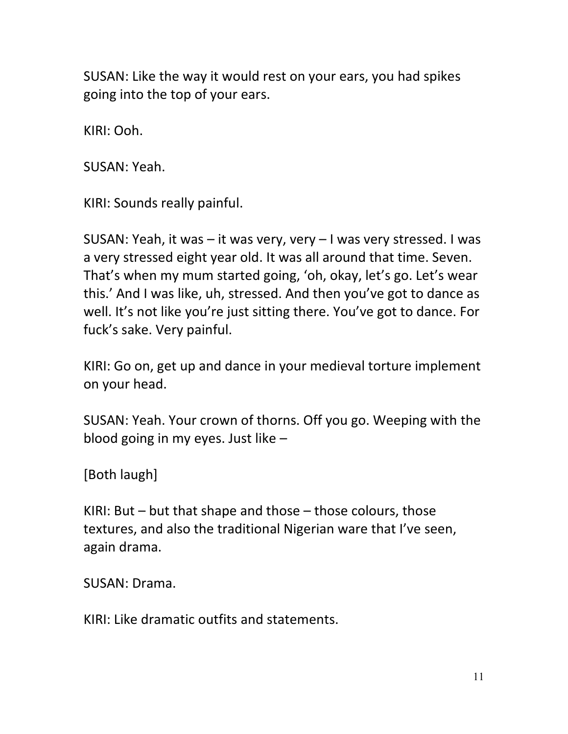SUSAN: Like the way it would rest on your ears, you had spikes going into the top of your ears.

KIRI: Ooh.

SUSAN: Yeah.

KIRI: Sounds really painful.

SUSAN: Yeah, it was – it was very, very – I was very stressed. I was a very stressed eight year old. It was all around that time. Seven. That's when my mum started going, 'oh, okay, let's go. Let's wear this.' And I was like, uh, stressed. And then you've got to dance as well. It's not like you're just sitting there. You've got to dance. For fuck's sake. Very painful.

KIRI: Go on, get up and dance in your medieval torture implement on your head.

SUSAN: Yeah. Your crown of thorns. Off you go. Weeping with the blood going in my eyes. Just like –

[Both laugh]

KIRI: But – but that shape and those – those colours, those textures, and also the traditional Nigerian ware that I've seen, again drama.

SUSAN: Drama.

KIRI: Like dramatic outfits and statements.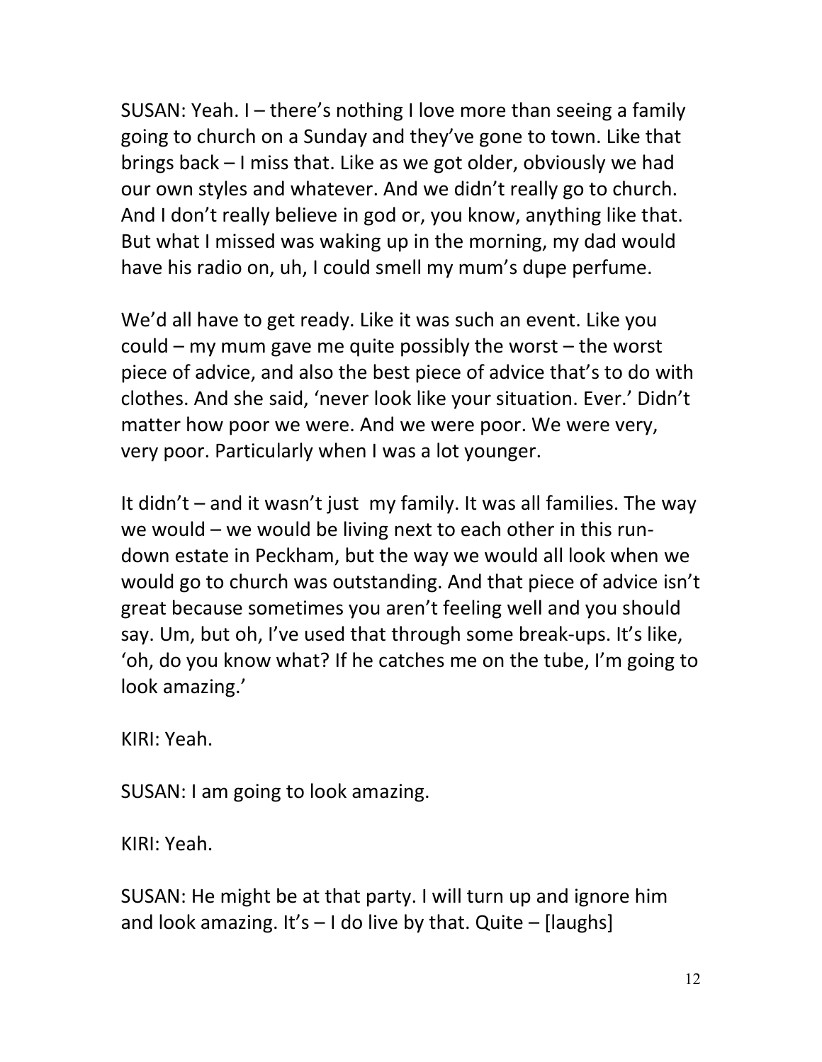SUSAN: Yeah. I – there's nothing I love more than seeing a family going to church on a Sunday and they've gone to town. Like that brings back – I miss that. Like as we got older, obviously we had our own styles and whatever. And we didn't really go to church. And I don't really believe in god or, you know, anything like that. But what I missed was waking up in the morning, my dad would have his radio on, uh, I could smell my mum's dupe perfume.

We'd all have to get ready. Like it was such an event. Like you could – my mum gave me quite possibly the worst – the worst piece of advice, and also the best piece of advice that's to do with clothes. And she said, 'never look like your situation. Ever.' Didn't matter how poor we were. And we were poor. We were very, very poor. Particularly when I was a lot younger.

It didn't – and it wasn't just my family. It was all families. The way we would – we would be living next to each other in this run-down estate in Peckham, but the way we would all look when we would go to church was outstanding. And that piece of advice isn't great because sometimes you aren't feeling well and you should say. Um, but oh, I've used that through some break-ups. It's like, 'oh, do you know what? If he catches me on the tube, I'm going to look amazing.'

KIRI: Yeah.

SUSAN: I am going to look amazing.

KIRI: Yeah.

SUSAN: He might be at that party. I will turn up and ignore him and look amazing. It's – I do live by that. Quite – [laughs]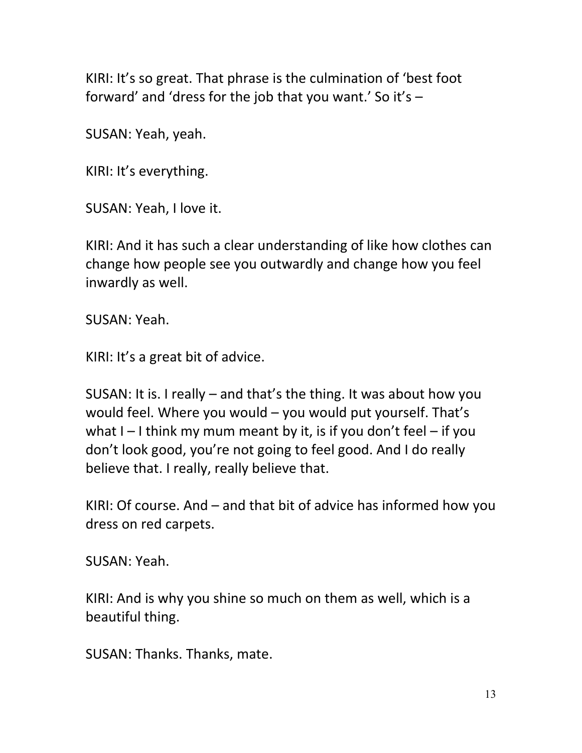KIRI: It's so great. That phrase is the culmination of 'best foot forward' and 'dress for the job that you want.' So it's –

SUSAN: Yeah, yeah.

KIRI: It's everything.

SUSAN: Yeah, I love it.

KIRI: And it has such a clear understanding of like how clothes can change how people see you outwardly and change how you feel inwardly as well.

SUSAN: Yeah.

KIRI: It's a great bit of advice.

SUSAN: It is. I really – and that's the thing. It was about how you would feel. Where you would – you would put yourself. That's what I – I think my mum meant by it, is if you don't feel – if you don't look good, you're not going to feel good. And I do really believe that. I really, really believe that.

KIRI: Of course. And – and that bit of advice has informed how you dress on red carpets.

SUSAN: Yeah.

KIRI: And is why you shine so much on them as well, which is a beautiful thing.

SUSAN: Thanks. Thanks, mate.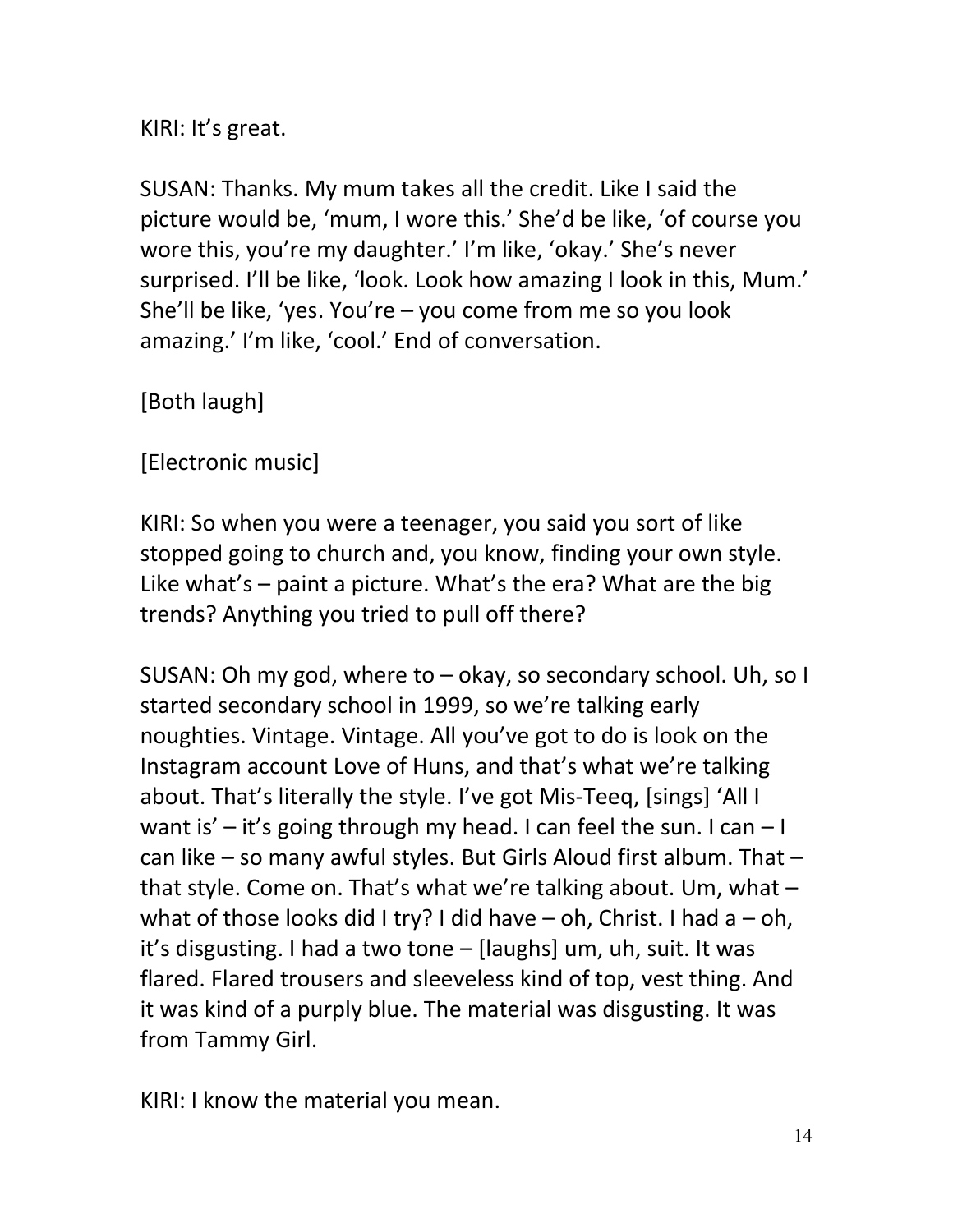KIRI: It's great.

SUSAN: Thanks. My mum takes all the credit. Like I said the picture would be, 'mum, I wore this.' She'd be like, 'of course you wore this, you're my daughter.' I'm like, 'okay.' She's never surprised. I'll be like, 'look. Look how amazing I look in this, Mum.' She'll be like, 'yes. You're – you come from me so you look amazing.' I'm like, 'cool.' End of conversation.

[Both laugh]

[Electronic music]

KIRI: So when you were a teenager, you said you sort of like stopped going to church and, you know, finding your own style. Like what's – paint a picture. What's the era? What are the big trends? Anything you tried to pull off there?

SUSAN: Oh my god, where to – okay, so secondary school. Uh, so I started secondary school in 1999, so we're talking early noughties. Vintage. Vintage. All you've got to do is look on the Instagram account Love of Huns, and that's what we're talking about. That's literally the style. I've got Mis-Teeq, [sings] 'All I want is' – it's going through my head. I can feel the sun. I can – I can like – so many awful styles. But Girls Aloud first album. That – that style. Come on. That's what we're talking about. Um, what – what of those looks did I try? I did have – oh, Christ. I had a – oh, it's disgusting. I had a two tone – [laughs] um, uh, suit. It was flared. Flared trousers and sleeveless kind of top, vest thing. And it was kind of a purply blue. The material was disgusting. It was from Tammy Girl.

KIRI: I know the material you mean.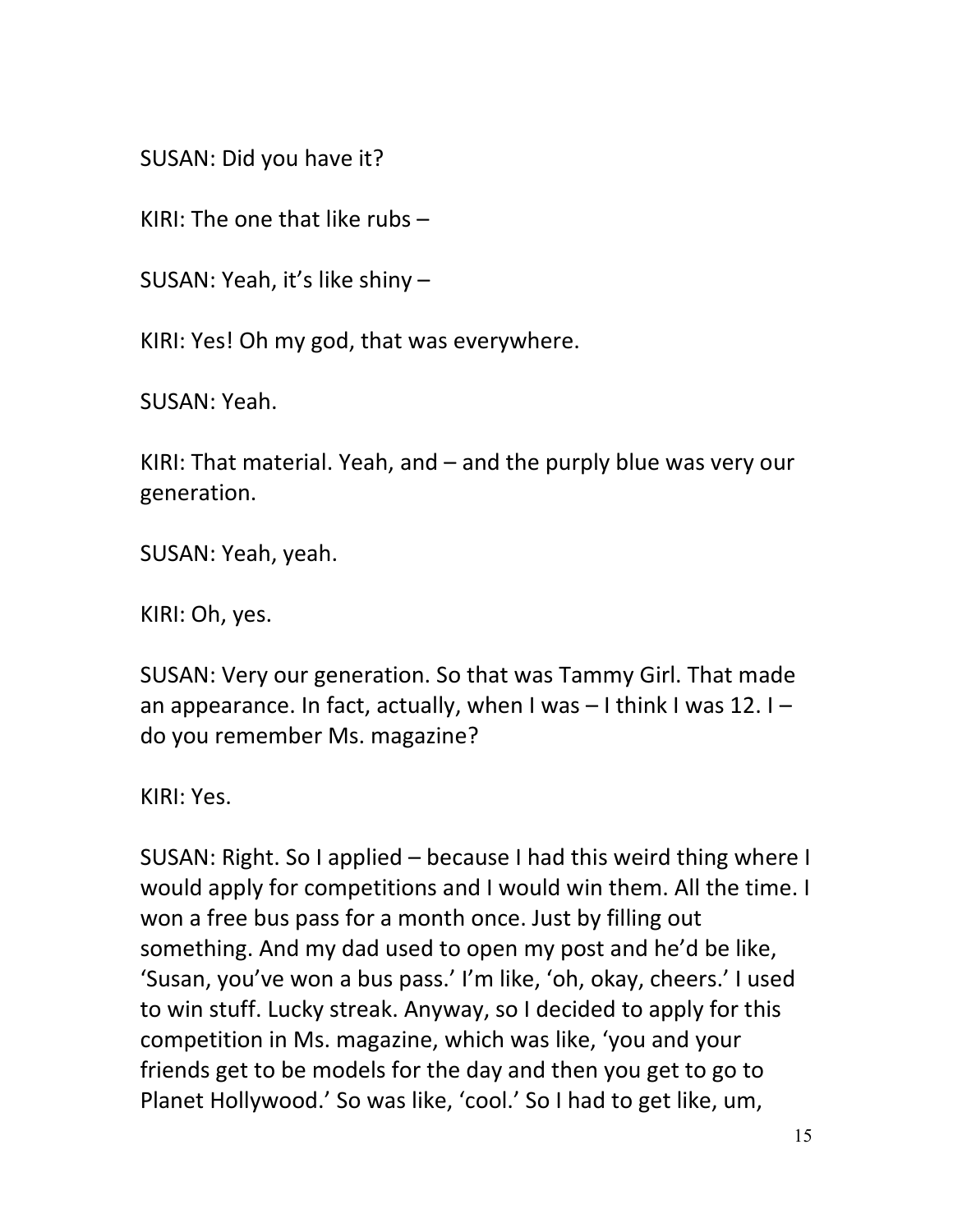SUSAN: Did you have it?

KIRI: The one that like rubs –

SUSAN: Yeah, it's like shiny –

KIRI: Yes! Oh my god, that was everywhere.

SUSAN: Yeah.

KIRI: That material. Yeah, and – and the purply blue was very our generation.

SUSAN: Yeah, yeah.

KIRI: Oh, yes.

SUSAN: Very our generation. So that was Tammy Girl. That made an appearance. In fact, actually, when I was – I think I was 12. I – do you remember Ms. magazine?

KIRI: Yes.

SUSAN: Right. So I applied – because I had this weird thing where I would apply for competitions and I would win them. All the time. I won a free bus pass for a month once. Just by filling out something. And my dad used to open my post and he'd be like, 'Susan, you've won a bus pass.' I'm like, 'oh, okay, cheers.' I used to win stuff. Lucky streak. Anyway, so I decided to apply for this competition in Ms. magazine, which was like, 'you and your friends get to be models for the day and then you get to go to Planet Hollywood.' So was like, 'cool.' So I had to get like, um,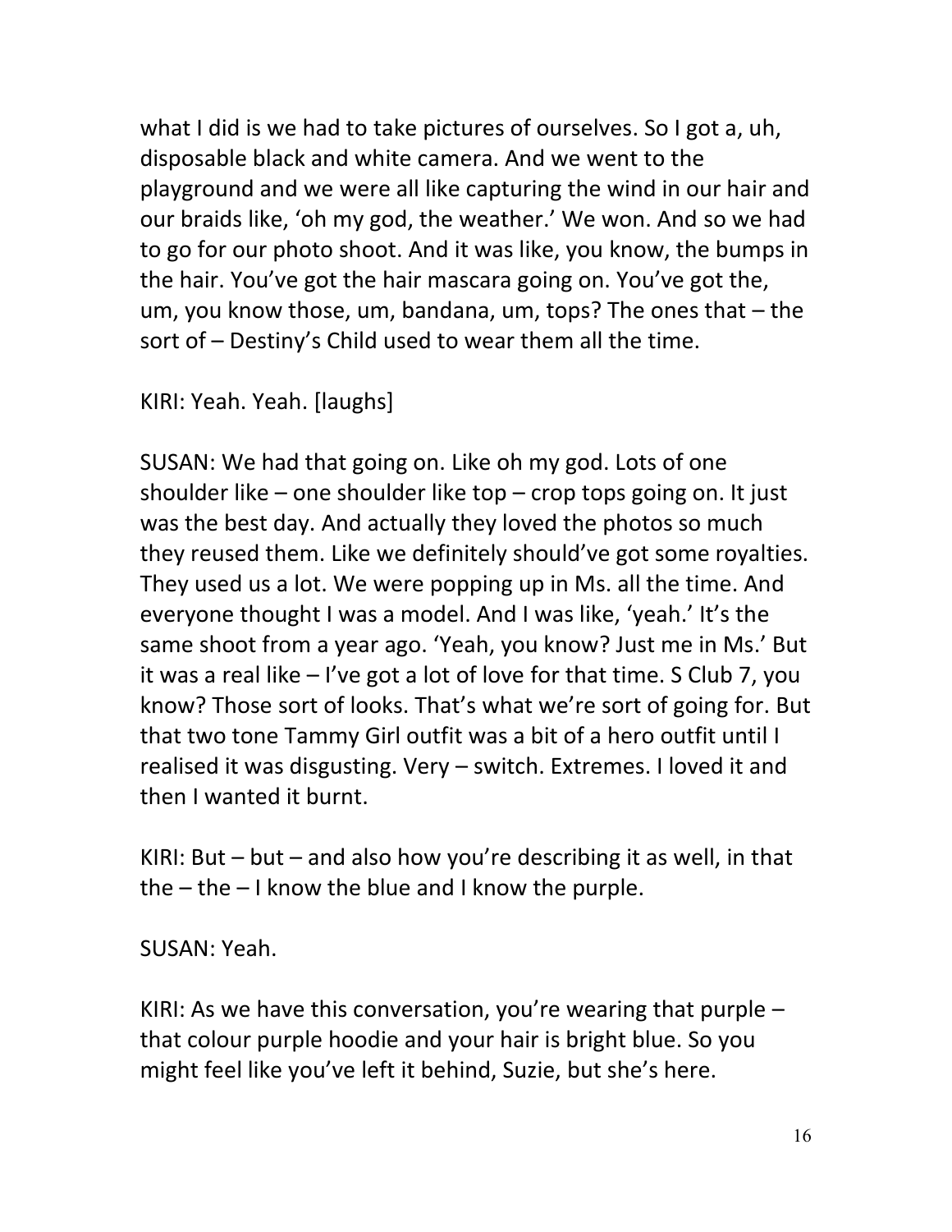what I did is we had to take pictures of ourselves. So I got a, uh, disposable black and white camera. And we went to the playground and we were all like capturing the wind in our hair and our braids like, 'oh my god, the weather.' We won. And so we had to go for our photo shoot. And it was like, you know, the bumps in the hair. You've got the hair mascara going on. You've got the, um, you know those, um, bandana, um, tops? The ones that – the sort of – Destiny's Child used to wear them all the time.

KIRI: Yeah. Yeah. [laughs]

SUSAN: We had that going on. Like oh my god. Lots of one shoulder like – one shoulder like top – crop tops going on. It just was the best day. And actually they loved the photos so much they reused them. Like we definitely should've got some royalties. They used us a lot. We were popping up in Ms. all the time. And everyone thought I was a model. And I was like, 'yeah.' It's the same shoot from a year ago. 'Yeah, you know? Just me in Ms.' But it was a real like – I've got a lot of love for that time. S Club 7, you know? Those sort of looks. That's what we're sort of going for. But that two tone Tammy Girl outfit was a bit of a hero outfit until I realised it was disgusting. Very – switch. Extremes. I loved it and then I wanted it burnt.

KIRI: But – but – and also how you're describing it as well, in that the – the – I know the blue and I know the purple.

SUSAN: Yeah.

KIRI: As we have this conversation, you're wearing that purple – that colour purple hoodie and your hair is bright blue. So you might feel like you've left it behind, Suzie, but she's here.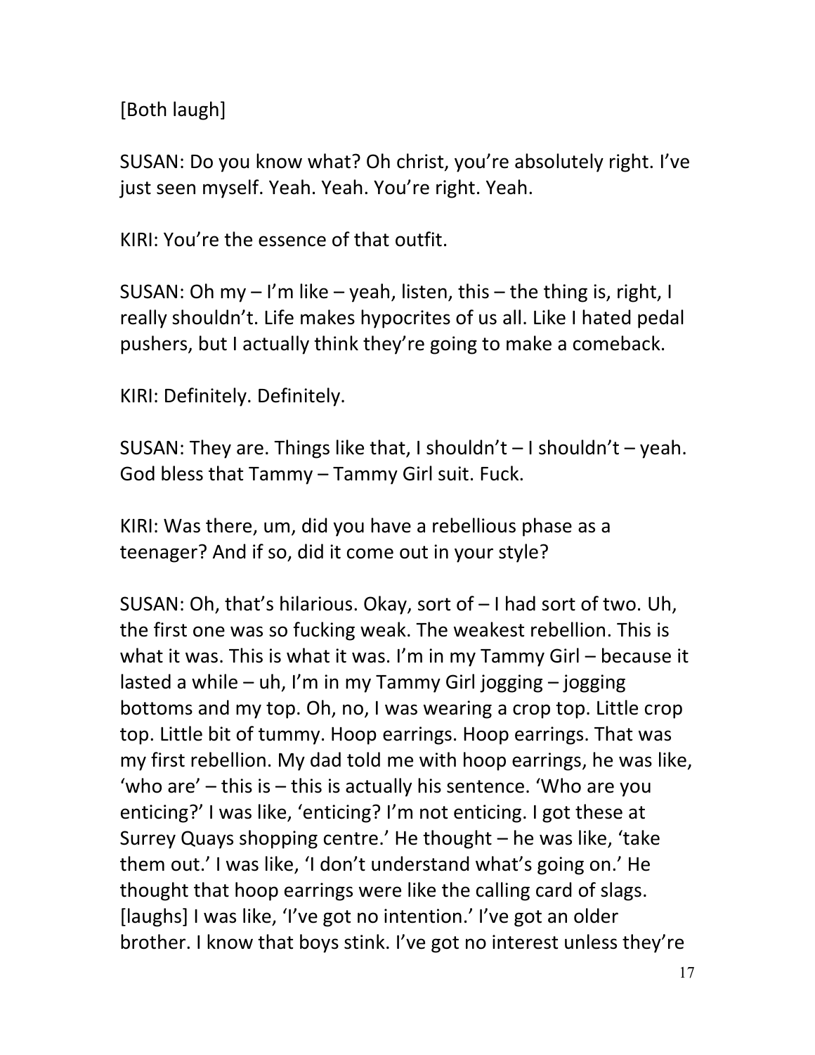[Both laugh]

SUSAN: Do you know what? Oh christ, you're absolutely right. I've just seen myself. Yeah. Yeah. You're right. Yeah.

KIRI: You're the essence of that outfit.

SUSAN: Oh my – I'm like – yeah, listen, this – the thing is, right, I really shouldn't. Life makes hypocrites of us all. Like I hated pedal pushers, but I actually think they're going to make a comeback.

KIRI: Definitely. Definitely.

SUSAN: They are. Things like that, I shouldn't – I shouldn't – yeah. God bless that Tammy – Tammy Girl suit. Fuck.

KIRI: Was there, um, did you have a rebellious phase as a teenager? And if so, did it come out in your style?

SUSAN: Oh, that's hilarious. Okay, sort of – I had sort of two. Uh, the first one was so fucking weak. The weakest rebellion. This is what it was. This is what it was. I'm in my Tammy Girl – because it lasted a while – uh, I'm in my Tammy Girl jogging – jogging bottoms and my top. Oh, no, I was wearing a crop top. Little crop top. Little bit of tummy. Hoop earrings. Hoop earrings. That was my first rebellion. My dad told me with hoop earrings, he was like, 'who are' – this is – this is actually his sentence. 'Who are you enticing?' I was like, 'enticing? I'm not enticing. I got these at Surrey Quays shopping centre.' He thought – he was like, 'take them out.' I was like, 'I don't understand what's going on.' He thought that hoop earrings were like the calling card of slags. [laughs] I was like, 'I've got no intention.' I've got an older brother. I know that boys stink. I've got no interest unless they're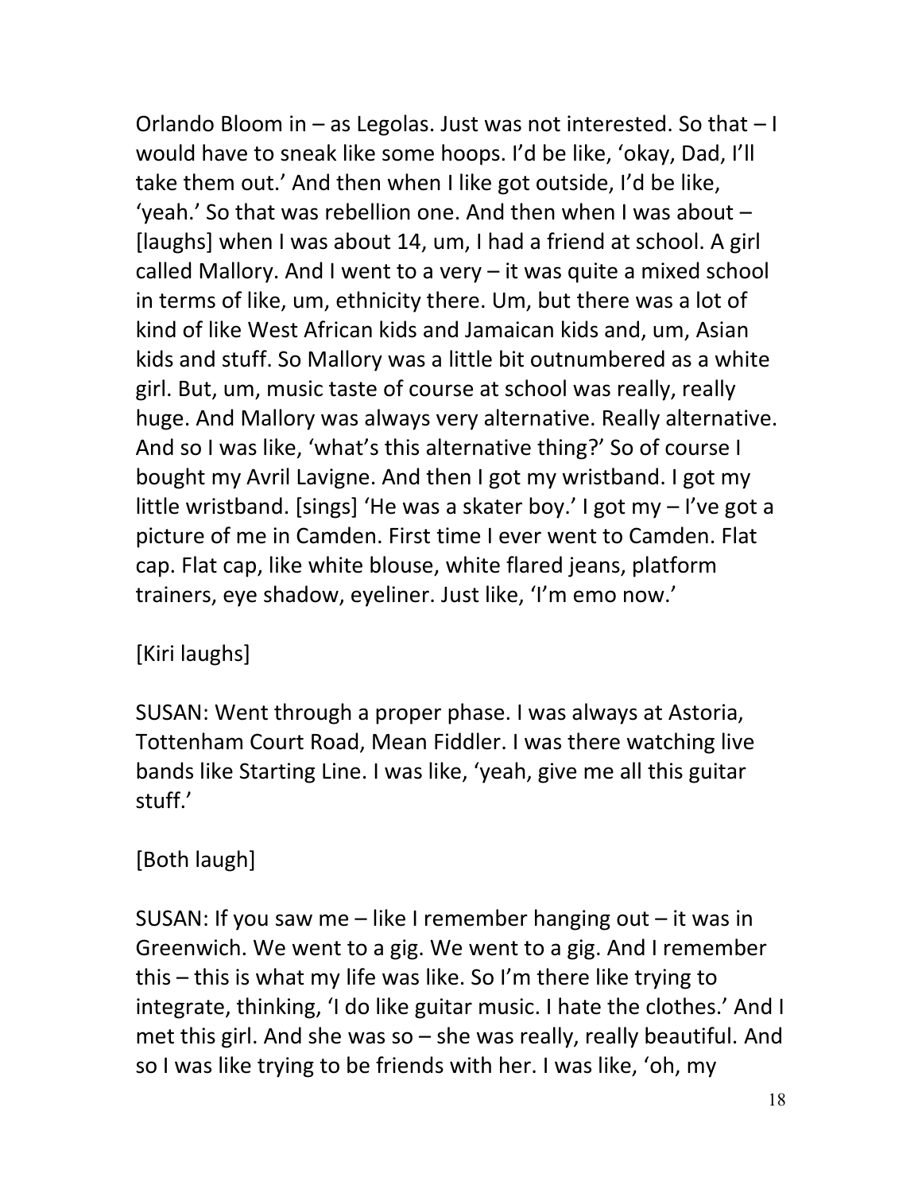Orlando Bloom in – as Legolas. Just was not interested. So that – I would have to sneak like some hoops. I'd be like, 'okay, Dad, I'll take them out.' And then when I like got outside, I'd be like, 'yeah.' So that was rebellion one. And then when I was about – [laughs] when I was about 14, um, I had a friend at school. A girl called Mallory. And I went to a very – it was quite a mixed school in terms of like, um, ethnicity there. Um, but there was a lot of kind of like West African kids and Jamaican kids and, um, Asian kids and stuff. So Mallory was a little bit outnumbered as a white girl. But, um, music taste of course at school was really, really huge. And Mallory was always very alternative. Really alternative. And so I was like, 'what's this alternative thing?' So of course I bought my Avril Lavigne. And then I got my wristband. I got my little wristband. [sings] 'He was a skater boy.' I got my – I've got a picture of me in Camden. First time I ever went to Camden. Flat cap. Flat cap, like white blouse, white flared jeans, platform trainers, eye shadow, eyeliner. Just like, 'I'm emo now.'

[Kiri laughs]

SUSAN: Went through a proper phase. I was always at Astoria, Tottenham Court Road, Mean Fiddler. I was there watching live bands like Starting Line. I was like, 'yeah, give me all this guitar stuff.'

[Both laugh]

SUSAN: If you saw me – like I remember hanging out – it was in Greenwich. We went to a gig. We went to a gig. And I remember this – this is what my life was like. So I'm there like trying to integrate, thinking, 'I do like guitar music. I hate the clothes.' And I met this girl. And she was so – she was really, really beautiful. And so I was like trying to be friends with her. I was like, 'oh, my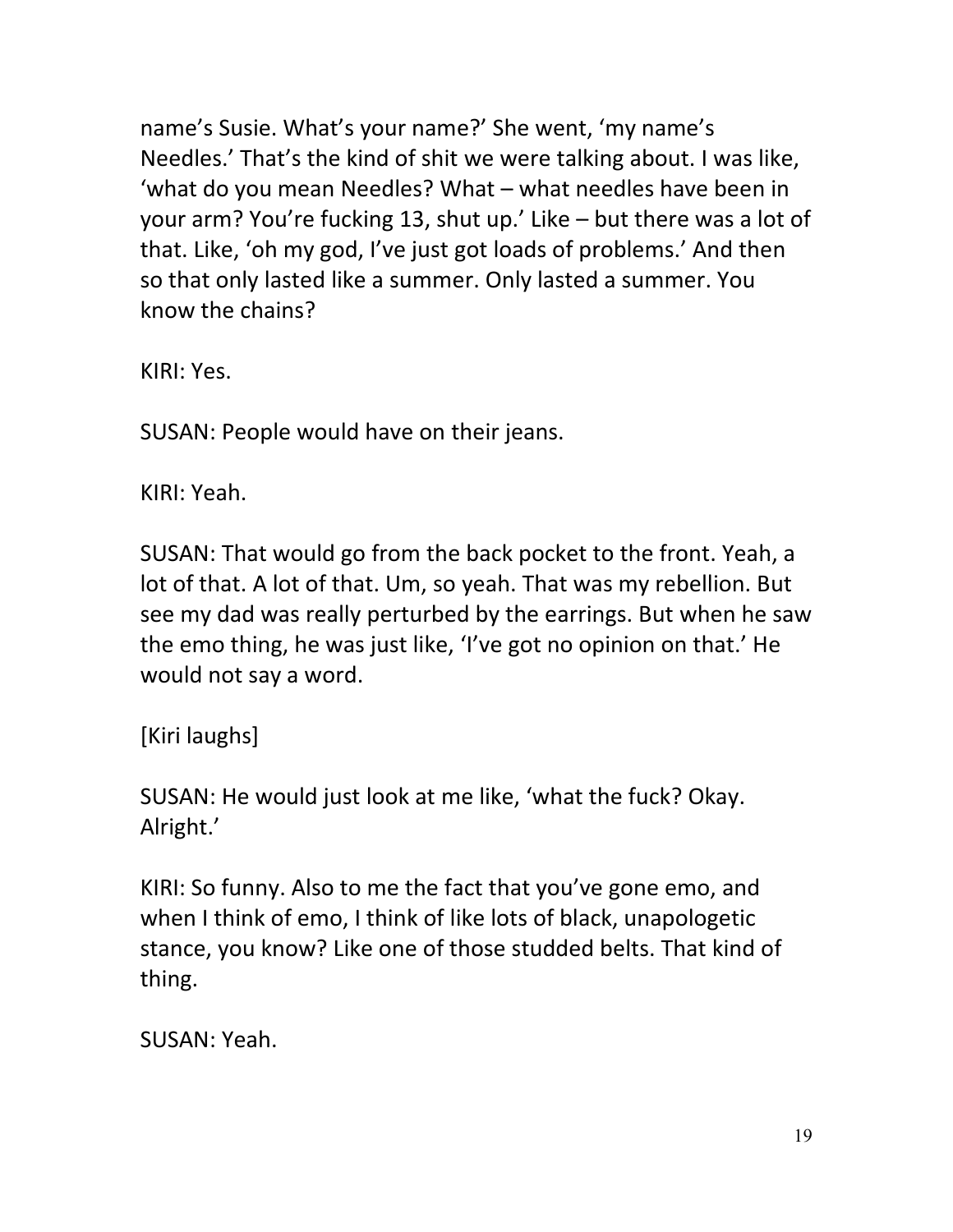name's Susie. What's your name?' She went, 'my name's Needles.' That's the kind of shit we were talking about. I was like, 'what do you mean Needles? What – what needles have been in your arm? You're fucking 13, shut up.' Like – but there was a lot of that. Like, 'oh my god, I've just got loads of problems.' And then so that only lasted like a summer. Only lasted a summer. You know the chains?

KIRI: Yes.

SUSAN: People would have on their jeans.

KIRI: Yeah.

SUSAN: That would go from the back pocket to the front. Yeah, a lot of that. A lot of that. Um, so yeah. That was my rebellion. But see my dad was really perturbed by the earrings. But when he saw the emo thing, he was just like, 'I've got no opinion on that.' He would not say a word.

[Kiri laughs]

SUSAN: He would just look at me like, 'what the fuck? Okay. Alright.'

KIRI: So funny. Also to me the fact that you've gone emo, and when I think of emo, I think of like lots of black, unapologetic stance, you know? Like one of those studded belts. That kind of thing.

SUSAN: Yeah.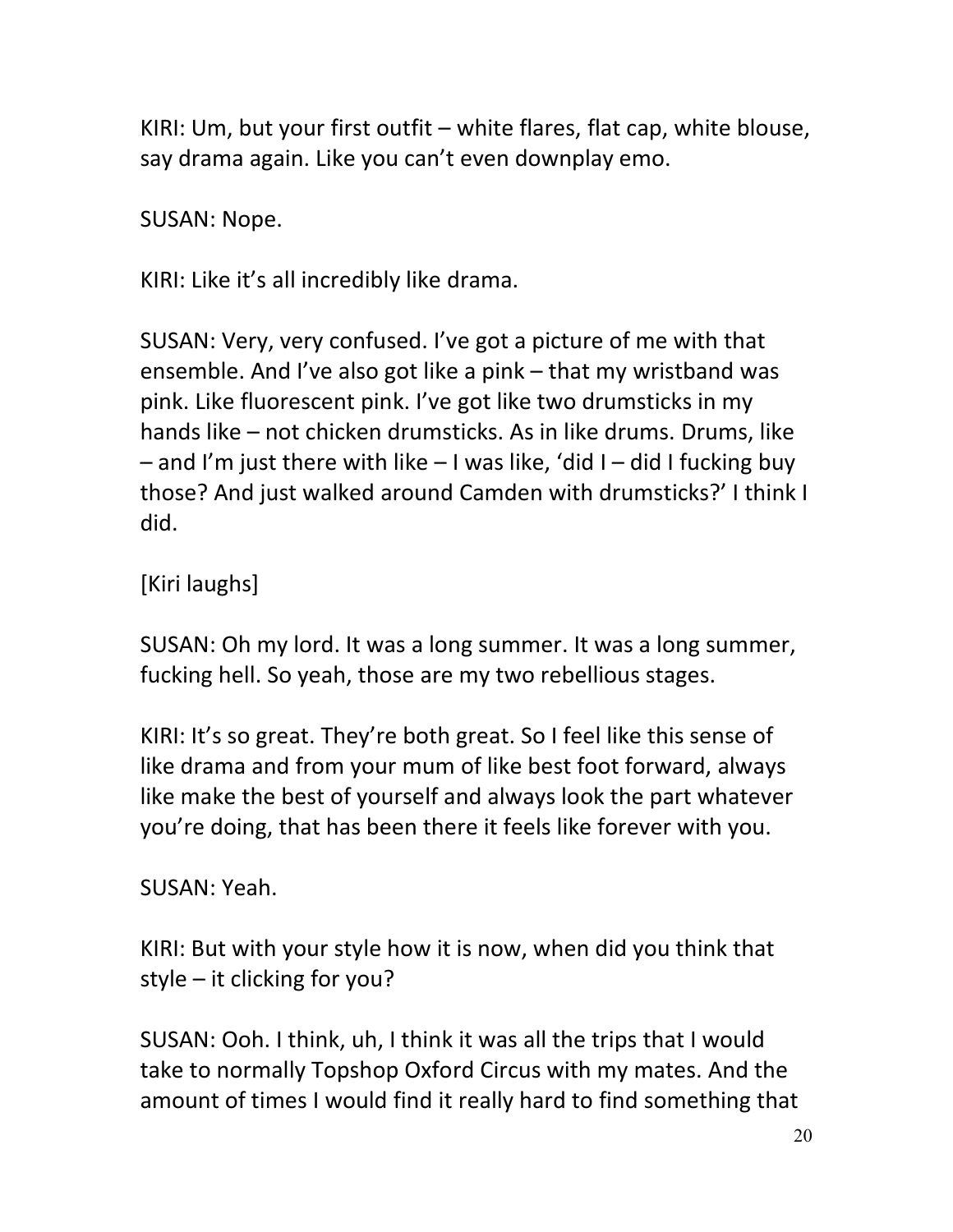KIRI: Um, but your first outfit – white flares, flat cap, white blouse, say drama again. Like you can't even downplay emo.

SUSAN: Nope.

KIRI: Like it's all incredibly like drama.

SUSAN: Very, very confused. I've got a picture of me with that ensemble. And I've also got like a pink – that my wristband was pink. Like fluorescent pink. I've got like two drumsticks in my hands like – not chicken drumsticks. As in like drums. Drums, like – and I'm just there with like – I was like, 'did I – did I fucking buy those? And just walked around Camden with drumsticks?' I think I did.

[Kiri laughs]

SUSAN: Oh my lord. It was a long summer. It was a long summer, fucking hell. So yeah, those are my two rebellious stages.

KIRI: It's so great. They're both great. So I feel like this sense of like drama and from your mum of like best foot forward, always like make the best of yourself and always look the part whatever you're doing, that has been there it feels like forever with you.

SUSAN: Yeah.

KIRI: But with your style how it is now, when did you think that style – it clicking for you?

SUSAN: Ooh. I think, uh, I think it was all the trips that I would take to normally Topshop Oxford Circus with my mates. And the amount of times I would find it really hard to find something that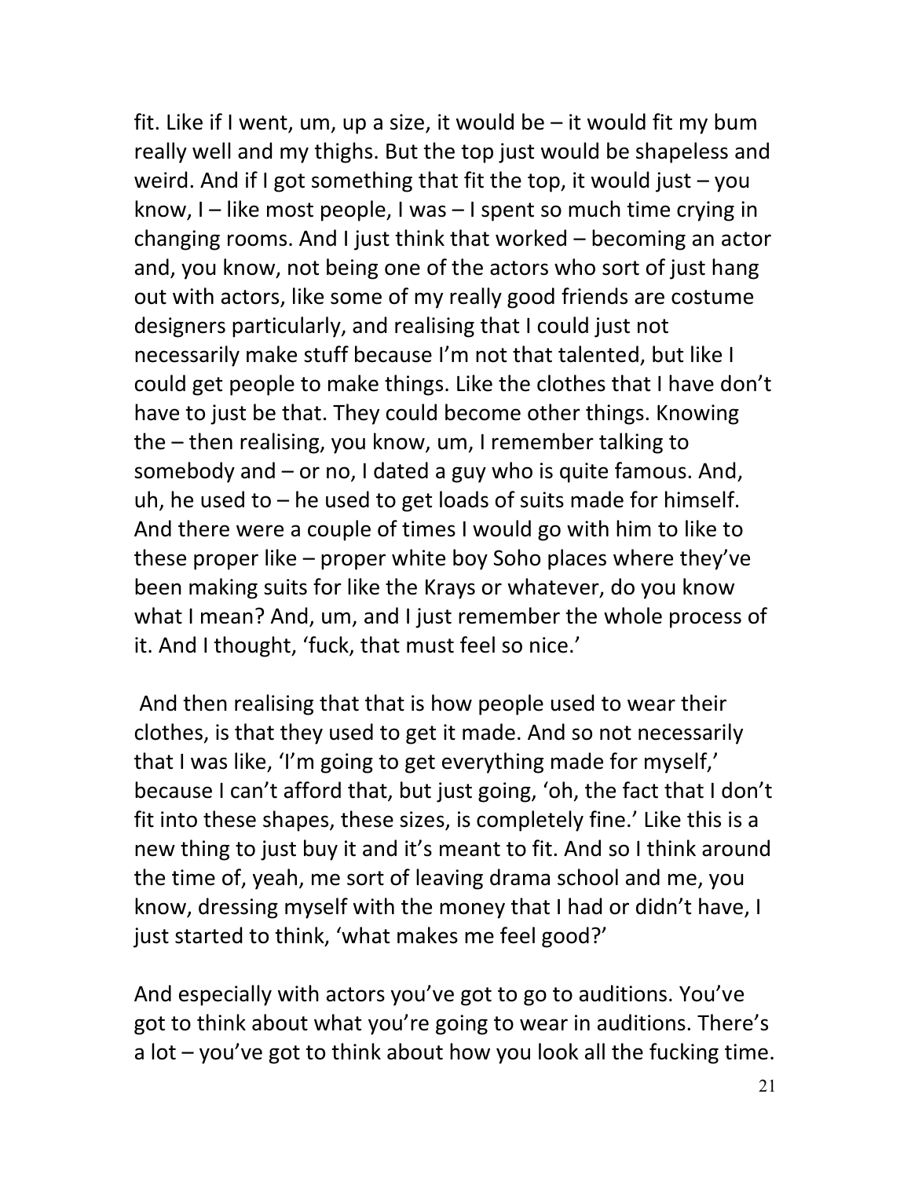fit. Like if I went, um, up a size, it would be – it would fit my bum really well and my thighs. But the top just would be shapeless and weird. And if I got something that fit the top, it would just – you know, I – like most people, I was – I spent so much time crying in changing rooms. And I just think that worked – becoming an actor and, you know, not being one of the actors who sort of just hang out with actors, like some of my really good friends are costume designers particularly, and realising that I could just not necessarily make stuff because I'm not that talented, but like I could get people to make things. Like the clothes that I have don't have to just be that. They could become other things. Knowing the – then realising, you know, um, I remember talking to somebody and – or no, I dated a guy who is quite famous. And, uh, he used to – he used to get loads of suits made for himself. And there were a couple of times I would go with him to like to these proper like – proper white boy Soho places where they've been making suits for like the Krays or whatever, do you know what I mean? And, um, and I just remember the whole process of it. And I thought, 'fuck, that must feel so nice.'

And then realising that that is how people used to wear their clothes, is that they used to get it made. And so not necessarily that I was like, 'I'm going to get everything made for myself,' because I can't afford that, but just going, 'oh, the fact that I don't fit into these shapes, these sizes, is completely fine.' Like this is a new thing to just buy it and it's meant to fit. And so I think around the time of, yeah, me sort of leaving drama school and me, you know, dressing myself with the money that I had or didn't have, I just started to think, 'what makes me feel good?'

And especially with actors you've got to go to auditions. You've got to think about what you're going to wear in auditions. There's a lot – you've got to think about how you look all the fucking time.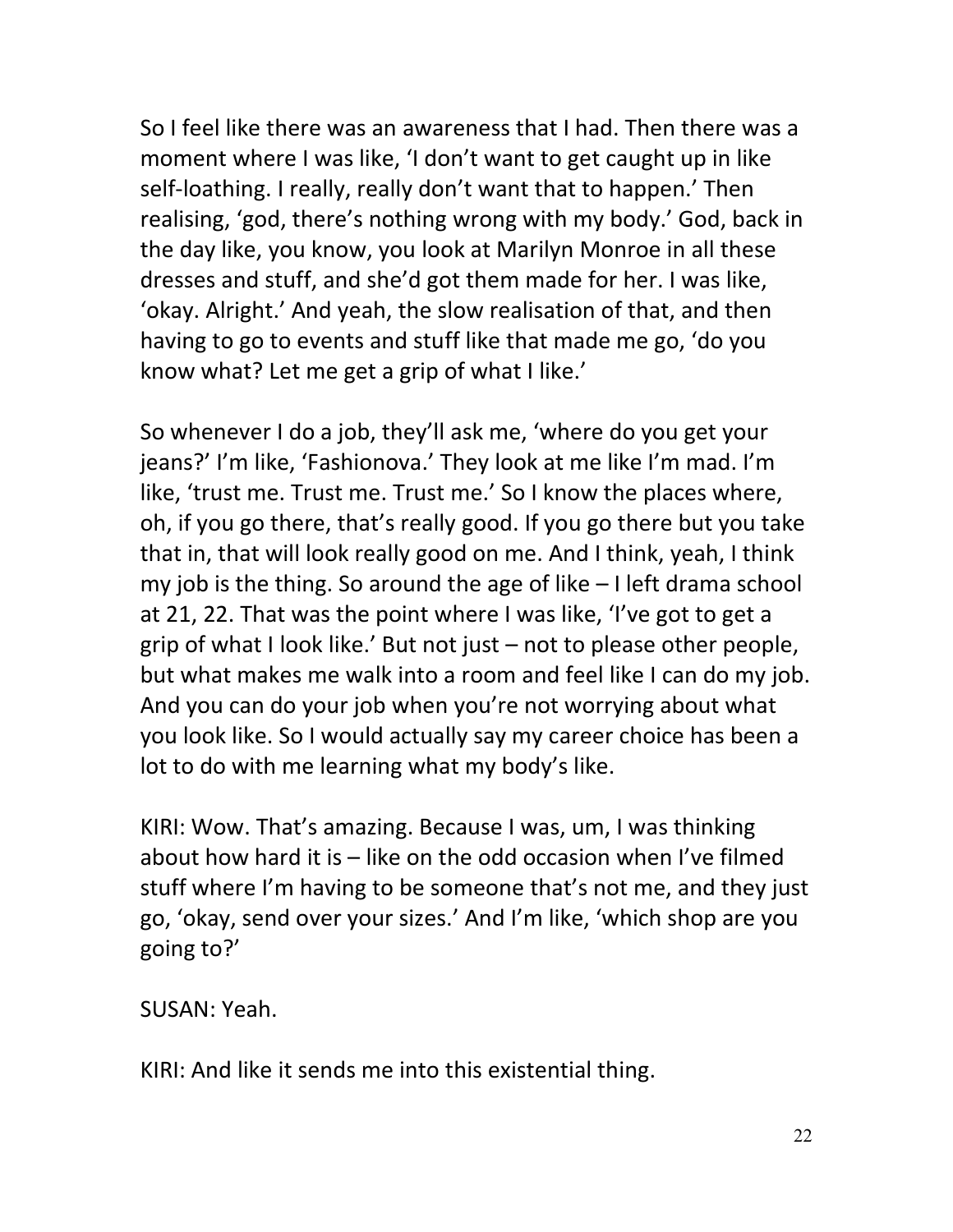So I feel like there was an awareness that I had. Then there was a moment where I was like, 'I don't want to get caught up in like self-loathing. I really, really don't want that to happen.' Then realising, 'god, there's nothing wrong with my body.' God, back in the day like, you know, you look at Marilyn Monroe in all these dresses and stuff, and she'd got them made for her. I was like, 'okay. Alright.' And yeah, the slow realisation of that, and then having to go to events and stuff like that made me go, 'do you know what? Let me get a grip of what I like.'

So whenever I do a job, they'll ask me, 'where do you get your jeans?' I'm like, 'Fashionova.' They look at me like I'm mad. I'm like, 'trust me. Trust me. Trust me.' So I know the places where, oh, if you go there, that's really good. If you go there but you take that in, that will look really good on me. And I think, yeah, I think my job is the thing. So around the age of like – I left drama school at 21, 22. That was the point where I was like, 'I've got to get a grip of what I look like.' But not just – not to please other people, but what makes me walk into a room and feel like I can do my job. And you can do your job when you're not worrying about what you look like. So I would actually say my career choice has been a lot to do with me learning what my body's like.

KIRI: Wow. That's amazing. Because I was, um, I was thinking about how hard it is – like on the odd occasion when I've filmed stuff where I'm having to be someone that's not me, and they just go, 'okay, send over your sizes.' And I'm like, 'which shop are you going to?'

SUSAN: Yeah.

KIRI: And like it sends me into this existential thing.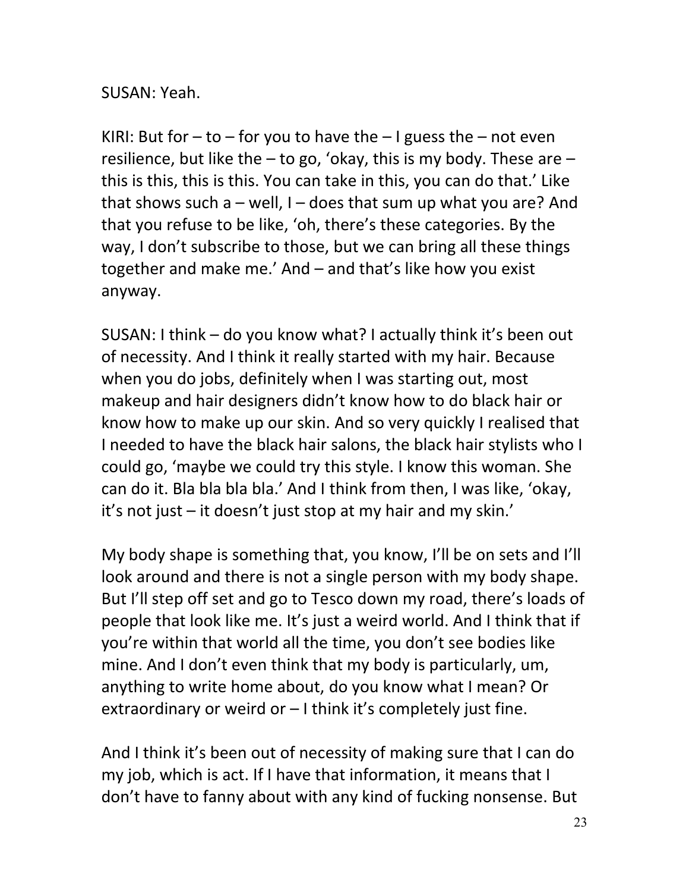SUSAN: Yeah.

KIRI: But for – to – for you to have the – I guess the – not even resilience, but like the – to go, 'okay, this is my body. These are – this is this, this is this. You can take in this, you can do that.' Like that shows such a – well, I – does that sum up what you are? And that you refuse to be like, 'oh, there's these categories. By the way, I don't subscribe to those, but we can bring all these things together and make me.' And – and that's like how you exist anyway.

SUSAN: I think – do you know what? I actually think it's been out of necessity. And I think it really started with my hair. Because when you do jobs, definitely when I was starting out, most makeup and hair designers didn't know how to do black hair or know how to make up our skin. And so very quickly I realised that I needed to have the black hair salons, the black hair stylists who I could go, 'maybe we could try this style. I know this woman. She can do it. Bla bla bla bla.' And I think from then, I was like, 'okay, it's not just – it doesn't just stop at my hair and my skin.'

My body shape is something that, you know, I'll be on sets and I'll look around and there is not a single person with my body shape. But I'll step off set and go to Tesco down my road, there's loads of people that look like me. It's just a weird world. And I think that if you're within that world all the time, you don't see bodies like mine. And I don't even think that my body is particularly, um, anything to write home about, do you know what I mean? Or extraordinary or weird or – I think it's completely just fine.

And I think it's been out of necessity of making sure that I can do my job, which is act. If I have that information, it means that I don't have to fanny about with any kind of fucking nonsense. But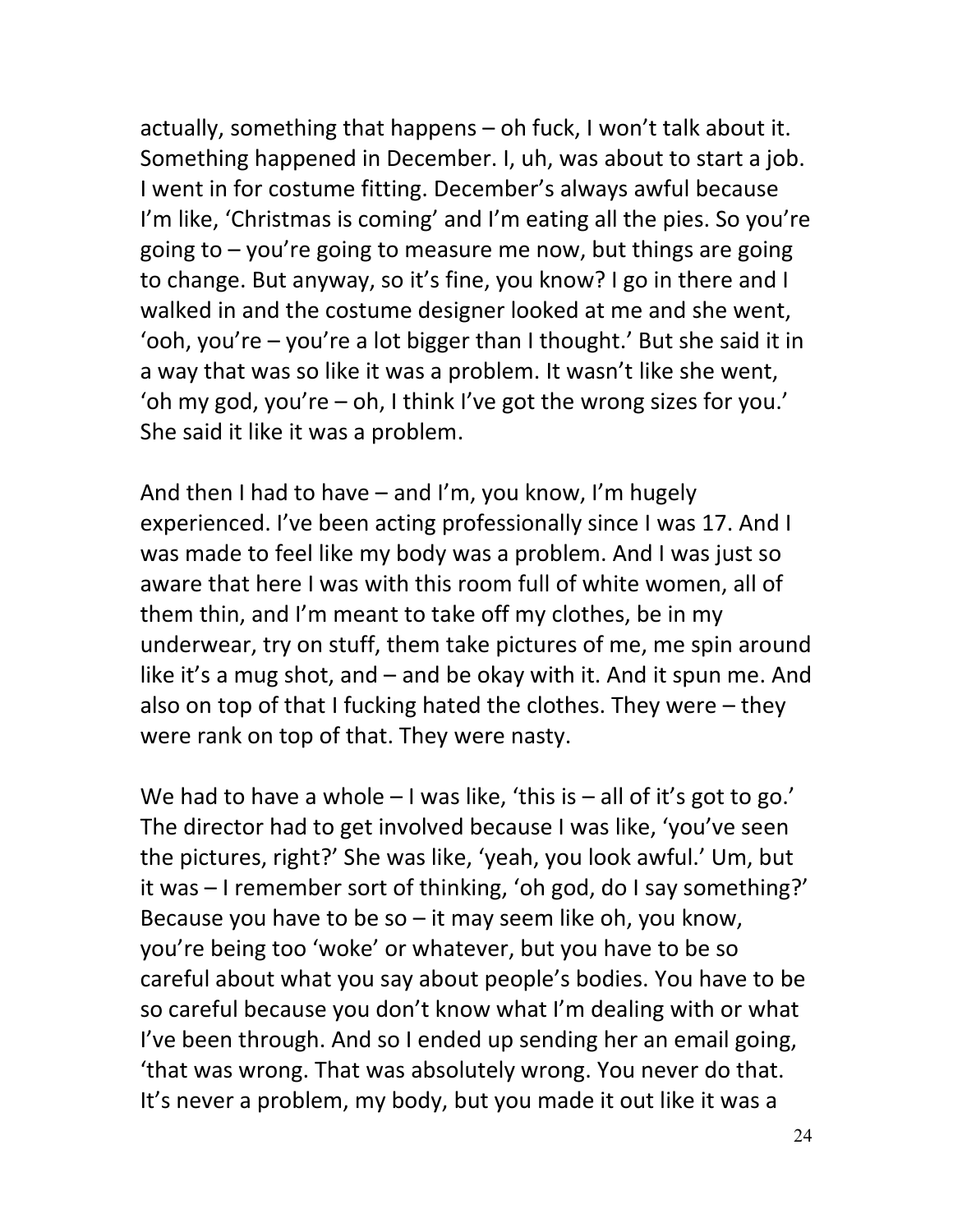actually, something that happens – oh fuck, I won't talk about it. Something happened in December. I, uh, was about to start a job. I went in for costume fitting. December's always awful because I'm like, 'Christmas is coming' and I'm eating all the pies. So you're going to – you're going to measure me now, but things are going to change. But anyway, so it's fine, you know? I go in there and I walked in and the costume designer looked at me and she went, 'ooh, you're – you're a lot bigger than I thought.' But she said it in a way that was so like it was a problem. It wasn't like she went, 'oh my god, you're – oh, I think I've got the wrong sizes for you.' She said it like it was a problem.

And then I had to have – and I'm, you know, I'm hugely experienced. I've been acting professionally since I was 17. And I was made to feel like my body was a problem. And I was just so aware that here I was with this room full of white women, all of them thin, and I'm meant to take off my clothes, be in my underwear, try on stuff, them take pictures of me, me spin around like it's a mug shot, and – and be okay with it. And it spun me. And also on top of that I fucking hated the clothes. They were – they were rank on top of that. They were nasty.

We had to have a whole – I was like, 'this is – all of it's got to go.' The director had to get involved because I was like, 'you've seen the pictures, right?' She was like, 'yeah, you look awful.' Um, but it was – I remember sort of thinking, 'oh god, do I say something?' Because you have to be so – it may seem like oh, you know, you're being too 'woke' or whatever, but you have to be so careful about what you say about people's bodies. You have to be so careful because you don't know what I'm dealing with or what I've been through. And so I ended up sending her an email going, 'that was wrong. That was absolutely wrong. You never do that. It's never a problem, my body, but you made it out like it was a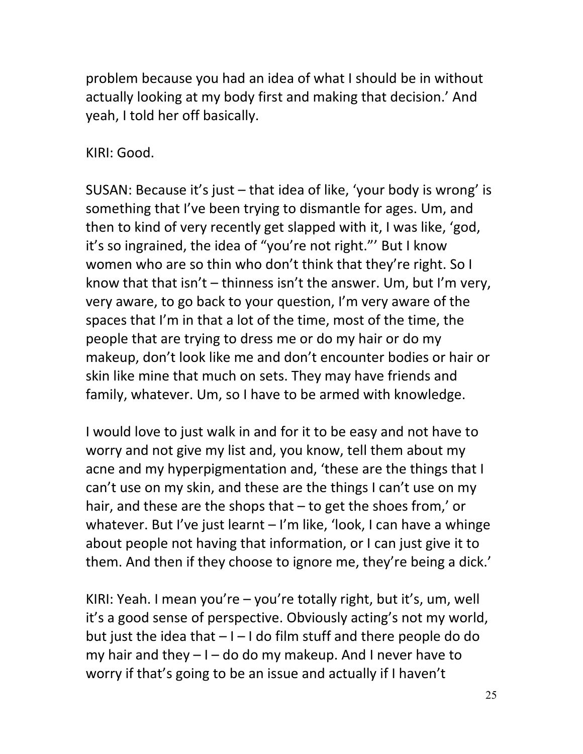problem because you had an idea of what I should be in without actually looking at my body first and making that decision.' And yeah, I told her off basically.

KIRI: Good.

SUSAN: Because it's just – that idea of like, 'your body is wrong' is something that I've been trying to dismantle for ages. Um, and then to kind of very recently get slapped with it, I was like, 'god, it's so ingrained, the idea of "you're not right."' But I know women who are so thin who don't think that they're right. So I know that that isn't – thinness isn't the answer. Um, but I'm very, very aware, to go back to your question, I'm very aware of the spaces that I'm in that a lot of the time, most of the time, the people that are trying to dress me or do my hair or do my makeup, don't look like me and don't encounter bodies or hair or skin like mine that much on sets. They may have friends and family, whatever. Um, so I have to be armed with knowledge.

I would love to just walk in and for it to be easy and not have to worry and not give my list and, you know, tell them about my acne and my hyperpigmentation and, 'these are the things that I can't use on my skin, and these are the things I can't use on my hair, and these are the shops that – to get the shoes from,' or whatever. But I've just learnt – I'm like, 'look, I can have a whinge about people not having that information, or I can just give it to them. And then if they choose to ignore me, they're being a dick.'

KIRI: Yeah. I mean you're – you're totally right, but it's, um, well it's a good sense of perspective. Obviously acting's not my world, but just the idea that – I – I do film stuff and there people do do my hair and they – I – do do my makeup. And I never have to worry if that's going to be an issue and actually if I haven't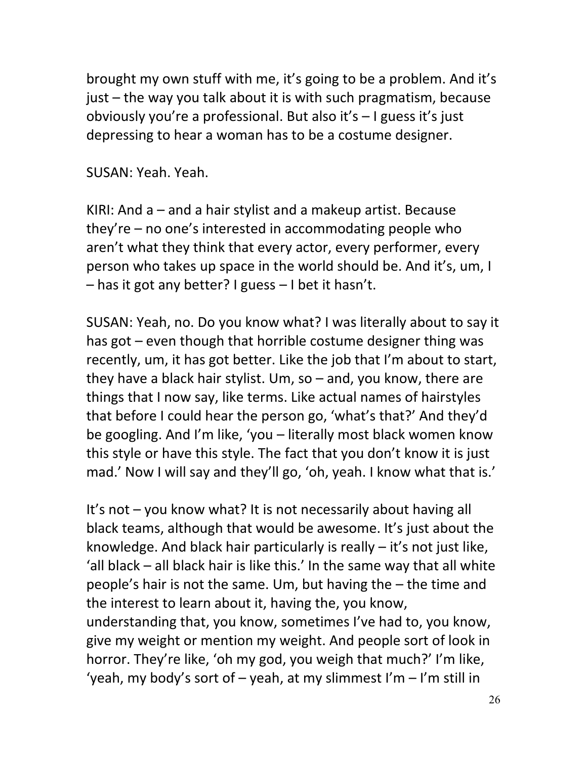brought my own stuff with me, it's going to be a problem. And it's just – the way you talk about it is with such pragmatism, because obviously you're a professional. But also it's – I guess it's just depressing to hear a woman has to be a costume designer.

SUSAN: Yeah. Yeah.

KIRI: And a – and a hair stylist and a makeup artist. Because they're – no one's interested in accommodating people who aren't what they think that every actor, every performer, every person who takes up space in the world should be. And it's, um, I – has it got any better? I guess – I bet it hasn't.

SUSAN: Yeah, no. Do you know what? I was literally about to say it has got – even though that horrible costume designer thing was recently, um, it has got better. Like the job that I'm about to start, they have a black hair stylist. Um, so – and, you know, there are things that I now say, like terms. Like actual names of hairstyles that before I could hear the person go, 'what's that?' And they'd be googling. And I'm like, 'you – literally most black women know this style or have this style. The fact that you don't know it is just mad.' Now I will say and they'll go, 'oh, yeah. I know what that is.'

It's not – you know what? It is not necessarily about having all black teams, although that would be awesome. It's just about the knowledge. And black hair particularly is really – it's not just like, 'all black – all black hair is like this.' In the same way that all white people's hair is not the same. Um, but having the – the time and the interest to learn about it, having the, you know, understanding that, you know, sometimes I've had to, you know, give my weight or mention my weight. And people sort of look in horror. They're like, 'oh my god, you weigh that much?' I'm like, 'yeah, my body's sort of – yeah, at my slimmest I'm – I'm still in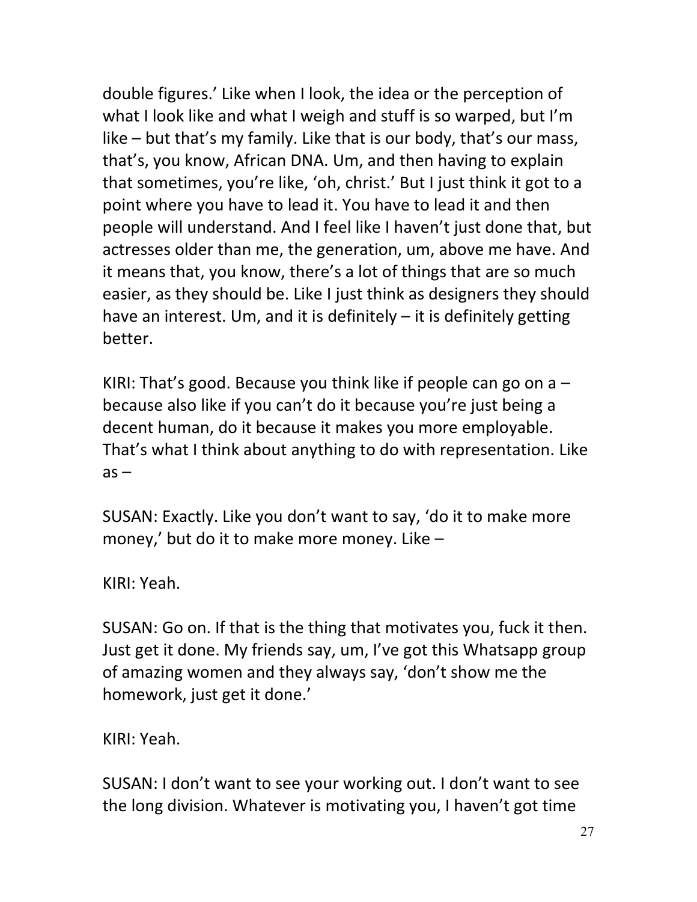double figures.' Like when I look, the idea or the perception of what I look like and what I weigh and stuff is so warped, but I'm like – but that's my family. Like that is our body, that's our mass, that's, you know, African DNA. Um, and then having to explain that sometimes, you're like, 'oh, christ.' But I just think it got to a point where you have to lead it. You have to lead it and then people will understand. And I feel like I haven't just done that, but actresses older than me, the generation, um, above me have. And it means that, you know, there's a lot of things that are so much easier, as they should be. Like I just think as designers they should have an interest. Um, and it is definitely – it is definitely getting better.

KIRI: That's good. Because you think like if people can go on a – because also like if you can't do it because you're just being a decent human, do it because it makes you more employable. That's what I think about anything to do with representation. Like as –

SUSAN: Exactly. Like you don't want to say, 'do it to make more money,' but do it to make more money. Like –

KIRI: Yeah.

SUSAN: Go on. If that is the thing that motivates you, fuck it then. Just get it done. My friends say, um, I've got this Whatsapp group of amazing women and they always say, 'don't show me the homework, just get it done.'

KIRI: Yeah.

SUSAN: I don't want to see your working out. I don't want to see the long division. Whatever is motivating you, I haven't got time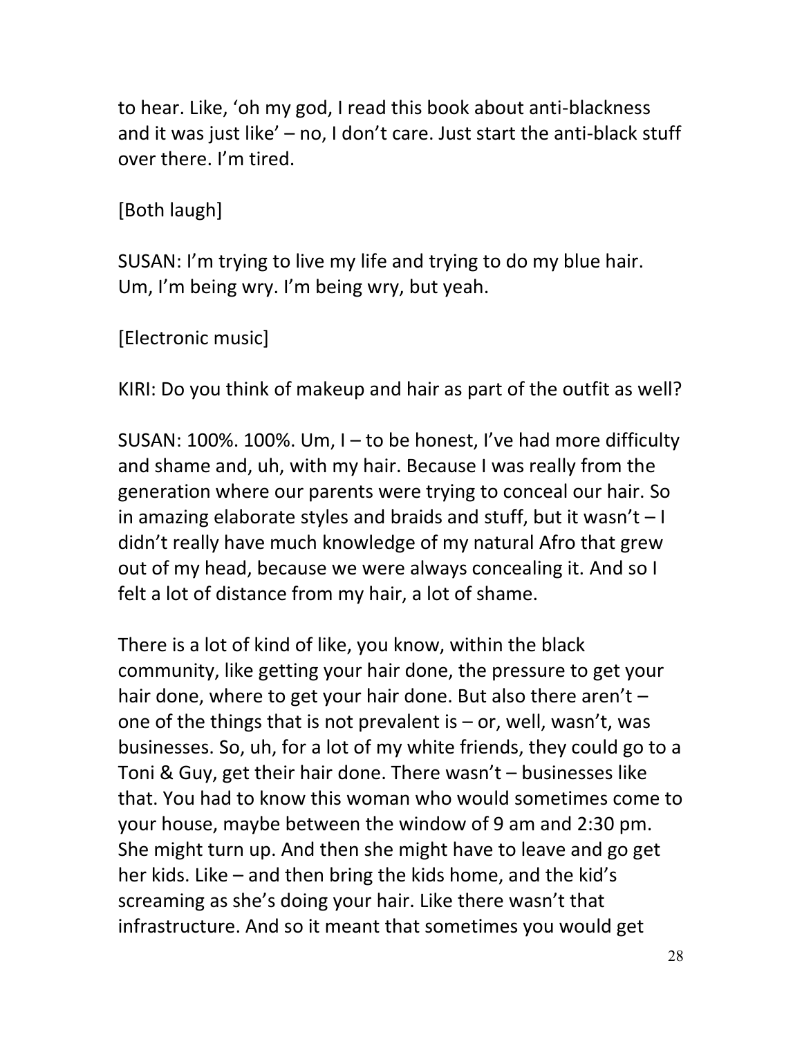to hear. Like, 'oh my god, I read this book about anti-blackness and it was just like' – no, I don't care. Just start the anti-black stuff over there. I'm tired.

[Both laugh]

SUSAN: I'm trying to live my life and trying to do my blue hair. Um, I'm being wry. I'm being wry, but yeah.

[Electronic music]

KIRI: Do you think of makeup and hair as part of the outfit as well?

SUSAN: 100%. 100%. Um, I – to be honest, I've had more difficulty and shame and, uh, with my hair. Because I was really from the generation where our parents were trying to conceal our hair. So in amazing elaborate styles and braids and stuff, but it wasn't – I didn't really have much knowledge of my natural Afro that grew out of my head, because we were always concealing it. And so I felt a lot of distance from my hair, a lot of shame.

There is a lot of kind of like, you know, within the black community, like getting your hair done, the pressure to get your hair done, where to get your hair done. But also there aren't – one of the things that is not prevalent is – or, well, wasn't, was businesses. So, uh, for a lot of my white friends, they could go to a Toni & Guy, get their hair done. There wasn't – businesses like that. You had to know this woman who would sometimes come to your house, maybe between the window of 9 am and 2:30 pm. She might turn up. And then she might have to leave and go get her kids. Like – and then bring the kids home, and the kid's screaming as she's doing your hair. Like there wasn't that infrastructure. And so it meant that sometimes you would get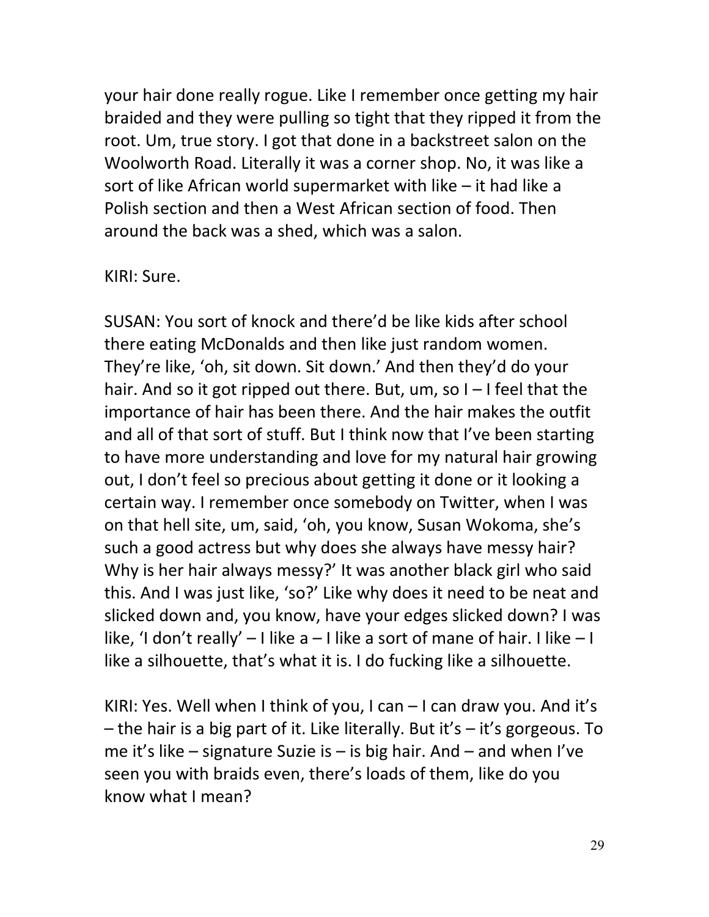your hair done really rogue. Like I remember once getting my hair braided and they were pulling so tight that they ripped it from the root. Um, true story. I got that done in a backstreet salon on the Woolworth Road. Literally it was a corner shop. No, it was like a sort of like African world supermarket with like – it had like a Polish section and then a West African section of food. Then around the back was a shed, which was a salon.

KIRI: Sure.

SUSAN: You sort of knock and there'd be like kids after school there eating McDonalds and then like just random women. They're like, 'oh, sit down. Sit down.' And then they'd do your hair. And so it got ripped out there. But, um, so I – I feel that the importance of hair has been there. And the hair makes the outfit and all of that sort of stuff. But I think now that I've been starting to have more understanding and love for my natural hair growing out, I don't feel so precious about getting it done or it looking a certain way. I remember once somebody on Twitter, when I was on that hell site, um, said, 'oh, you know, Susan Wokoma, she's such a good actress but why does she always have messy hair? Why is her hair always messy?' It was another black girl who said this. And I was just like, 'so?' Like why does it need to be neat and slicked down and, you know, have your edges slicked down? I was like, 'I don't really' – I like a – I like a sort of mane of hair. I like – I like a silhouette, that's what it is. I do fucking like a silhouette.

KIRI: Yes. Well when I think of you, I can – I can draw you. And it's – the hair is a big part of it. Like literally. But it's – it's gorgeous. To me it's like – signature Suzie is – is big hair. And – and when I've seen you with braids even, there's loads of them, like do you know what I mean?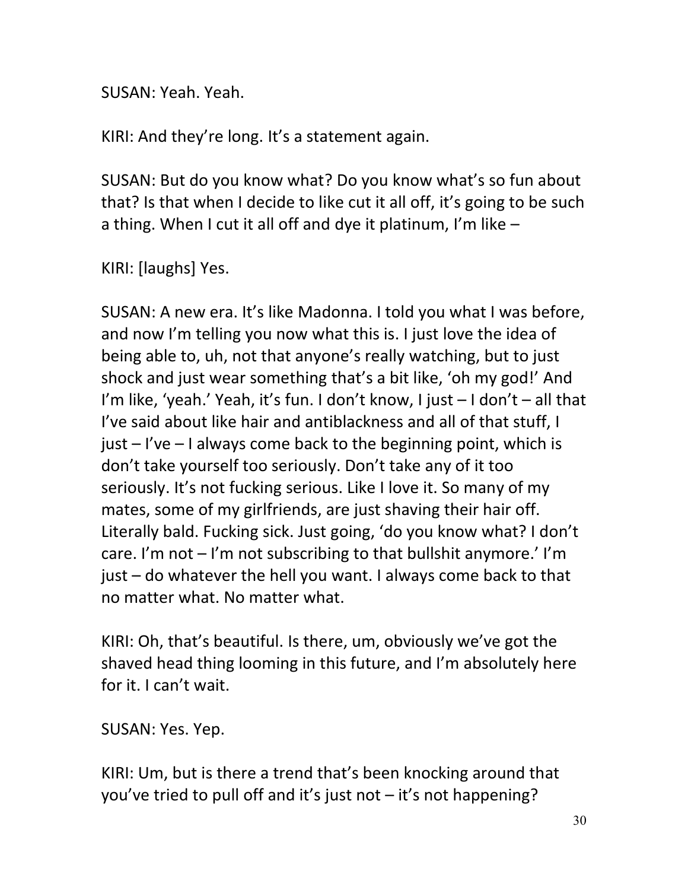SUSAN: Yeah. Yeah.

KIRI: And they're long. It's a statement again.

SUSAN: But do you know what? Do you know what's so fun about that? Is that when I decide to like cut it all off, it's going to be such a thing. When I cut it all off and dye it platinum, I'm like –

KIRI: [laughs] Yes.

SUSAN: A new era. It's like Madonna. I told you what I was before, and now I'm telling you now what this is. I just love the idea of being able to, uh, not that anyone's really watching, but to just shock and just wear something that's a bit like, 'oh my god!' And I'm like, 'yeah.' Yeah, it's fun. I don't know, I just – I don't – all that I've said about like hair and antiblackness and all of that stuff, I just – I've – I always come back to the beginning point, which is don't take yourself too seriously. Don't take any of it too seriously. It's not fucking serious. Like I love it. So many of my mates, some of my girlfriends, are just shaving their hair off. Literally bald. Fucking sick. Just going, 'do you know what? I don't care. I'm not – I'm not subscribing to that bullshit anymore.' I'm just – do whatever the hell you want. I always come back to that no matter what. No matter what.

KIRI: Oh, that's beautiful. Is there, um, obviously we've got the shaved head thing looming in this future, and I'm absolutely here for it. I can't wait.

SUSAN: Yes. Yep.

KIRI: Um, but is there a trend that's been knocking around that you've tried to pull off and it's just not – it's not happening?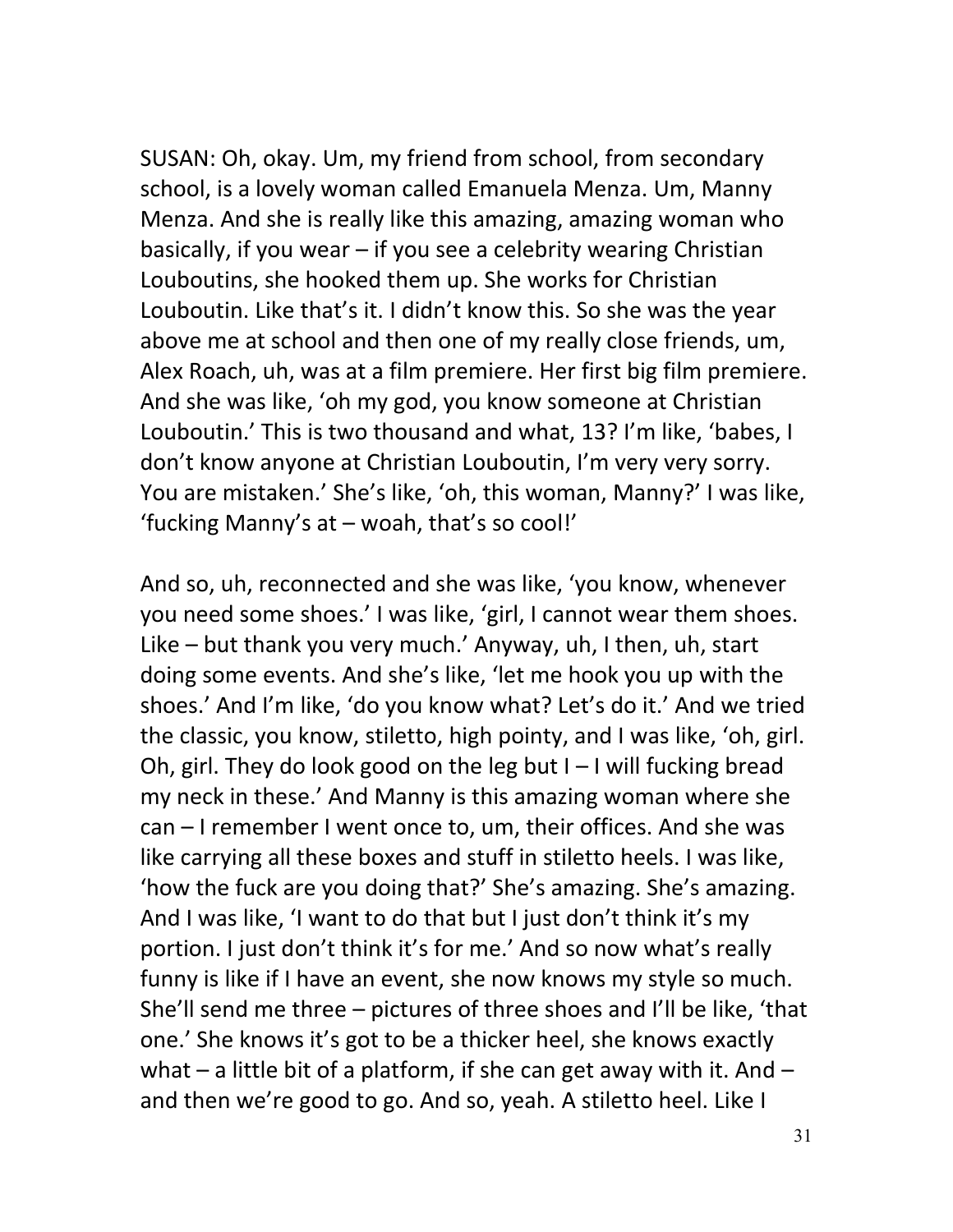SUSAN: Oh, okay. Um, my friend from school, from secondary school, is a lovely woman called Emanuela Menza. Um, Manny Menza. And she is really like this amazing, amazing woman who basically, if you wear – if you see a celebrity wearing Christian Louboutins, she hooked them up. She works for Christian Louboutin. Like that's it. I didn't know this. So she was the year above me at school and then one of my really close friends, um, Alex Roach, uh, was at a film premiere. Her first big film premiere. And she was like, 'oh my god, you know someone at Christian Louboutin.' This is two thousand and what, 13? I'm like, 'babes, I don't know anyone at Christian Louboutin, I'm very very sorry. You are mistaken.' She's like, 'oh, this woman, Manny?' I was like, 'fucking Manny's at – woah, that's so cool!'

And so, uh, reconnected and she was like, 'you know, whenever you need some shoes.' I was like, 'girl, I cannot wear them shoes. Like – but thank you very much.' Anyway, uh, I then, uh, start doing some events. And she's like, 'let me hook you up with the shoes.' And I'm like, 'do you know what? Let's do it.' And we tried the classic, you know, stiletto, high pointy, and I was like, 'oh, girl. Oh, girl. They do look good on the leg but I – I will fucking bread my neck in these.' And Manny is this amazing woman where she can – I remember I went once to, um, their offices. And she was like carrying all these boxes and stuff in stiletto heels. I was like, 'how the fuck are you doing that?' She's amazing. She's amazing. And I was like, 'I want to do that but I just don't think it's my portion. I just don't think it's for me.' And so now what's really funny is like if I have an event, she now knows my style so much. She'll send me three – pictures of three shoes and I'll be like, 'that one.' She knows it's got to be a thicker heel, she knows exactly what – a little bit of a platform, if she can get away with it. And – and then we're good to go. And so, yeah. A stiletto heel. Like I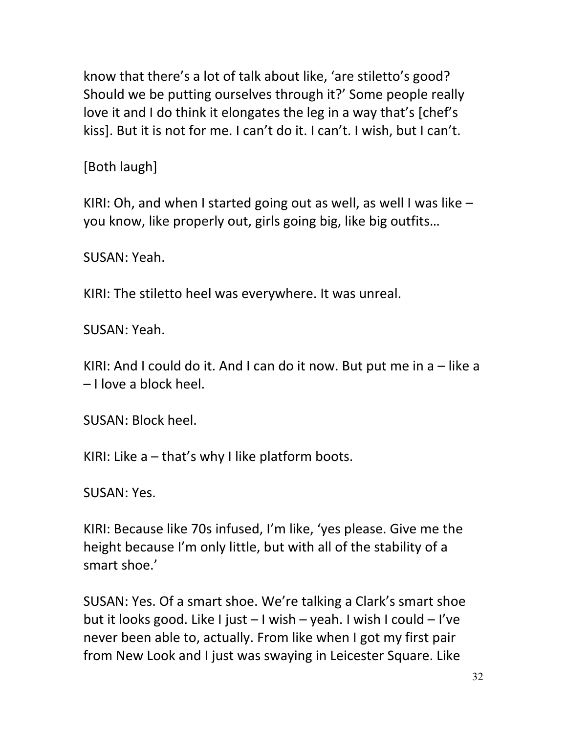know that there's a lot of talk about like, 'are stiletto's good? Should we be putting ourselves through it?' Some people really love it and I do think it elongates the leg in a way that's [chef's kiss]. But it is not for me. I can't do it. I can't. I wish, but I can't.

[Both laugh]

KIRI: Oh, and when I started going out as well, as well I was like – you know, like properly out, girls going big, like big outfits…

SUSAN: Yeah.

KIRI: The stiletto heel was everywhere. It was unreal.

SUSAN: Yeah.

KIRI: And I could do it. And I can do it now. But put me in a – like a – I love a block heel.

SUSAN: Block heel.

KIRI: Like a – that's why I like platform boots.

SUSAN: Yes.

KIRI: Because like 70s infused, I'm like, 'yes please. Give me the height because I'm only little, but with all of the stability of a smart shoe.'

SUSAN: Yes. Of a smart shoe. We're talking a Clark's smart shoe but it looks good. Like I just – I wish – yeah. I wish I could – I've never been able to, actually. From like when I got my first pair from New Look and I just was swaying in Leicester Square. Like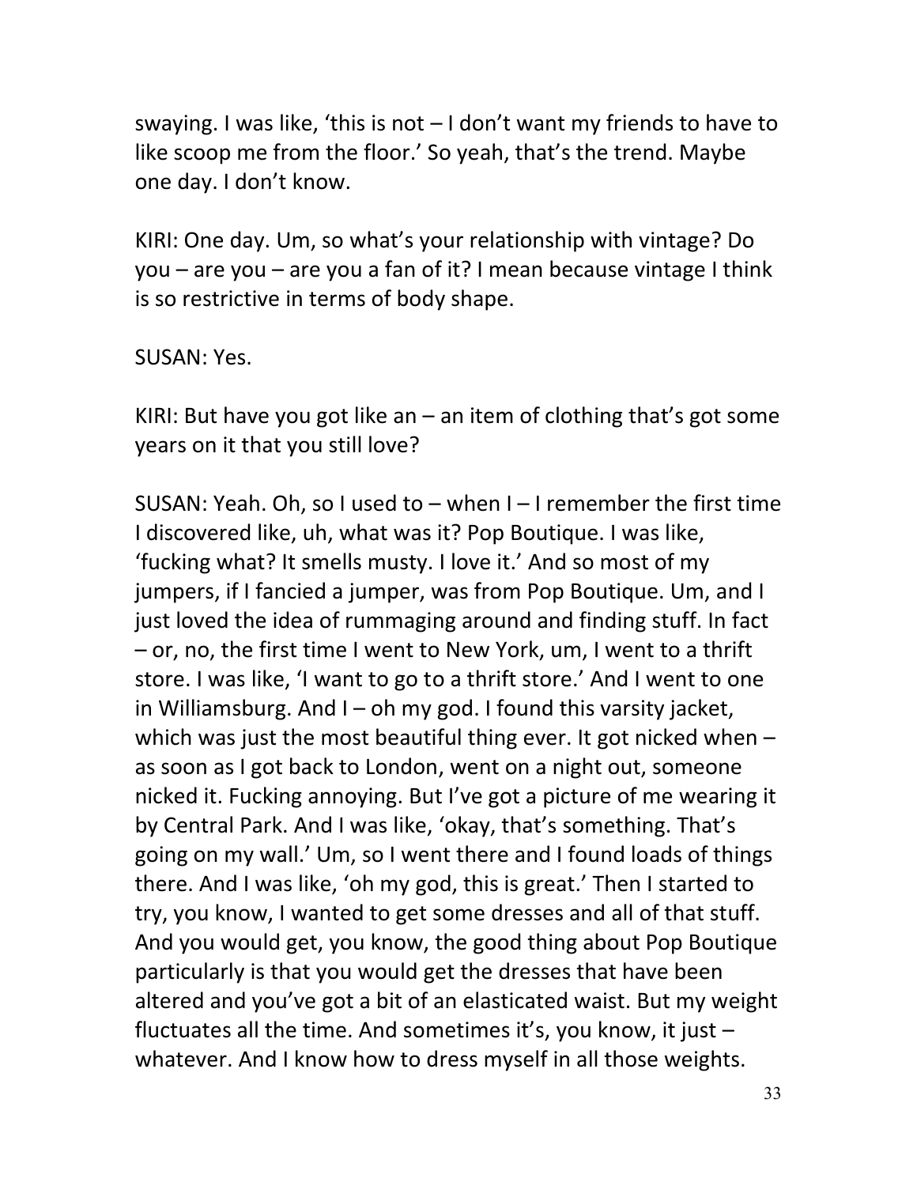swaying. I was like, 'this is not – I don't want my friends to have to like scoop me from the floor.' So yeah, that's the trend. Maybe one day. I don't know.

KIRI: One day. Um, so what's your relationship with vintage? Do you – are you – are you a fan of it? I mean because vintage I think is so restrictive in terms of body shape.

SUSAN: Yes.

KIRI: But have you got like an – an item of clothing that's got some years on it that you still love?

SUSAN: Yeah. Oh, so I used to – when I – I remember the first time I discovered like, uh, what was it? Pop Boutique. I was like, 'fucking what? It smells musty. I love it.' And so most of my jumpers, if I fancied a jumper, was from Pop Boutique. Um, and I just loved the idea of rummaging around and finding stuff. In fact – or, no, the first time I went to New York, um, I went to a thrift store. I was like, 'I want to go to a thrift store.' And I went to one in Williamsburg. And I – oh my god. I found this varsity jacket, which was just the most beautiful thing ever. It got nicked when – as soon as I got back to London, went on a night out, someone nicked it. Fucking annoying. But I've got a picture of me wearing it by Central Park. And I was like, 'okay, that's something. That's going on my wall.' Um, so I went there and I found loads of things there. And I was like, 'oh my god, this is great.' Then I started to try, you know, I wanted to get some dresses and all of that stuff. And you would get, you know, the good thing about Pop Boutique particularly is that you would get the dresses that have been altered and you've got a bit of an elasticated waist. But my weight fluctuates all the time. And sometimes it's, you know, it just – whatever. And I know how to dress myself in all those weights.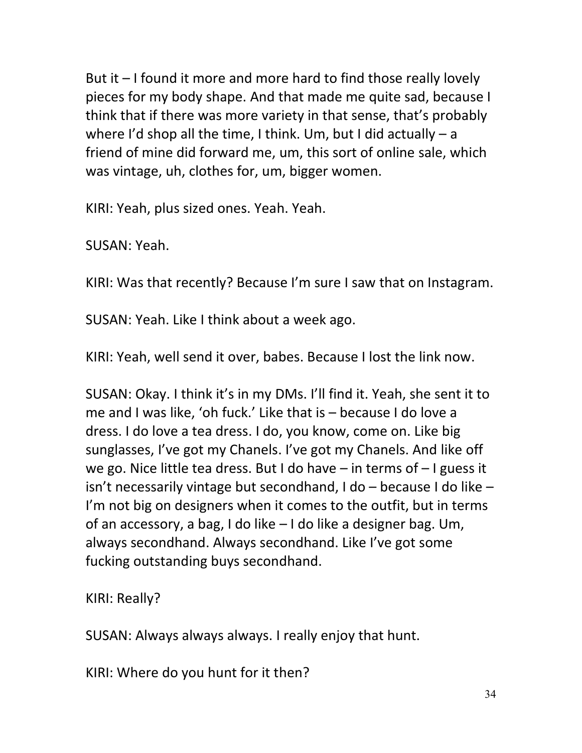But it – I found it more and more hard to find those really lovely pieces for my body shape. And that made me quite sad, because I think that if there was more variety in that sense, that's probably where I'd shop all the time, I think. Um, but I did actually – a friend of mine did forward me, um, this sort of online sale, which was vintage, uh, clothes for, um, bigger women.

KIRI: Yeah, plus sized ones. Yeah. Yeah.

SUSAN: Yeah.

KIRI: Was that recently? Because I'm sure I saw that on Instagram.

SUSAN: Yeah. Like I think about a week ago.

KIRI: Yeah, well send it over, babes. Because I lost the link now.

SUSAN: Okay. I think it's in my DMs. I'll find it. Yeah, she sent it to me and I was like, 'oh fuck.' Like that is – because I do love a dress. I do love a tea dress. I do, you know, come on. Like big sunglasses, I've got my Chanels. I've got my Chanels. And like off we go. Nice little tea dress. But I do have – in terms of – I guess it isn't necessarily vintage but secondhand, I do – because I do like – I'm not big on designers when it comes to the outfit, but in terms of an accessory, a bag, I do like – I do like a designer bag. Um, always secondhand. Always secondhand. Like I've got some fucking outstanding buys secondhand.

KIRI: Really?

SUSAN: Always always always. I really enjoy that hunt.

KIRI: Where do you hunt for it then?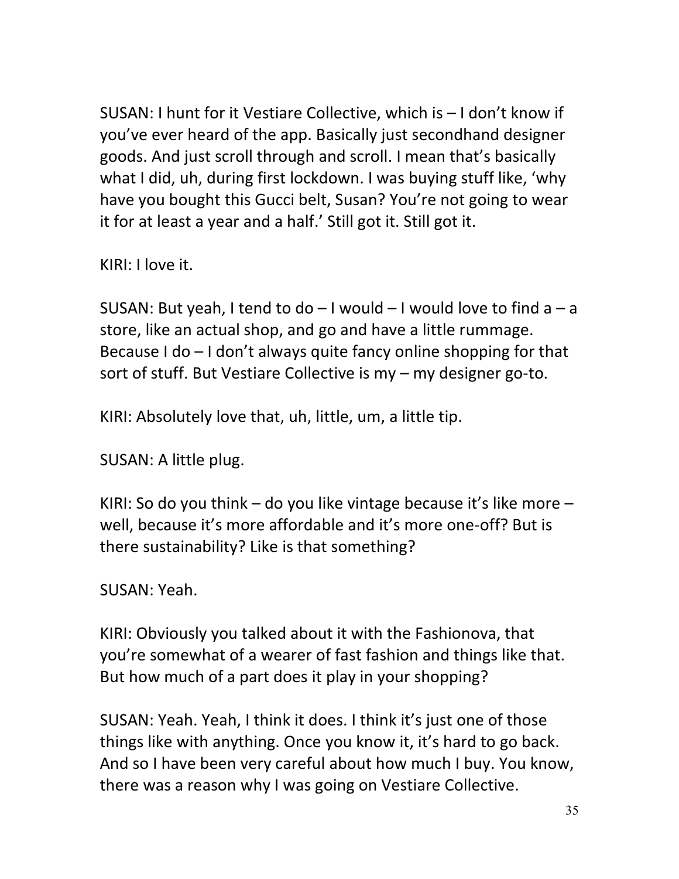SUSAN: I hunt for it Vestiare Collective, which is – I don't know if you've ever heard of the app. Basically just secondhand designer goods. And just scroll through and scroll. I mean that's basically what I did, uh, during first lockdown. I was buying stuff like, 'why have you bought this Gucci belt, Susan? You're not going to wear it for at least a year and a half.' Still got it. Still got it.

KIRI: I love it.

SUSAN: But yeah, I tend to do – I would – I would love to find a – a store, like an actual shop, and go and have a little rummage. Because I do – I don't always quite fancy online shopping for that sort of stuff. But Vestiare Collective is my – my designer go-to.

KIRI: Absolutely love that, uh, little, um, a little tip.

SUSAN: A little plug.

KIRI: So do you think – do you like vintage because it's like more – well, because it's more affordable and it's more one-off? But is there sustainability? Like is that something?

SUSAN: Yeah.

KIRI: Obviously you talked about it with the Fashionova, that you're somewhat of a wearer of fast fashion and things like that. But how much of a part does it play in your shopping?

SUSAN: Yeah. Yeah, I think it does. I think it's just one of those things like with anything. Once you know it, it's hard to go back. And so I have been very careful about how much I buy. You know, there was a reason why I was going on Vestiare Collective.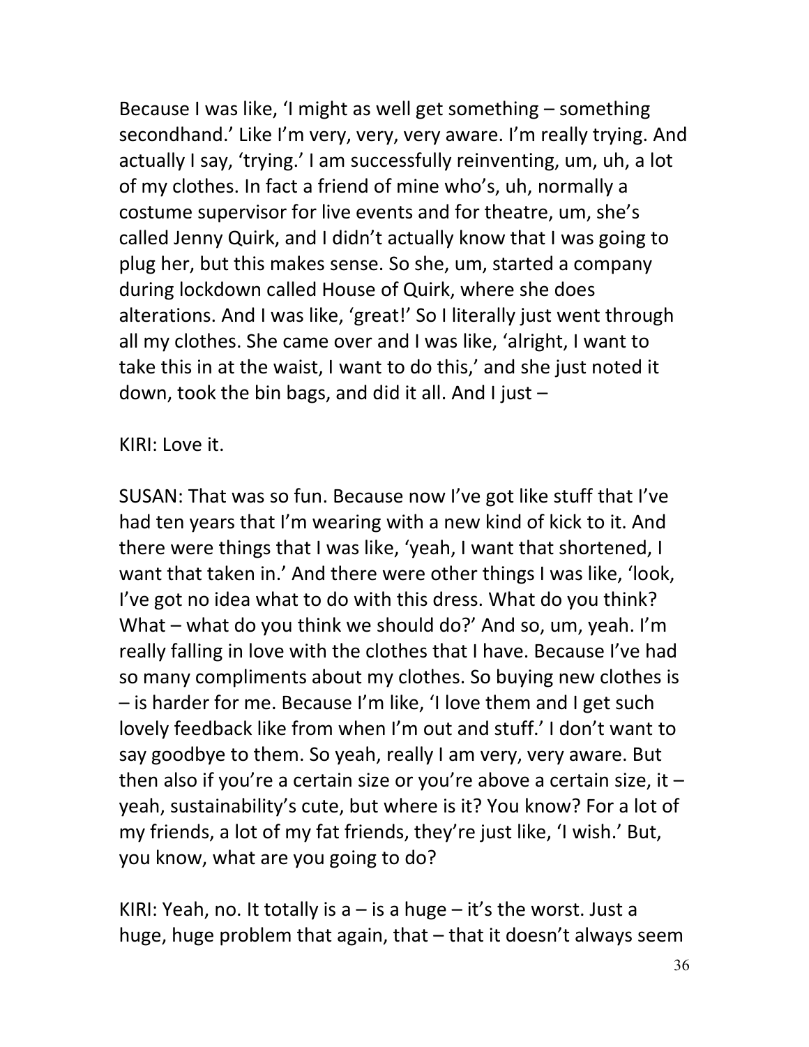Because I was like, 'I might as well get something – something secondhand.' Like I'm very, very, very aware. I'm really trying. And actually I say, 'trying.' I am successfully reinventing, um, uh, a lot of my clothes. In fact a friend of mine who's, uh, normally a costume supervisor for live events and for theatre, um, she's called Jenny Quirk, and I didn't actually know that I was going to plug her, but this makes sense. So she, um, started a company during lockdown called House of Quirk, where she does alterations. And I was like, 'great!' So I literally just went through all my clothes. She came over and I was like, 'alright, I want to take this in at the waist, I want to do this,' and she just noted it down, took the bin bags, and did it all. And I just –

KIRI: Love it.

SUSAN: That was so fun. Because now I've got like stuff that I've had ten years that I'm wearing with a new kind of kick to it. And there were things that I was like, 'yeah, I want that shortened, I want that taken in.' And there were other things I was like, 'look, I've got no idea what to do with this dress. What do you think? What – what do you think we should do?' And so, um, yeah. I'm really falling in love with the clothes that I have. Because I've had so many compliments about my clothes. So buying new clothes is – is harder for me. Because I'm like, 'I love them and I get such lovely feedback like from when I'm out and stuff.' I don't want to say goodbye to them. So yeah, really I am very, very aware. But then also if you're a certain size or you're above a certain size, it – yeah, sustainability's cute, but where is it? You know? For a lot of my friends, a lot of my fat friends, they're just like, 'I wish.' But, you know, what are you going to do?

KIRI: Yeah, no. It totally is a – is a huge – it's the worst. Just a huge, huge problem that again, that – that it doesn't always seem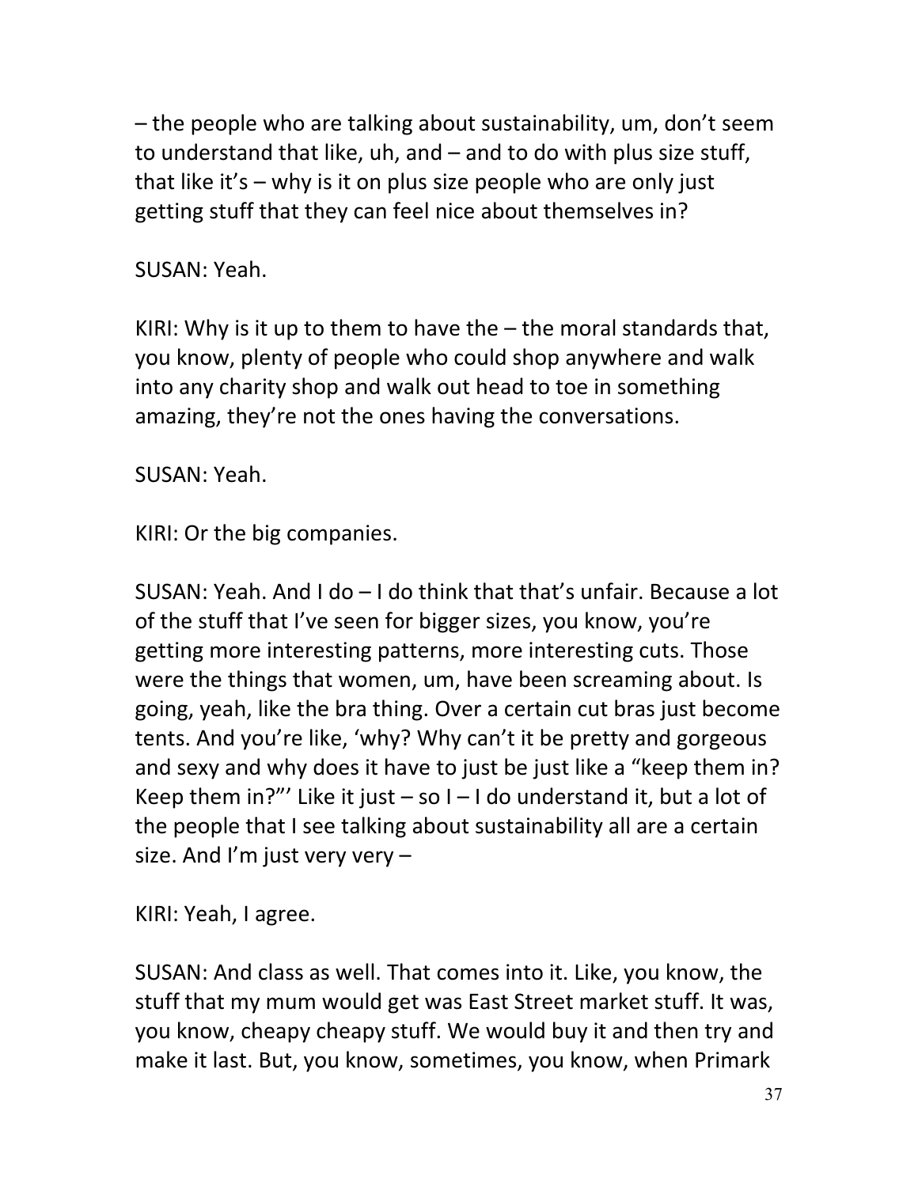– the people who are talking about sustainability, um, don't seem to understand that like, uh, and – and to do with plus size stuff, that like it's – why is it on plus size people who are only just getting stuff that they can feel nice about themselves in?

SUSAN: Yeah.

KIRI: Why is it up to them to have the – the moral standards that, you know, plenty of people who could shop anywhere and walk into any charity shop and walk out head to toe in something amazing, they're not the ones having the conversations.

SUSAN: Yeah.

KIRI: Or the big companies.

SUSAN: Yeah. And I do – I do think that that's unfair. Because a lot of the stuff that I've seen for bigger sizes, you know, you're getting more interesting patterns, more interesting cuts. Those were the things that women, um, have been screaming about. Is going, yeah, like the bra thing. Over a certain cut bras just become tents. And you're like, 'why? Why can't it be pretty and gorgeous and sexy and why does it have to just be just like a "keep them in? Keep them in?"' Like it just – so I – I do understand it, but a lot of the people that I see talking about sustainability all are a certain size. And I'm just very very –

KIRI: Yeah, I agree.

SUSAN: And class as well. That comes into it. Like, you know, the stuff that my mum would get was East Street market stuff. It was, you know, cheapy cheapy stuff. We would buy it and then try and make it last. But, you know, sometimes, you know, when Primark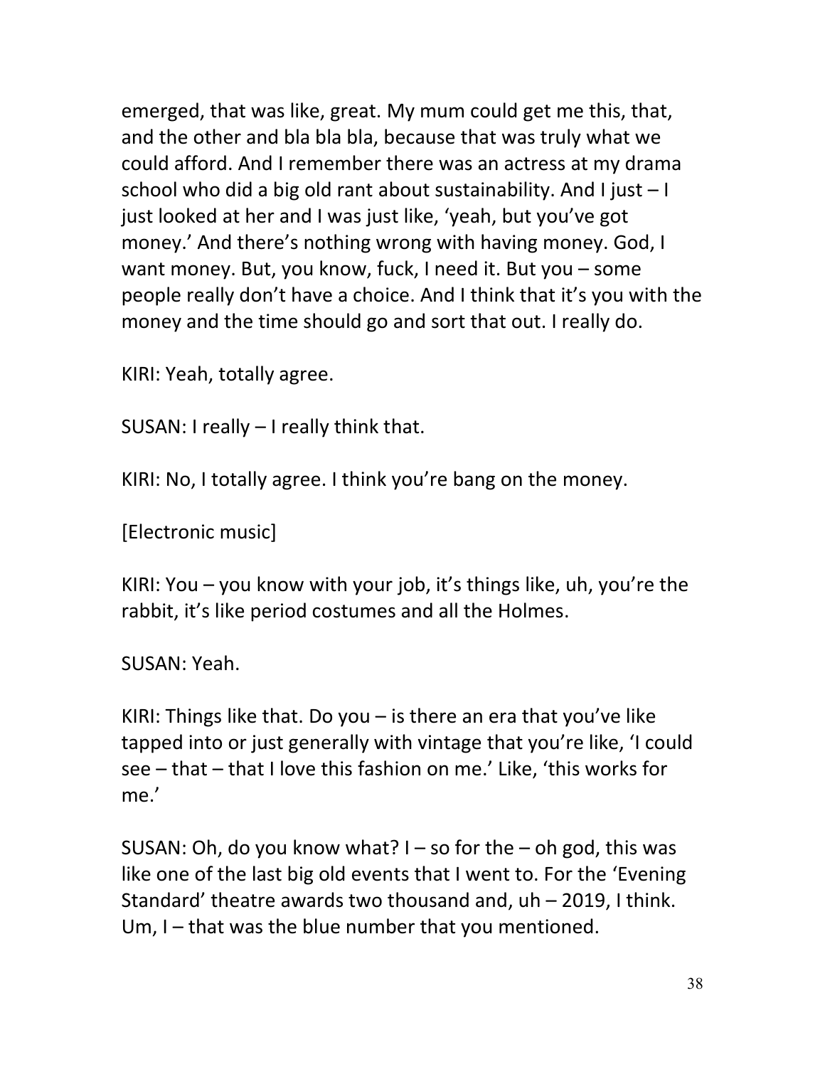emerged, that was like, great. My mum could get me this, that, and the other and bla bla bla, because that was truly what we could afford. And I remember there was an actress at my drama school who did a big old rant about sustainability. And I just – I just looked at her and I was just like, 'yeah, but you've got money.' And there's nothing wrong with having money. God, I want money. But, you know, fuck, I need it. But you – some people really don't have a choice. And I think that it's you with the money and the time should go and sort that out. I really do.

KIRI: Yeah, totally agree.

SUSAN: I really – I really think that.

KIRI: No, I totally agree. I think you're bang on the money.

[Electronic music]

KIRI: You – you know with your job, it's things like, uh, you're the rabbit, it's like period costumes and all the Holmes.

SUSAN: Yeah.

KIRI: Things like that. Do you – is there an era that you've like tapped into or just generally with vintage that you're like, 'I could see – that – that I love this fashion on me.' Like, 'this works for me.'

SUSAN: Oh, do you know what? I – so for the – oh god, this was like one of the last big old events that I went to. For the 'Evening Standard' theatre awards two thousand and, uh – 2019, I think. Um, I – that was the blue number that you mentioned.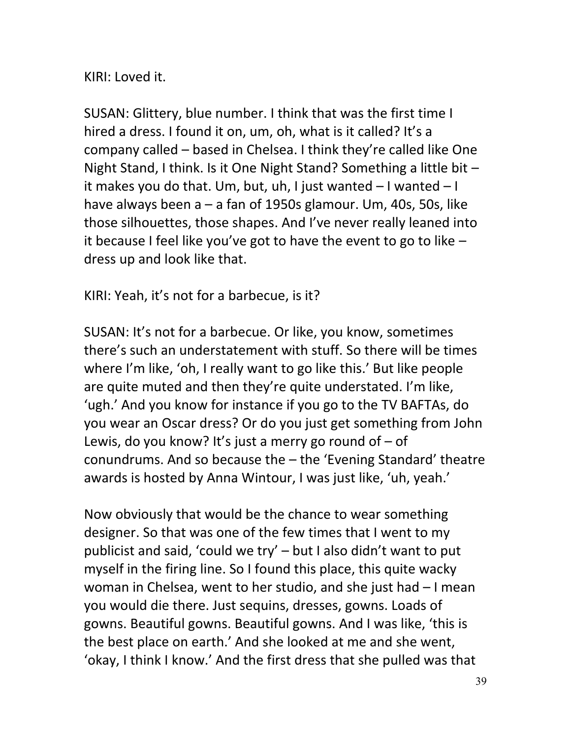KIRI: Loved it.

SUSAN: Glittery, blue number. I think that was the first time I hired a dress. I found it on, um, oh, what is it called? It's a company called – based in Chelsea. I think they're called like One Night Stand, I think. Is it One Night Stand? Something a little bit – it makes you do that. Um, but, uh, I just wanted – I wanted – I have always been a – a fan of 1950s glamour. Um, 40s, 50s, like those silhouettes, those shapes. And I've never really leaned into it because I feel like you've got to have the event to go to like – dress up and look like that.

KIRI: Yeah, it's not for a barbecue, is it?

SUSAN: It's not for a barbecue. Or like, you know, sometimes there's such an understatement with stuff. So there will be times where I'm like, 'oh, I really want to go like this.' But like people are quite muted and then they're quite understated. I'm like, 'ugh.' And you know for instance if you go to the TV BAFTAs, do you wear an Oscar dress? Or do you just get something from John Lewis, do you know? It's just a merry go round of – of conundrums. And so because the – the 'Evening Standard' theatre awards is hosted by Anna Wintour, I was just like, 'uh, yeah.'

Now obviously that would be the chance to wear something designer. So that was one of the few times that I went to my publicist and said, 'could we try' – but I also didn't want to put myself in the firing line. So I found this place, this quite wacky woman in Chelsea, went to her studio, and she just had – I mean you would die there. Just sequins, dresses, gowns. Loads of gowns. Beautiful gowns. Beautiful gowns. And I was like, 'this is the best place on earth.' And she looked at me and she went, 'okay, I think I know.' And the first dress that she pulled was that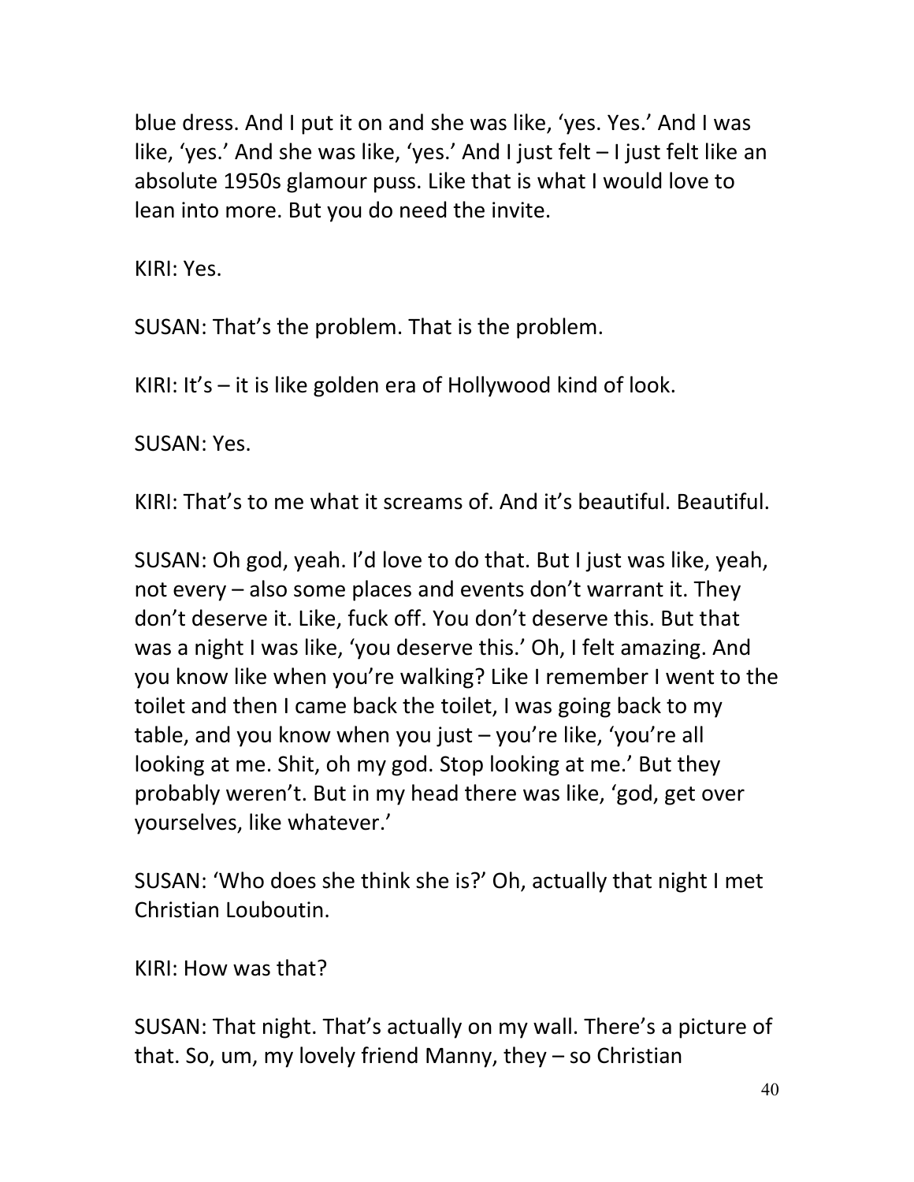blue dress. And I put it on and she was like, 'yes. Yes.' And I was like, 'yes.' And she was like, 'yes.' And I just felt – I just felt like an absolute 1950s glamour puss. Like that is what I would love to lean into more. But you do need the invite.

KIRI: Yes.

SUSAN: That's the problem. That is the problem.

KIRI: It's – it is like golden era of Hollywood kind of look.

SUSAN: Yes.

KIRI: That's to me what it screams of. And it's beautiful. Beautiful.

SUSAN: Oh god, yeah. I'd love to do that. But I just was like, yeah, not every – also some places and events don't warrant it. They don't deserve it. Like, fuck off. You don't deserve this. But that was a night I was like, 'you deserve this.' Oh, I felt amazing. And you know like when you're walking? Like I remember I went to the toilet and then I came back the toilet, I was going back to my table, and you know when you just – you're like, 'you're all looking at me. Shit, oh my god. Stop looking at me.' But they probably weren't. But in my head there was like, 'god, get over yourselves, like whatever.'

SUSAN: 'Who does she think she is?' Oh, actually that night I met Christian Louboutin.

KIRI: How was that?

SUSAN: That night. That's actually on my wall. There's a picture of that. So, um, my lovely friend Manny, they – so Christian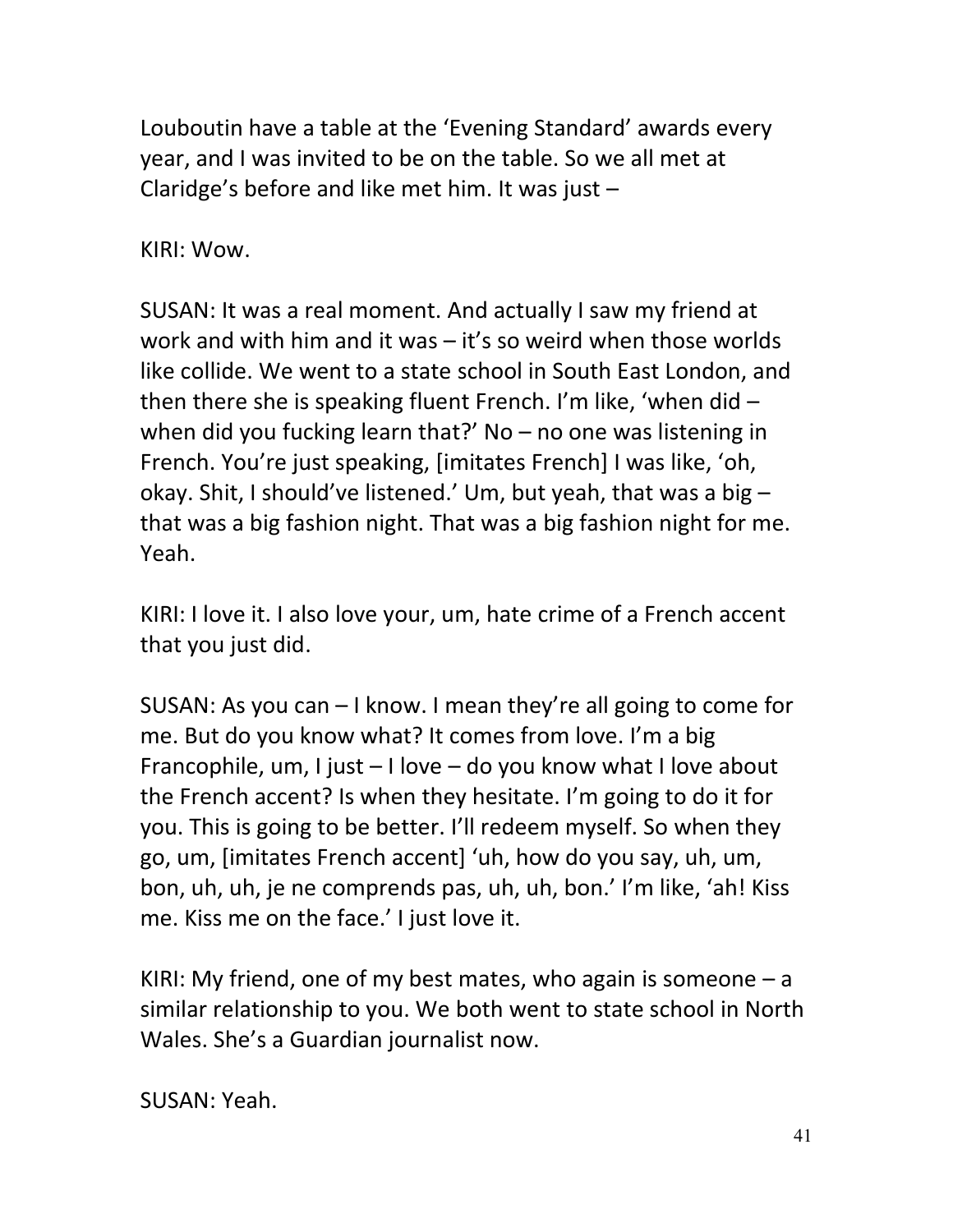Louboutin have a table at the 'Evening Standard' awards every year, and I was invited to be on the table. So we all met at Claridge's before and like met him. It was just –

KIRI: Wow.

SUSAN: It was a real moment. And actually I saw my friend at work and with him and it was – it's so weird when those worlds like collide. We went to a state school in South East London, and then there she is speaking fluent French. I'm like, 'when did – when did you fucking learn that?' No – no one was listening in French. You're just speaking, [imitates French] I was like, 'oh, okay. Shit, I should've listened.' Um, but yeah, that was a big – that was a big fashion night. That was a big fashion night for me. Yeah.

KIRI: I love it. I also love your, um, hate crime of a French accent that you just did.

SUSAN: As you can – I know. I mean they're all going to come for me. But do you know what? It comes from love. I'm a big Francophile, um, I just – I love – do you know what I love about the French accent? Is when they hesitate. I'm going to do it for you. This is going to be better. I'll redeem myself. So when they go, um, [imitates French accent] 'uh, how do you say, uh, um, bon, uh, uh, je ne comprends pas, uh, uh, bon.' I'm like, 'ah! Kiss me. Kiss me on the face.' I just love it.

KIRI: My friend, one of my best mates, who again is someone – a similar relationship to you. We both went to state school in North Wales. She's a Guardian journalist now.

SUSAN: Yeah.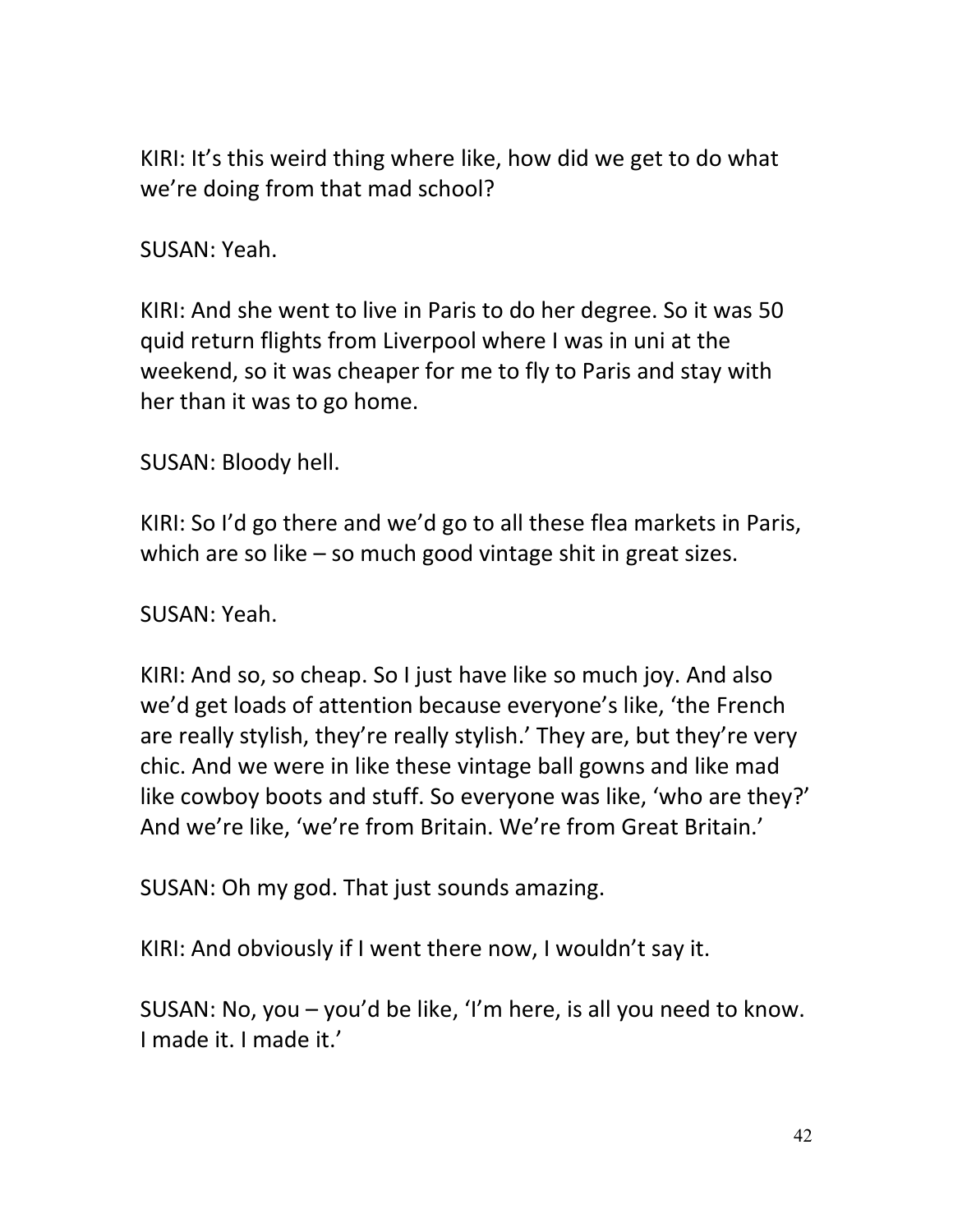KIRI: It's this weird thing where like, how did we get to do what we're doing from that mad school?

SUSAN: Yeah.

KIRI: And she went to live in Paris to do her degree. So it was 50 quid return flights from Liverpool where I was in uni at the weekend, so it was cheaper for me to fly to Paris and stay with her than it was to go home.

SUSAN: Bloody hell.

KIRI: So I'd go there and we'd go to all these flea markets in Paris, which are so like – so much good vintage shit in great sizes.

SUSAN: Yeah.

KIRI: And so, so cheap. So I just have like so much joy. And also we'd get loads of attention because everyone's like, 'the French are really stylish, they're really stylish.' They are, but they're very chic. And we were in like these vintage ball gowns and like mad like cowboy boots and stuff. So everyone was like, 'who are they?' And we're like, 'we're from Britain. We're from Great Britain.'

SUSAN: Oh my god. That just sounds amazing.

KIRI: And obviously if I went there now, I wouldn't say it.

SUSAN: No, you – you'd be like, 'I'm here, is all you need to know. I made it. I made it.'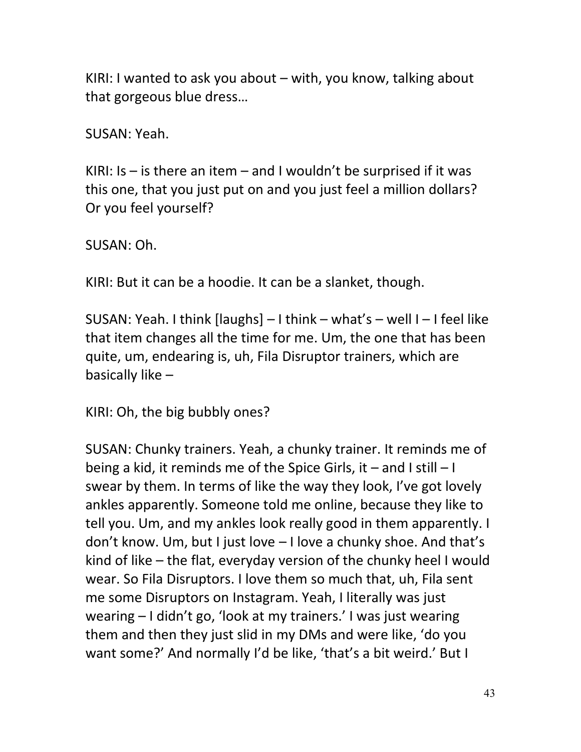KIRI: I wanted to ask you about – with, you know, talking about that gorgeous blue dress…

SUSAN: Yeah.

KIRI: Is – is there an item – and I wouldn't be surprised if it was this one, that you just put on and you just feel a million dollars? Or you feel yourself?

SUSAN: Oh.

KIRI: But it can be a hoodie. It can be a slanket, though.

SUSAN: Yeah. I think [laughs] – I think – what's – well I – I feel like that item changes all the time for me. Um, the one that has been quite, um, endearing is, uh, Fila Disruptor trainers, which are basically like –

KIRI: Oh, the big bubbly ones?

SUSAN: Chunky trainers. Yeah, a chunky trainer. It reminds me of being a kid, it reminds me of the Spice Girls, it – and I still – I swear by them. In terms of like the way they look, I've got lovely ankles apparently. Someone told me online, because they like to tell you. Um, and my ankles look really good in them apparently. I don't know. Um, but I just love – I love a chunky shoe. And that's kind of like – the flat, everyday version of the chunky heel I would wear. So Fila Disruptors. I love them so much that, uh, Fila sent me some Disruptors on Instagram. Yeah, I literally was just wearing – I didn't go, 'look at my trainers.' I was just wearing them and then they just slid in my DMs and were like, 'do you want some?' And normally I'd be like, 'that's a bit weird.' But I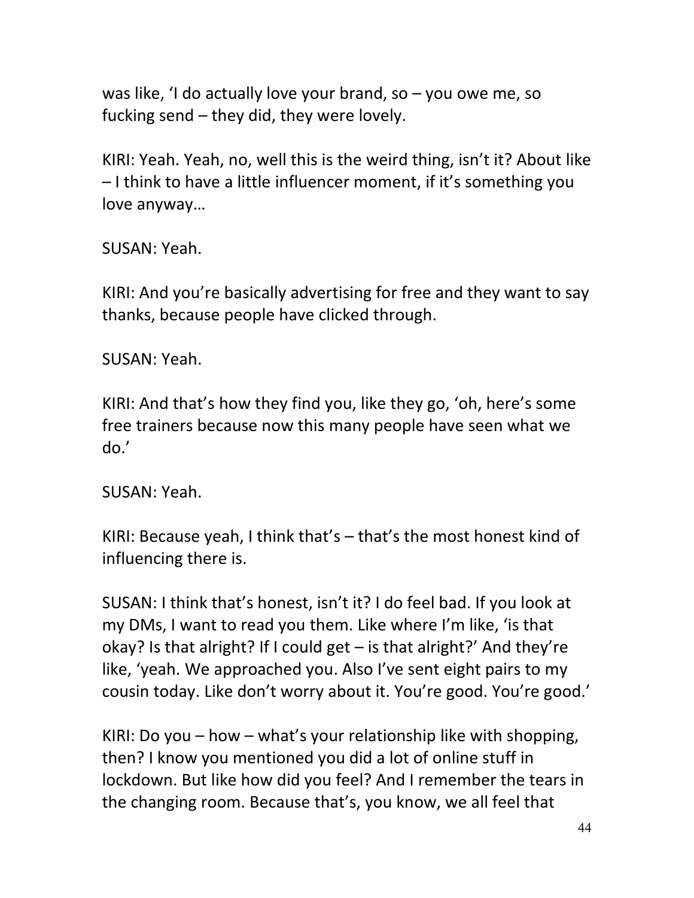was like, 'I do actually love your brand, so – you owe me, so fucking send – they did, they were lovely.

KIRI: Yeah. Yeah, no, well this is the weird thing, isn't it? About like – I think to have a little influencer moment, if it's something you love anyway…

SUSAN: Yeah.

KIRI: And you're basically advertising for free and they want to say thanks, because people have clicked through.

SUSAN: Yeah.

KIRI: And that's how they find you, like they go, 'oh, here's some free trainers because now this many people have seen what we do.'

SUSAN: Yeah.

KIRI: Because yeah, I think that's – that's the most honest kind of influencing there is.

SUSAN: I think that's honest, isn't it? I do feel bad. If you look at my DMs, I want to read you them. Like where I'm like, 'is that okay? Is that alright? If I could get – is that alright?' And they're like, 'yeah. We approached you. Also I've sent eight pairs to my cousin today. Like don't worry about it. You're good. You're good.'

KIRI: Do you – how – what's your relationship like with shopping, then? I know you mentioned you did a lot of online stuff in lockdown. But like how did you feel? And I remember the tears in the changing room. Because that's, you know, we all feel that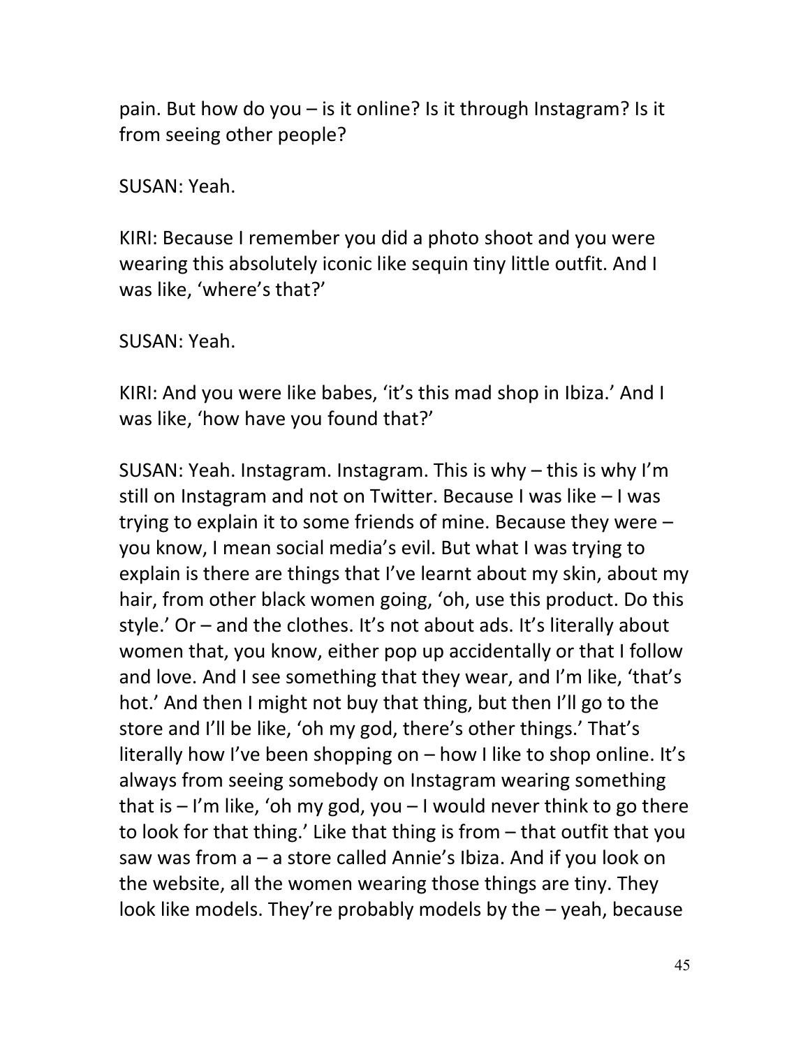pain. But how do you – is it online? Is it through Instagram? Is it from seeing other people?

SUSAN: Yeah.

KIRI: Because I remember you did a photo shoot and you were wearing this absolutely iconic like sequin tiny little outfit. And I was like, 'where's that?'

SUSAN: Yeah.

KIRI: And you were like babes, 'it's this mad shop in Ibiza.' And I was like, 'how have you found that?'

SUSAN: Yeah. Instagram. Instagram. This is why – this is why I'm still on Instagram and not on Twitter. Because I was like – I was trying to explain it to some friends of mine. Because they were – you know, I mean social media's evil. But what I was trying to explain is there are things that I've learnt about my skin, about my hair, from other black women going, 'oh, use this product. Do this style.' Or – and the clothes. It's not about ads. It's literally about women that, you know, either pop up accidentally or that I follow and love. And I see something that they wear, and I'm like, 'that's hot.' And then I might not buy that thing, but then I'll go to the store and I'll be like, 'oh my god, there's other things.' That's literally how I've been shopping on – how I like to shop online. It's always from seeing somebody on Instagram wearing something that is – I'm like, 'oh my god, you – I would never think to go there to look for that thing.' Like that thing is from – that outfit that you saw was from a – a store called Annie's Ibiza. And if you look on the website, all the women wearing those things are tiny. They look like models. They're probably models by the – yeah, because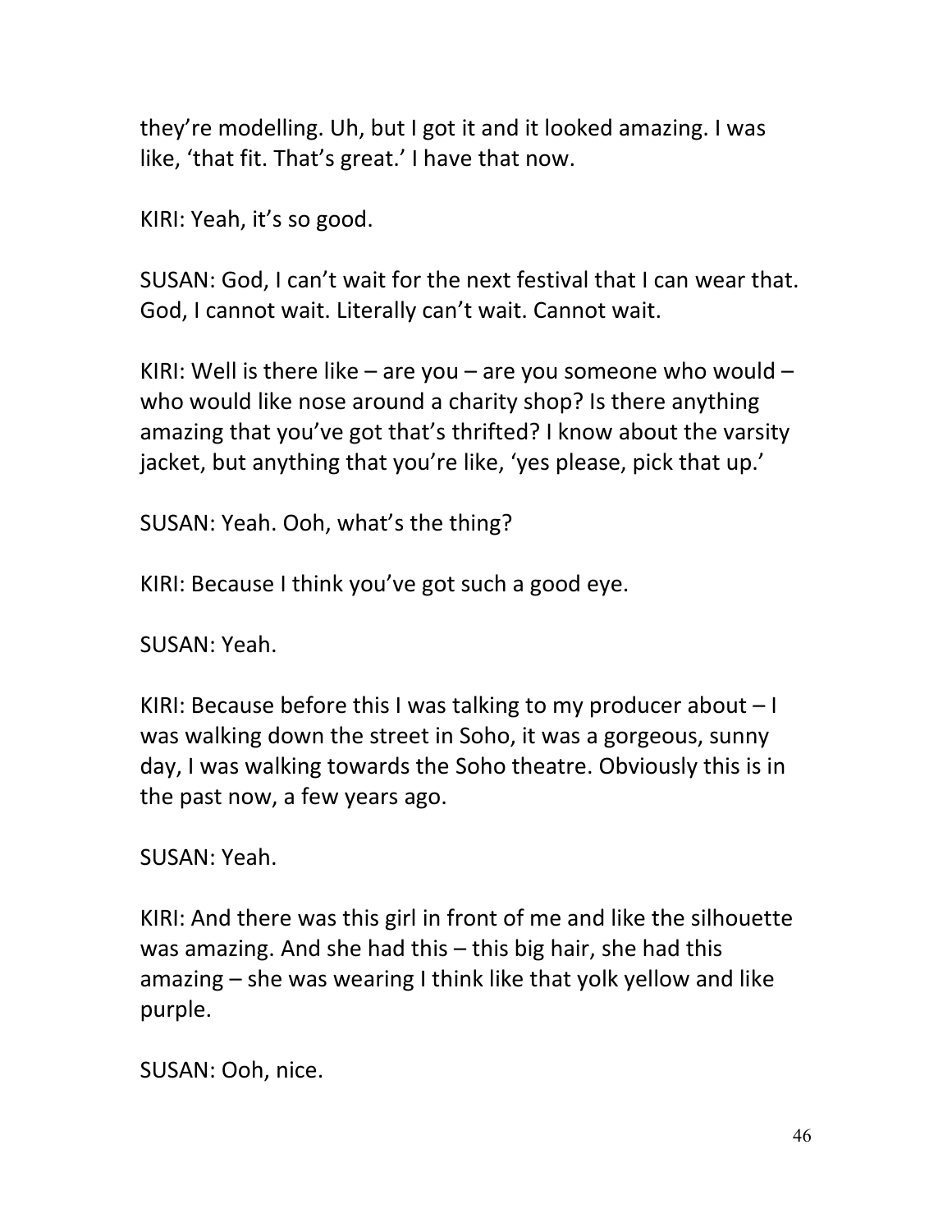they're modelling. Uh, but I got it and it looked amazing. I was like, 'that fit. That's great.' I have that now.

KIRI: Yeah, it's so good.

SUSAN: God, I can't wait for the next festival that I can wear that. God, I cannot wait. Literally can't wait. Cannot wait.

KIRI: Well is there like – are you – are you someone who would – who would like nose around a charity shop? Is there anything amazing that you've got that's thrifted? I know about the varsity jacket, but anything that you're like, 'yes please, pick that up.'

SUSAN: Yeah. Ooh, what's the thing?

KIRI: Because I think you've got such a good eye.

SUSAN: Yeah.

KIRI: Because before this I was talking to my producer about – I was walking down the street in Soho, it was a gorgeous, sunny day, I was walking towards the Soho theatre. Obviously this is in the past now, a few years ago.

SUSAN: Yeah.

KIRI: And there was this girl in front of me and like the silhouette was amazing. And she had this – this big hair, she had this amazing – she was wearing I think like that yolk yellow and like purple.

SUSAN: Ooh, nice.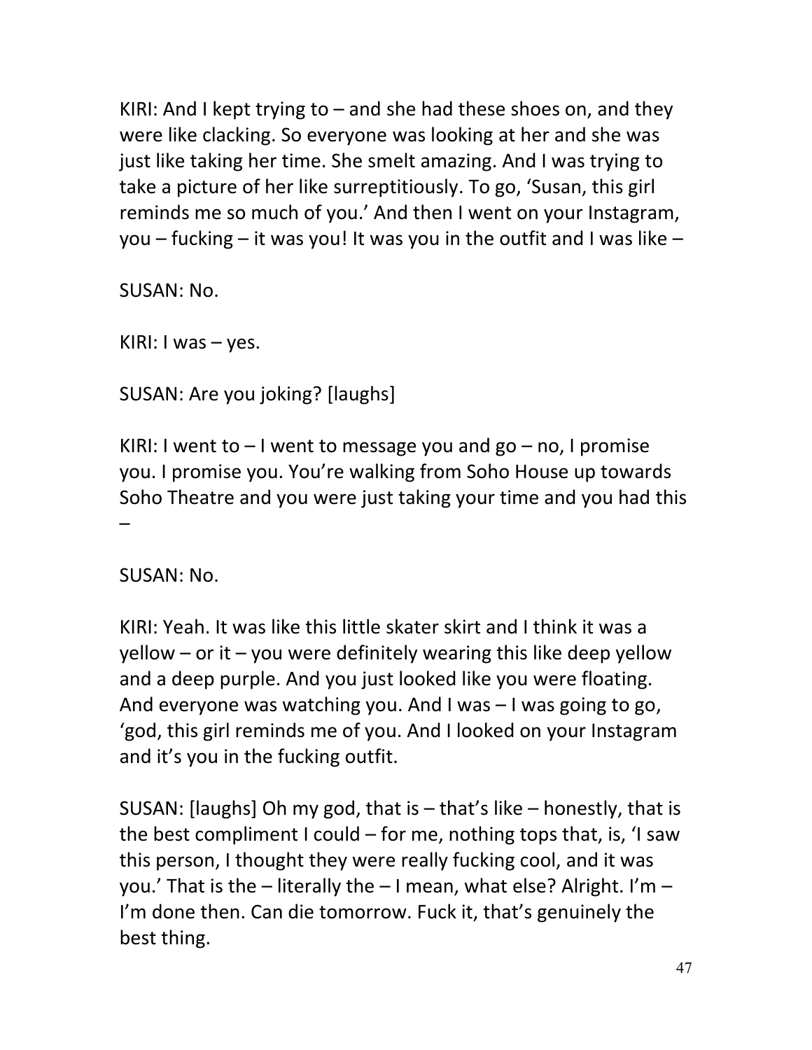KIRI: And I kept trying to – and she had these shoes on, and they were like clacking. So everyone was looking at her and she was just like taking her time. She smelt amazing. And I was trying to take a picture of her like surreptitiously. To go, 'Susan, this girl reminds me so much of you.' And then I went on your Instagram, you – fucking – it was you! It was you in the outfit and I was like –

SUSAN: No.

KIRI: I was – yes.

SUSAN: Are you joking? [laughs]

KIRI: I went to – I went to message you and go – no, I promise you. I promise you. You're walking from Soho House up towards Soho Theatre and you were just taking your time and you had this –

SUSAN: No.

KIRI: Yeah. It was like this little skater skirt and I think it was a yellow – or it – you were definitely wearing this like deep yellow and a deep purple. And you just looked like you were floating. And everyone was watching you. And I was – I was going to go, 'god, this girl reminds me of you. And I looked on your Instagram and it's you in the fucking outfit.

SUSAN: [laughs] Oh my god, that is – that's like – honestly, that is the best compliment I could – for me, nothing tops that, is, 'I saw this person, I thought they were really fucking cool, and it was you.' That is the – literally the – I mean, what else? Alright. I'm – I'm done then. Can die tomorrow. Fuck it, that's genuinely the best thing.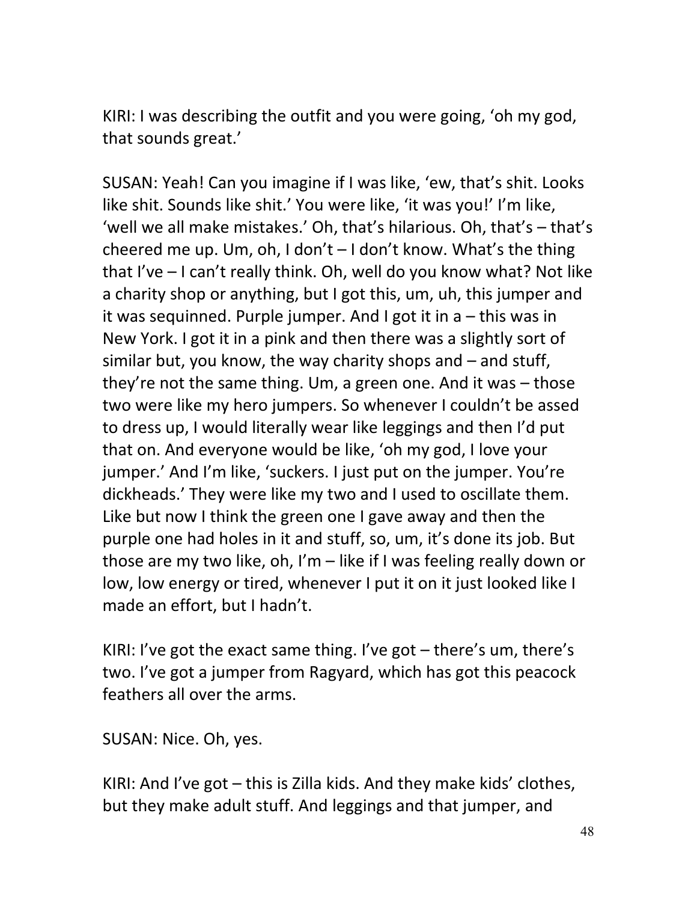KIRI: I was describing the outfit and you were going, 'oh my god, that sounds great.'

SUSAN: Yeah! Can you imagine if I was like, 'ew, that's shit. Looks like shit. Sounds like shit.' You were like, 'it was you!' I'm like, 'well we all make mistakes.' Oh, that's hilarious. Oh, that's – that's cheered me up. Um, oh, I don't – I don't know. What's the thing that I've – I can't really think. Oh, well do you know what? Not like a charity shop or anything, but I got this, um, uh, this jumper and it was sequinned. Purple jumper. And I got it in a – this was in New York. I got it in a pink and then there was a slightly sort of similar but, you know, the way charity shops and – and stuff, they're not the same thing. Um, a green one. And it was – those two were like my hero jumpers. So whenever I couldn't be assed to dress up, I would literally wear like leggings and then I'd put that on. And everyone would be like, 'oh my god, I love your jumper.' And I'm like, 'suckers. I just put on the jumper. You're dickheads.' They were like my two and I used to oscillate them. Like but now I think the green one I gave away and then the purple one had holes in it and stuff, so, um, it's done its job. But those are my two like, oh, I'm – like if I was feeling really down or low, low energy or tired, whenever I put it on it just looked like I made an effort, but I hadn't.

KIRI: I've got the exact same thing. I've got – there's um, there's two. I've got a jumper from Ragyard, which has got this peacock feathers all over the arms.

SUSAN: Nice. Oh, yes.

KIRI: And I've got – this is Zilla kids. And they make kids' clothes, but they make adult stuff. And leggings and that jumper, and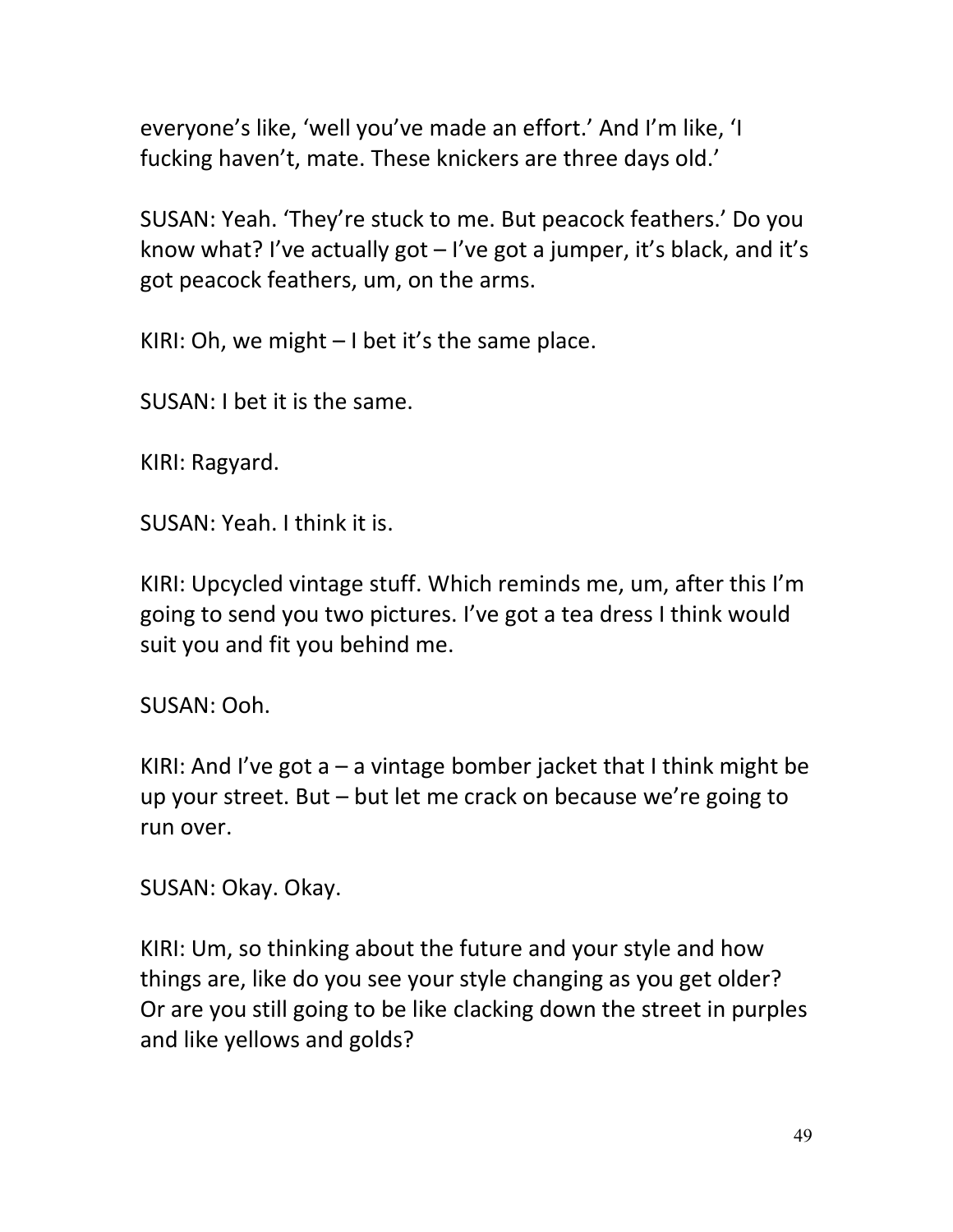everyone's like, 'well you've made an effort.' And I'm like, 'I fucking haven't, mate. These knickers are three days old.'

SUSAN: Yeah. 'They're stuck to me. But peacock feathers.' Do you know what? I've actually got – I've got a jumper, it's black, and it's got peacock feathers, um, on the arms.

KIRI: Oh, we might – I bet it's the same place.

SUSAN: I bet it is the same.

KIRI: Ragyard.

SUSAN: Yeah. I think it is.

KIRI: Upcycled vintage stuff. Which reminds me, um, after this I'm going to send you two pictures. I've got a tea dress I think would suit you and fit you behind me.

SUSAN: Ooh.

KIRI: And I've got a – a vintage bomber jacket that I think might be up your street. But – but let me crack on because we're going to run over.

SUSAN: Okay. Okay.

KIRI: Um, so thinking about the future and your style and how things are, like do you see your style changing as you get older? Or are you still going to be like clacking down the street in purples and like yellows and golds?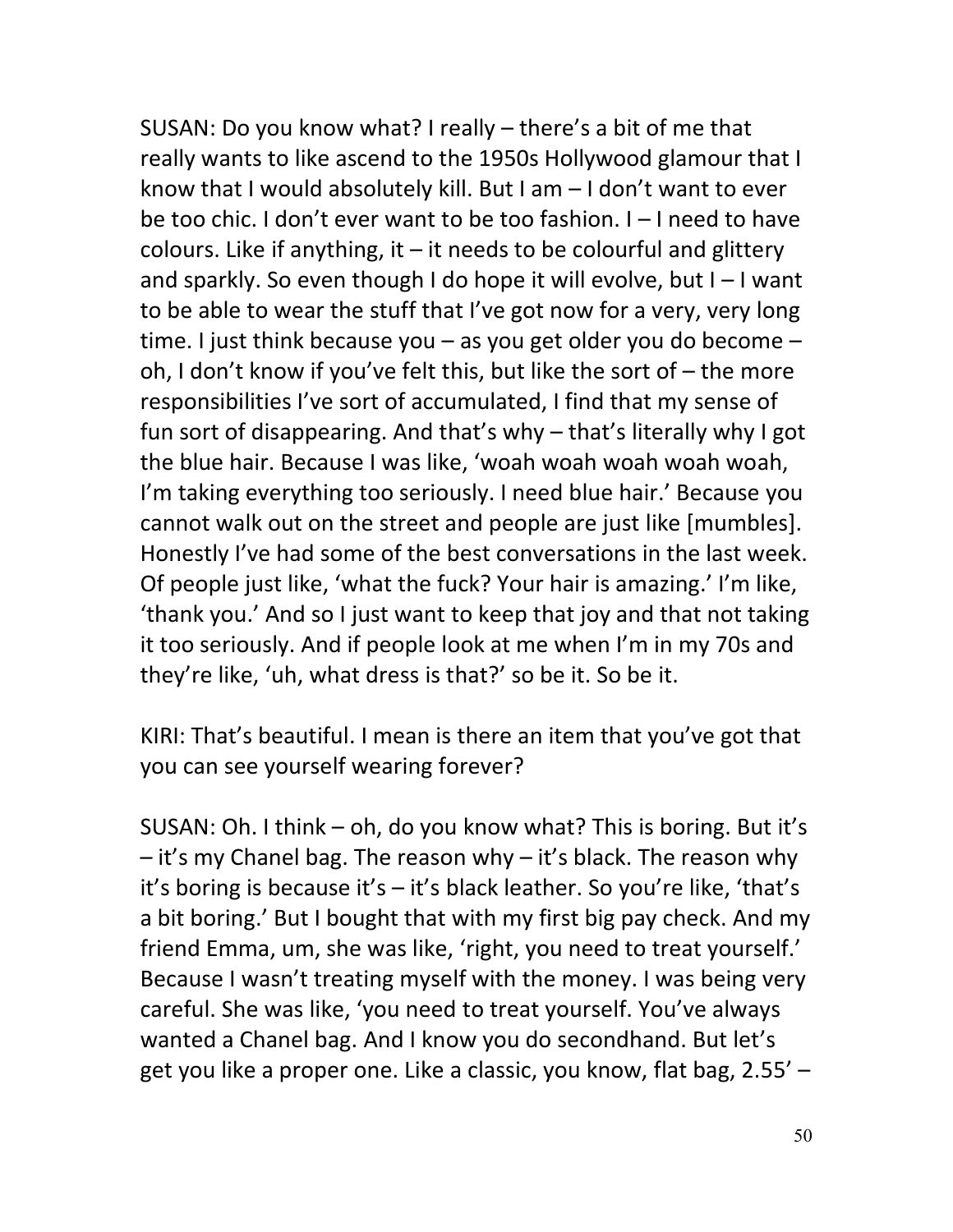SUSAN: Do you know what? I really – there's a bit of me that really wants to like ascend to the 1950s Hollywood glamour that I know that I would absolutely kill. But I am – I don't want to ever be too chic. I don't ever want to be too fashion. I – I need to have colours. Like if anything, it – it needs to be colourful and glittery and sparkly. So even though I do hope it will evolve, but I – I want to be able to wear the stuff that I've got now for a very, very long time. I just think because you – as you get older you do become – oh, I don't know if you've felt this, but like the sort of – the more responsibilities I've sort of accumulated, I find that my sense of fun sort of disappearing. And that's why – that's literally why I got the blue hair. Because I was like, 'woah woah woah woah woah, I'm taking everything too seriously. I need blue hair.' Because you cannot walk out on the street and people are just like [mumbles]. Honestly I've had some of the best conversations in the last week. Of people just like, 'what the fuck? Your hair is amazing.' I'm like, 'thank you.' And so I just want to keep that joy and that not taking it too seriously. And if people look at me when I'm in my 70s and they're like, 'uh, what dress is that?' so be it. So be it.

KIRI: That's beautiful. I mean is there an item that you've got that you can see yourself wearing forever?

SUSAN: Oh. I think – oh, do you know what? This is boring. But it's – it's my Chanel bag. The reason why – it's black. The reason why it's boring is because it's – it's black leather. So you're like, 'that's a bit boring.' But I bought that with my first big pay check. And my friend Emma, um, she was like, 'right, you need to treat yourself.' Because I wasn't treating myself with the money. I was being very careful. She was like, 'you need to treat yourself. You've always wanted a Chanel bag. And I know you do secondhand. But let's get you like a proper one. Like a classic, you know, flat bag, 2.55' –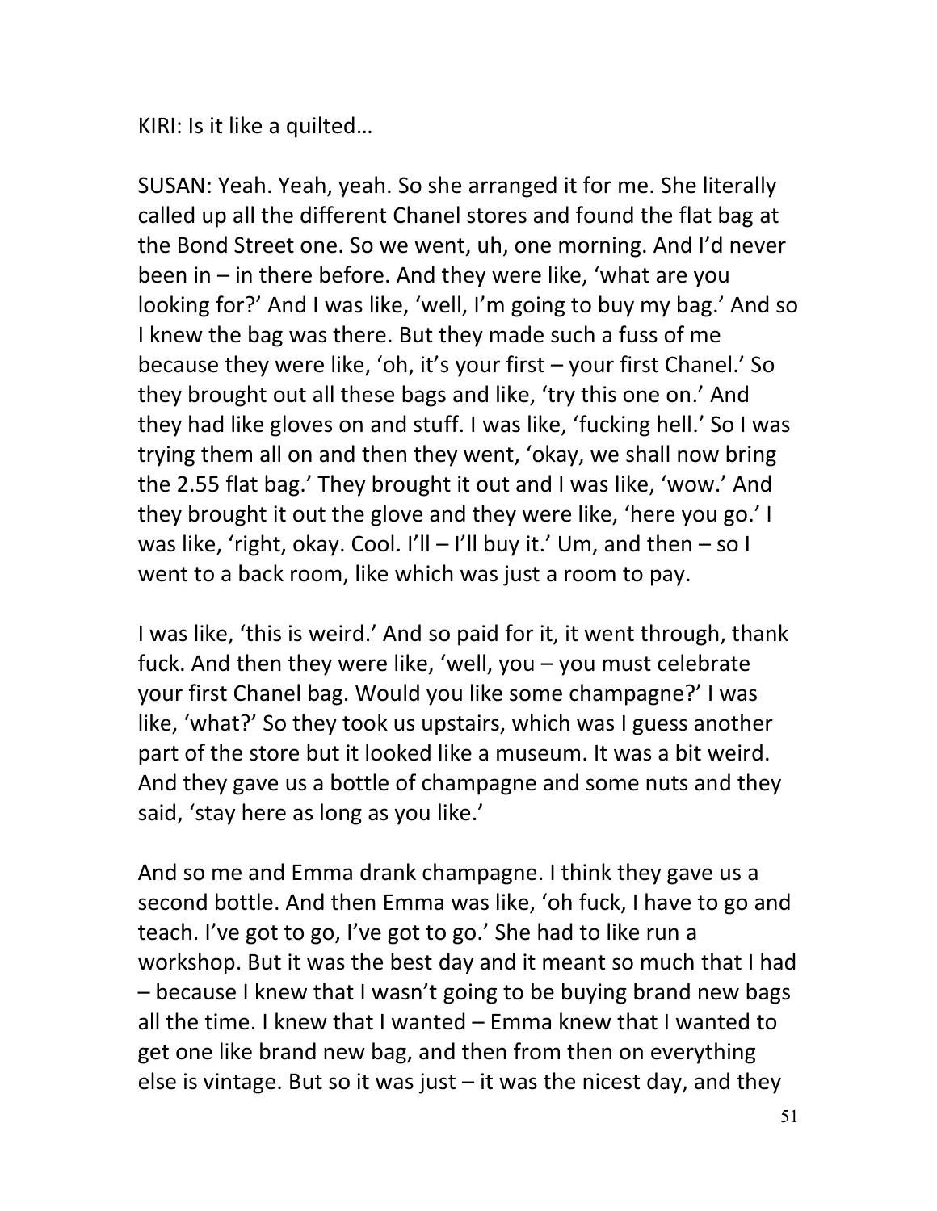KIRI: Is it like a quilted…

SUSAN: Yeah. Yeah, yeah. So she arranged it for me. She literally called up all the different Chanel stores and found the flat bag at the Bond Street one. So we went, uh, one morning. And I'd never been in – in there before. And they were like, 'what are you looking for?' And I was like, 'well, I'm going to buy my bag.' And so I knew the bag was there. But they made such a fuss of me because they were like, 'oh, it's your first – your first Chanel.' So they brought out all these bags and like, 'try this one on.' And they had like gloves on and stuff. I was like, 'fucking hell.' So I was trying them all on and then they went, 'okay, we shall now bring the 2.55 flat bag.' They brought it out and I was like, 'wow.' And they brought it out the glove and they were like, 'here you go.' I was like, 'right, okay. Cool. I'll – I'll buy it.' Um, and then – so I went to a back room, like which was just a room to pay.

I was like, 'this is weird.' And so paid for it, it went through, thank fuck. And then they were like, 'well, you – you must celebrate your first Chanel bag. Would you like some champagne?' I was like, 'what?' So they took us upstairs, which was I guess another part of the store but it looked like a museum. It was a bit weird. And they gave us a bottle of champagne and some nuts and they said, 'stay here as long as you like.'

And so me and Emma drank champagne. I think they gave us a second bottle. And then Emma was like, 'oh fuck, I have to go and teach. I've got to go, I've got to go.' She had to like run a workshop. But it was the best day and it meant so much that I had – because I knew that I wasn't going to be buying brand new bags all the time. I knew that I wanted – Emma knew that I wanted to get one like brand new bag, and then from then on everything else is vintage. But so it was just – it was the nicest day, and they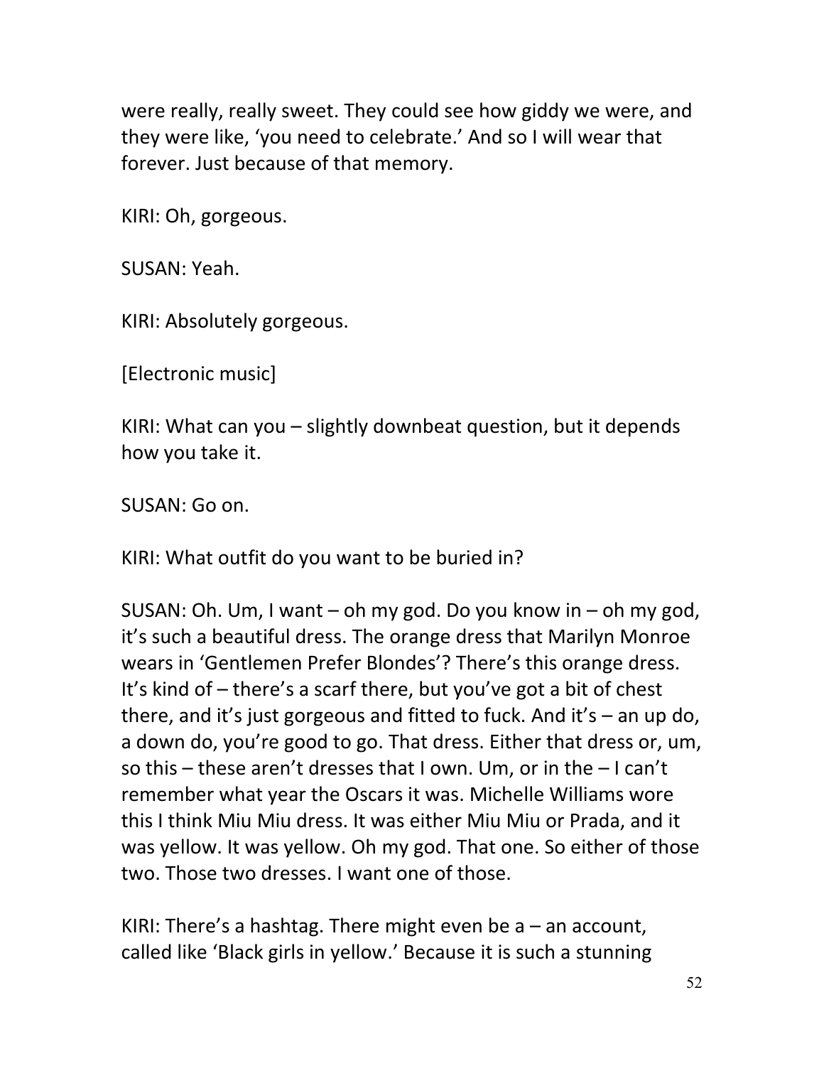were really, really sweet. They could see how giddy we were, and they were like, 'you need to celebrate.' And so I will wear that forever. Just because of that memory.

KIRI: Oh, gorgeous.

SUSAN: Yeah.

KIRI: Absolutely gorgeous.

[Electronic music]

KIRI: What can you – slightly downbeat question, but it depends how you take it.

SUSAN: Go on.

KIRI: What outfit do you want to be buried in?

SUSAN: Oh. Um, I want – oh my god. Do you know in – oh my god, it's such a beautiful dress. The orange dress that Marilyn Monroe wears in 'Gentlemen Prefer Blondes'? There's this orange dress. It's kind of – there's a scarf there, but you've got a bit of chest there, and it's just gorgeous and fitted to fuck. And it's – an up do, a down do, you're good to go. That dress. Either that dress or, um, so this – these aren't dresses that I own. Um, or in the – I can't remember what year the Oscars it was. Michelle Williams wore this I think Miu Miu dress. It was either Miu Miu or Prada, and it was yellow. It was yellow. Oh my god. That one. So either of those two. Those two dresses. I want one of those.

KIRI: There's a hashtag. There might even be a – an account, called like 'Black girls in yellow.' Because it is such a stunning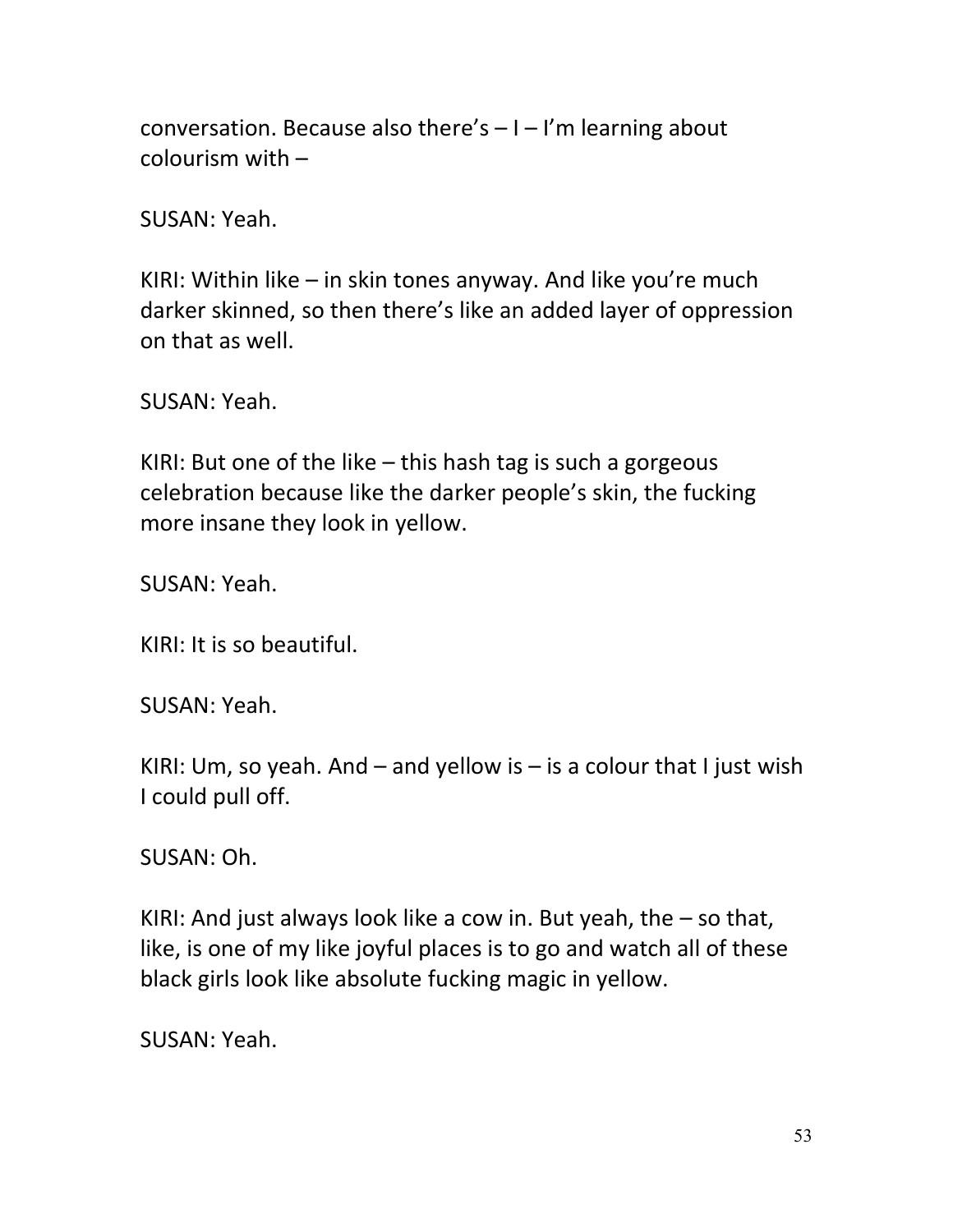conversation. Because also there's – I – I'm learning about colourism with –

SUSAN: Yeah.

KIRI: Within like – in skin tones anyway. And like you're much darker skinned, so then there's like an added layer of oppression on that as well.

SUSAN: Yeah.

KIRI: But one of the like – this hash tag is such a gorgeous celebration because like the darker people's skin, the fucking more insane they look in yellow.

SUSAN: Yeah.

KIRI: It is so beautiful.

SUSAN: Yeah.

KIRI: Um, so yeah. And – and yellow is – is a colour that I just wish I could pull off.

SUSAN: Oh.

KIRI: And just always look like a cow in. But yeah, the – so that, like, is one of my like joyful places is to go and watch all of these black girls look like absolute fucking magic in yellow.

SUSAN: Yeah.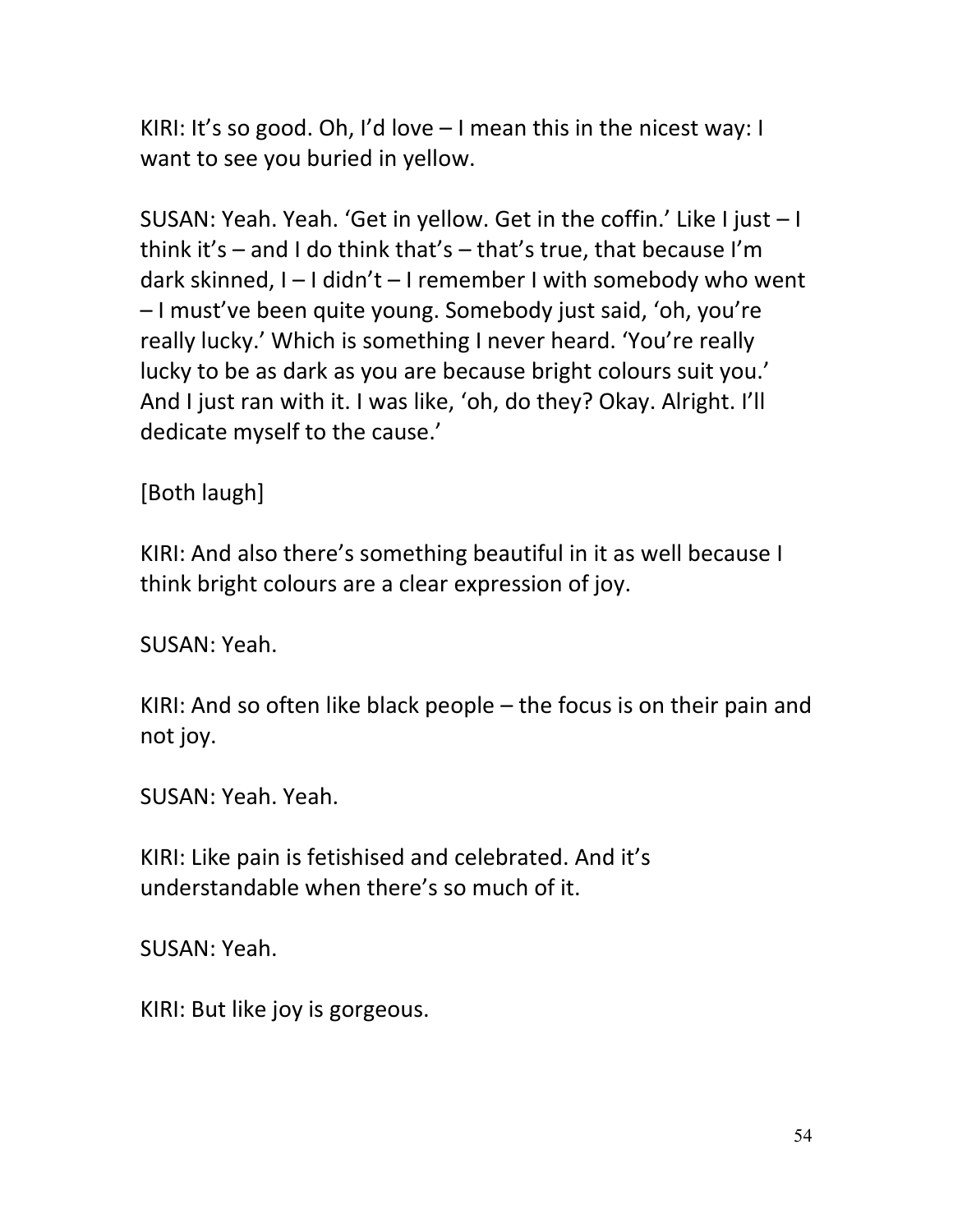KIRI: It's so good. Oh, I'd love – I mean this in the nicest way: I want to see you buried in yellow.

SUSAN: Yeah. Yeah. 'Get in yellow. Get in the coffin.' Like I just – I think it's – and I do think that's – that's true, that because I'm dark skinned, I – I didn't – I remember I with somebody who went – I must've been quite young. Somebody just said, 'oh, you're really lucky.' Which is something I never heard. 'You're really lucky to be as dark as you are because bright colours suit you.' And I just ran with it. I was like, 'oh, do they? Okay. Alright. I'll dedicate myself to the cause.'

[Both laugh]

KIRI: And also there's something beautiful in it as well because I think bright colours are a clear expression of joy.

SUSAN: Yeah.

KIRI: And so often like black people – the focus is on their pain and not joy.

SUSAN: Yeah. Yeah.

KIRI: Like pain is fetishised and celebrated. And it's understandable when there's so much of it.

SUSAN: Yeah.

KIRI: But like joy is gorgeous.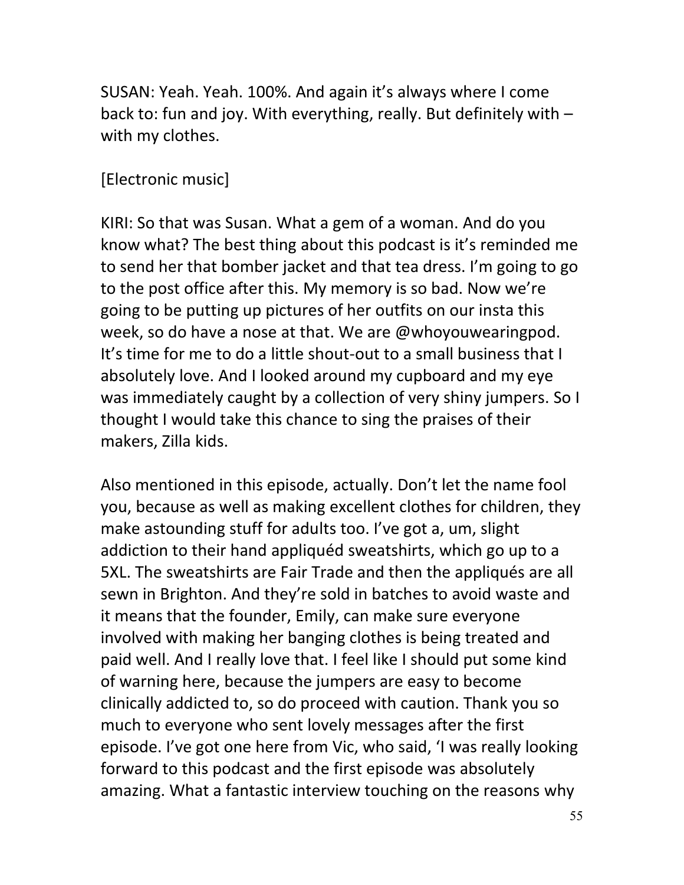SUSAN: Yeah. Yeah. 100%. And again it's always where I come back to: fun and joy. With everything, really. But definitely with – with my clothes.

[Electronic music]

KIRI: So that was Susan. What a gem of a woman. And do you know what? The best thing about this podcast is it's reminded me to send her that bomber jacket and that tea dress. I'm going to go to the post office after this. My memory is so bad. Now we're going to be putting up pictures of her outfits on our insta this week, so do have a nose at that. We are @whoyouwearingpod. It's time for me to do a little shout-out to a small business that I absolutely love. And I looked around my cupboard and my eye was immediately caught by a collection of very shiny jumpers. So I thought I would take this chance to sing the praises of their makers, Zilla kids.

Also mentioned in this episode, actually. Don't let the name fool you, because as well as making excellent clothes for children, they make astounding stuff for adults too. I've got a, um, slight addiction to their hand appliquéd sweatshirts, which go up to a 5XL. The sweatshirts are Fair Trade and then the appliqués are all sewn in Brighton. And they're sold in batches to avoid waste and it means that the founder, Emily, can make sure everyone involved with making her banging clothes is being treated and paid well. And I really love that. I feel like I should put some kind of warning here, because the jumpers are easy to become clinically addicted to, so do proceed with caution. Thank you so much to everyone who sent lovely messages after the first episode. I've got one here from Vic, who said, 'I was really looking forward to this podcast and the first episode was absolutely amazing. What a fantastic interview touching on the reasons why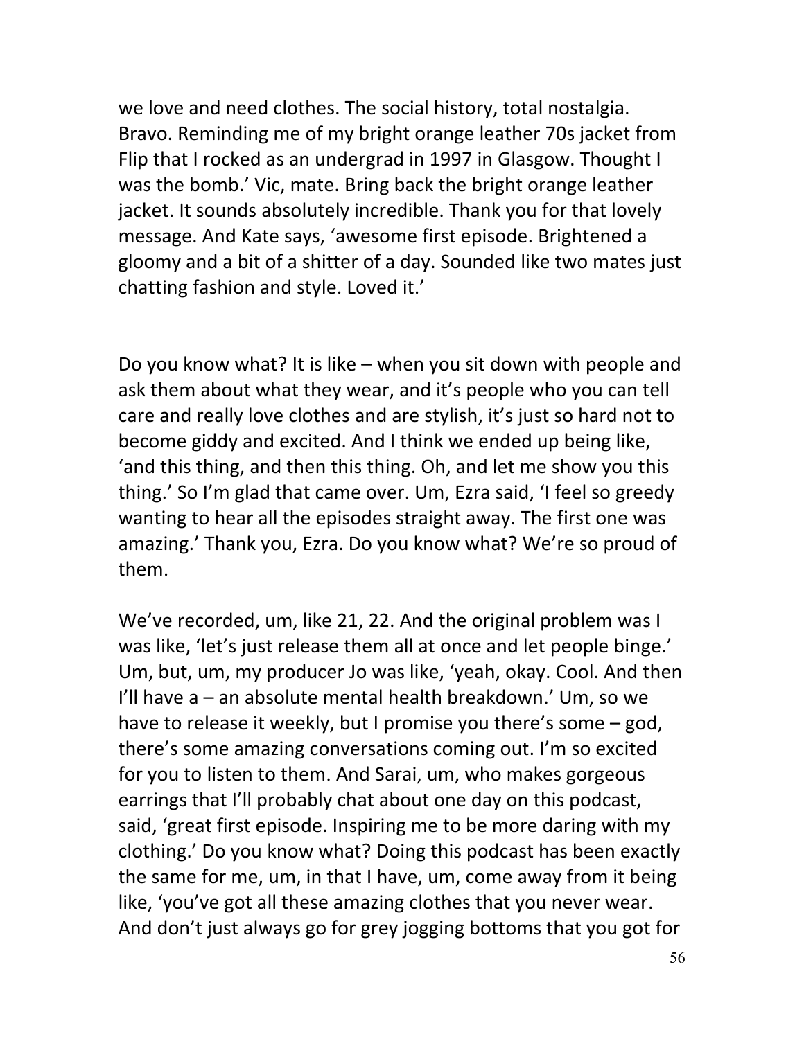we love and need clothes. The social history, total nostalgia. Bravo. Reminding me of my bright orange leather 70s jacket from Flip that I rocked as an undergrad in 1997 in Glasgow. Thought I was the bomb.' Vic, mate. Bring back the bright orange leather jacket. It sounds absolutely incredible. Thank you for that lovely message. And Kate says, 'awesome first episode. Brightened a gloomy and a bit of a shitter of a day. Sounded like two mates just chatting fashion and style. Loved it.'

Do you know what? It is like – when you sit down with people and ask them about what they wear, and it's people who you can tell care and really love clothes and are stylish, it's just so hard not to become giddy and excited. And I think we ended up being like, 'and this thing, and then this thing. Oh, and let me show you this thing.' So I'm glad that came over. Um, Ezra said, 'I feel so greedy wanting to hear all the episodes straight away. The first one was amazing.' Thank you, Ezra. Do you know what? We're so proud of them.

We've recorded, um, like 21, 22. And the original problem was I was like, 'let's just release them all at once and let people binge.' Um, but, um, my producer Jo was like, 'yeah, okay. Cool. And then I'll have a – an absolute mental health breakdown.' Um, so we have to release it weekly, but I promise you there's some – god, there's some amazing conversations coming out. I'm so excited for you to listen to them. And Sarai, um, who makes gorgeous earrings that I'll probably chat about one day on this podcast, said, 'great first episode. Inspiring me to be more daring with my clothing.' Do you know what? Doing this podcast has been exactly the same for me, um, in that I have, um, come away from it being like, 'you've got all these amazing clothes that you never wear. And don't just always go for grey jogging bottoms that you got for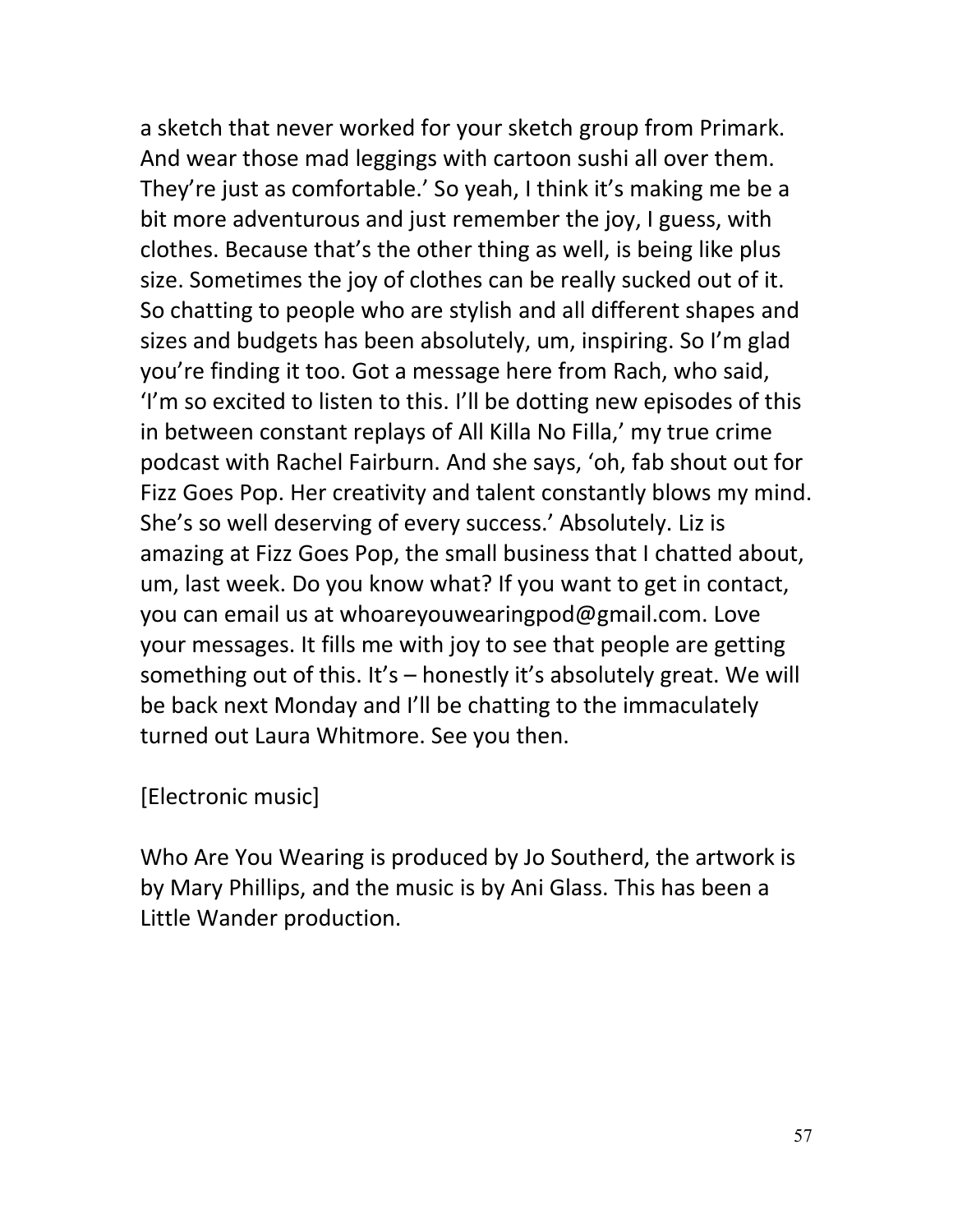a sketch that never worked for your sketch group from Primark. And wear those mad leggings with cartoon sushi all over them. They're just as comfortable.' So yeah, I think it's making me be a bit more adventurous and just remember the joy, I guess, with clothes. Because that's the other thing as well, is being like plus size. Sometimes the joy of clothes can be really sucked out of it. So chatting to people who are stylish and all different shapes and sizes and budgets has been absolutely, um, inspiring. So I'm glad you're finding it too. Got a message here from Rach, who said, 'I'm so excited to listen to this. I'll be dotting new episodes of this in between constant replays of All Killa No Filla,' my true crime podcast with Rachel Fairburn. And she says, 'oh, fab shout out for Fizz Goes Pop. Her creativity and talent constantly blows my mind. She's so well deserving of every success.' Absolutely. Liz is amazing at Fizz Goes Pop, the small business that I chatted about, um, last week. Do you know what? If you want to get in contact, you can email us at whoareyouwearingpod@gmail.com. Love your messages. It fills me with joy to see that people are getting something out of this. It's – honestly it's absolutely great. We will be back next Monday and I'll be chatting to the immaculately turned out Laura Whitmore. See you then.

[Electronic music]

Who Are You Wearing is produced by Jo Southerd, the artwork is by Mary Phillips, and the music is by Ani Glass. This has been a Little Wander production.